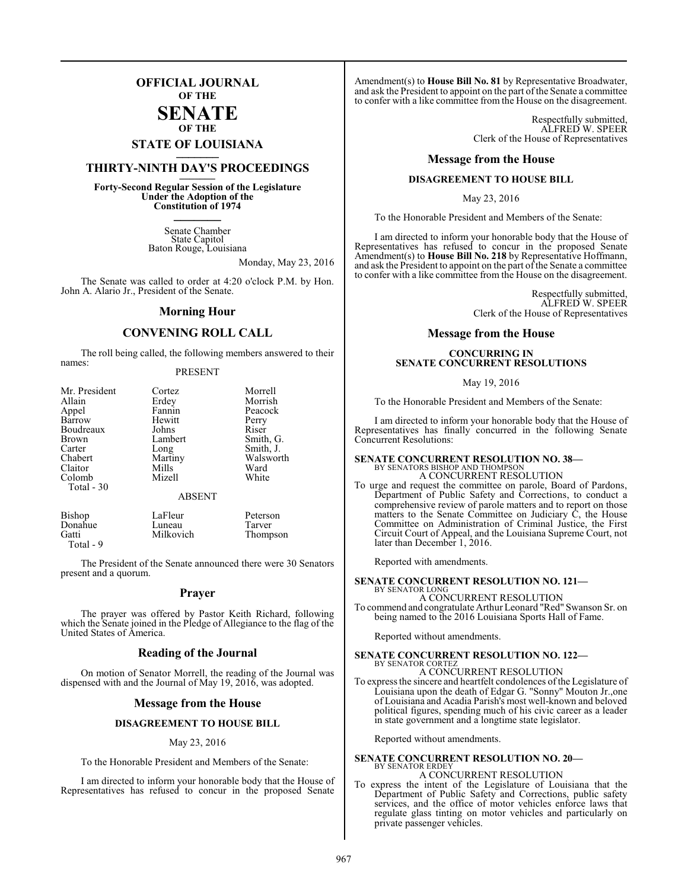# OFFICIAL JOURNAL OF THE SENATE OF THE STATE OF LOUISIANA

## THIRTY-NINTH DAY'S PROCEEDINGS

**Forty-Second Regular Session of the Legislature Under the Adoption of the Constitution of 1974**

Senate Chamber
State Capitol
Baton Rouge, Louisiana

Monday, May 23, 2016

The Senate was called to order at 4:20 o'clock P.M. by Hon. John A. Alario Jr., President of the Senate.

## Morning Hour

## CONVENING ROLL CALL

The roll being called, the following members answered to their names:

PRESENT

| | | |
|---|---|---|
| Mr. President | Cortez | Morrell |
| Allain | Erdey | Morrish |
| Appel | Fannin | Peacock |
| Barrow | Hewitt | Perry |
| Boudreaux | Johns | Riser |
| Brown | Lambert | Smith, G. |
| Carter | Long | Smith, J. |
| Chabert | Martiny | Walsworth |
| Claitor | Mills | Ward |
| Colomb | Mizell | White |

Total - 30

ABSENT

| | | |
|---|---|---|
| Bishop | LaFleur | Peterson |
| Donahue | Luneau | Tarver |
| Gatti | Milkovich | Thompson |

Total - 9

The President of the Senate announced there were 30 Senators present and a quorum.

## Prayer

The prayer was offered by Pastor Keith Richard, following which the Senate joined in the Pledge of Allegiance to the flag of the United States of America.

## Reading of the Journal

On motion of Senator Morrell, the reading of the Journal was dispensed with and the Journal of May 19, 2016, was adopted.

## Message from the House

### DISAGREEMENT TO HOUSE BILL

May 23, 2016

To the Honorable President and Members of the Senate:

I am directed to inform your honorable body that the House of Representatives has refused to concur in the proposed Senate Amendment(s) to **House Bill No. 81** by Representative Broadwater, and ask the President to appoint on the part of the Senate a committee to confer with a like committee from the House on the disagreement.

Respectfully submitted,
ALFRED W. SPEER
Clerk of the House of Representatives

## Message from the House

### DISAGREEMENT TO HOUSE BILL

May 23, 2016

To the Honorable President and Members of the Senate:

I am directed to inform your honorable body that the House of Representatives has refused to concur in the proposed Senate Amendment(s) to **House Bill No. 218** by Representative Hoffmann, and ask the President to appoint on the part of the Senate a committee to confer with a like committee from the House on the disagreement.

Respectfully submitted,
ALFRED W. SPEER
Clerk of the House of Representatives

## Message from the House

### CONCURRING IN SENATE CONCURRENT RESOLUTIONS

May 19, 2016

To the Honorable President and Members of the Senate:

I am directed to inform your honorable body that the House of Representatives has finally concurred in the following Senate Concurrent Resolutions:

**SENATE CONCURRENT RESOLUTION NO. 38—**
BY SENATORS BISHOP AND THOMPSON
A CONCURRENT RESOLUTION

To urge and request the committee on parole, Board of Pardons, Department of Public Safety and Corrections, to conduct a comprehensive review of parole matters and to report on those matters to the Senate Committee on Judiciary C, the House Committee on Administration of Criminal Justice, the First Circuit Court of Appeal, and the Louisiana Supreme Court, not later than December 1, 2016.

Reported with amendments.

**SENATE CONCURRENT RESOLUTION NO. 121—**
BY SENATOR LONG
A CONCURRENT RESOLUTION

To commend and congratulate Arthur Leonard "Red" Swanson Sr. on being named to the 2016 Louisiana Sports Hall of Fame.

Reported without amendments.

**SENATE CONCURRENT RESOLUTION NO. 122—**
BY SENATOR CORTEZ
A CONCURRENT RESOLUTION

To express the sincere and heartfelt condolences of the Legislature of Louisiana upon the death of Edgar G. "Sonny" Mouton Jr.,one of Louisiana and Acadia Parish's most well-known and beloved political figures, spending much of his civic career as a leader in state government and a longtime state legislator.

Reported without amendments.

**SENATE CONCURRENT RESOLUTION NO. 20—**
BY SENATOR ERDEY
A CONCURRENT RESOLUTION

To express the intent of the Legislature of Louisiana that the Department of Public Safety and Corrections, public safety services, and the office of motor vehicles enforce laws that regulate glass tinting on motor vehicles and particularly on private passenger vehicles.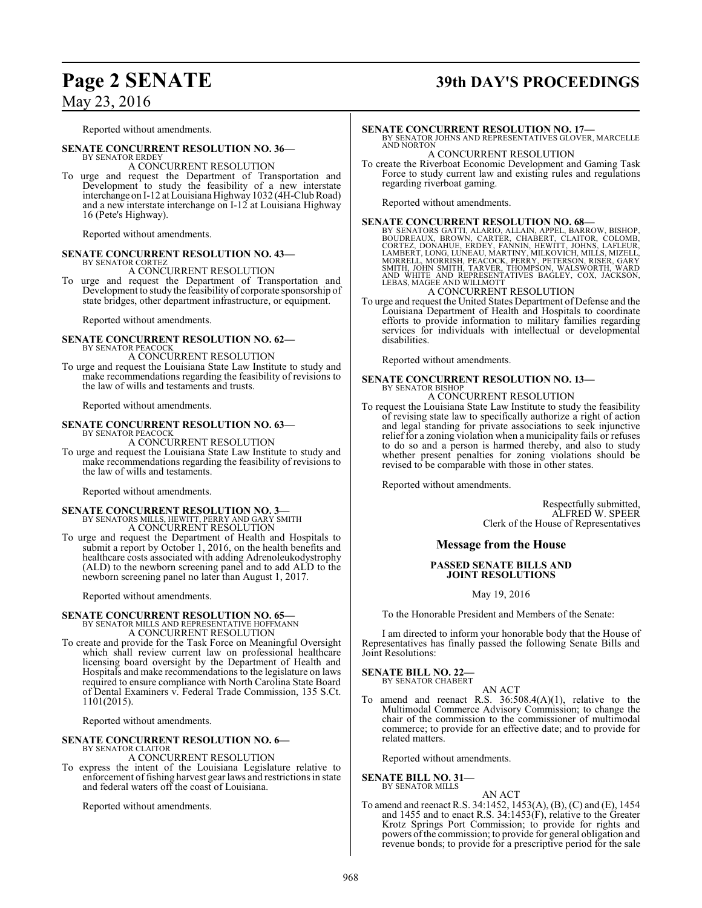Reported without amendments.

**SENATE CONCURRENT RESOLUTION NO. 36—**
BY SENATOR ERDEY
A CONCURRENT RESOLUTION

To urge and request the Department of Transportation and Development to study the feasibility of a new interstate interchange on I-12 at Louisiana Highway 1032 (4H-Club Road) and a new interstate interchange on I-12 at Louisiana Highway 16 (Pete's Highway).

Reported without amendments.

**SENATE CONCURRENT RESOLUTION NO. 43—**
BY SENATOR CORTEZ
A CONCURRENT RESOLUTION

To urge and request the Department of Transportation and Development to study the feasibility of corporate sponsorship of state bridges, other department infrastructure, or equipment.

Reported without amendments.

**SENATE CONCURRENT RESOLUTION NO. 62—**
BY SENATOR PEACOCK
A CONCURRENT RESOLUTION

To urge and request the Louisiana State Law Institute to study and make recommendations regarding the feasibility of revisions to the law of wills and testaments and trusts.

Reported without amendments.

**SENATE CONCURRENT RESOLUTION NO. 63—**
BY SENATOR PEACOCK
A CONCURRENT RESOLUTION

To urge and request the Louisiana State Law Institute to study and make recommendations regarding the feasibility of revisions to the law of wills and testaments.

Reported without amendments.

**SENATE CONCURRENT RESOLUTION NO. 3—**
BY SENATORS MILLS, HEWITT, PERRY AND GARY SMITH
A CONCURRENT RESOLUTION

To urge and request the Department of Health and Hospitals to submit a report by October 1, 2016, on the health benefits and healthcare costs associated with adding Adrenoleukodystrophy (ALD) to the newborn screening panel and to add ALD to the newborn screening panel no later than August 1, 2017.

Reported without amendments.

**SENATE CONCURRENT RESOLUTION NO. 65—**
BY SENATOR MILLS AND REPRESENTATIVE HOFFMANN
A CONCURRENT RESOLUTION

To create and provide for the Task Force on Meaningful Oversight which shall review current law on professional healthcare licensing board oversight by the Department of Health and Hospitals and make recommendations to the legislature on laws required to ensure compliance with North Carolina State Board of Dental Examiners v. Federal Trade Commission, 135 S.Ct. 1101(2015).

Reported without amendments.

**SENATE CONCURRENT RESOLUTION NO. 6—**
BY SENATOR CLAITOR
A CONCURRENT RESOLUTION

To express the intent of the Louisiana Legislature relative to enforcement of fishing harvest gear laws and restrictions in state and federal waters off the coast of Louisiana.

Reported without amendments.

**SENATE CONCURRENT RESOLUTION NO. 17—**
BY SENATOR JOHNS AND REPRESENTATIVES GLOVER, MARCELLE AND NORTON
A CONCURRENT RESOLUTION

To create the Riverboat Economic Development and Gaming Task Force to study current law and existing rules and regulations regarding riverboat gaming.

Reported without amendments.

**SENATE CONCURRENT RESOLUTION NO. 68—**
BY SENATORS GATTI, ALARIO, ALLAIN, APPEL, BARROW, BISHOP, BOUDREAUX, BROWN, CARTER, CHABERT, CLAITOR, COLOMB, CORTEZ, DONAHUE, ERDEY, FANNIN, HEWITT, JOHNS, LAFLEUR, LAMBERT, LONG, LUNEAU, MARTINY, MILKOVICH, MILLS, MIZELL, MORRELL, MORRISH, PEACOCK, PERRY, PETERSON, RISER, GARY SMITH, JOHN SMITH, TARVER, THOMPSON, WALSWORTH, WARD AND WHITE AND REPRESENTATIVES BAGLEY, COX, JACKSON, LEBAS, MAGEE AND WILLMOTT
A CONCURRENT RESOLUTION

To urge and request the United States Department of Defense and the Louisiana Department of Health and Hospitals to coordinate efforts to provide information to military families regarding services for individuals with intellectual or developmental disabilities.

Reported without amendments.

**SENATE CONCURRENT RESOLUTION NO. 13—**
BY SENATOR BISHOP
A CONCURRENT RESOLUTION

To request the Louisiana State Law Institute to study the feasibility of revising state law to specifically authorize a right of action and legal standing for private associations to seek injunctive relief for a zoning violation when a municipality fails or refuses to do so and a person is harmed thereby, and also to study whether present penalties for zoning violations should be revised to be comparable with those in other states.

Reported without amendments.

Respectfully submitted,
ALFRED W. SPEER
Clerk of the House of Representatives

## Message from the House

### PASSED SENATE BILLS AND JOINT RESOLUTIONS

May 19, 2016

To the Honorable President and Members of the Senate:

I am directed to inform your honorable body that the House of Representatives has finally passed the following Senate Bills and Joint Resolutions:

**SENATE BILL NO. 22—**
BY SENATOR CHABERT
AN ACT

To amend and reenact R.S. 36:508.4(A)(1), relative to the Multimodal Commerce Advisory Commission; to change the chair of the commission to the commissioner of multimodal commerce; to provide for an effective date; and to provide for related matters.

Reported without amendments.

**SENATE BILL NO. 31—**
BY SENATOR MILLS
AN ACT

To amend and reenact R.S. 34:1452, 1453(A), (B), (C) and (E), 1454 and 1455 and to enact R.S. 34:1453(F), relative to the Greater Krotz Springs Port Commission; to provide for rights and powers of the commission; to provide for general obligation and revenue bonds; to provide for a prescriptive period for the sale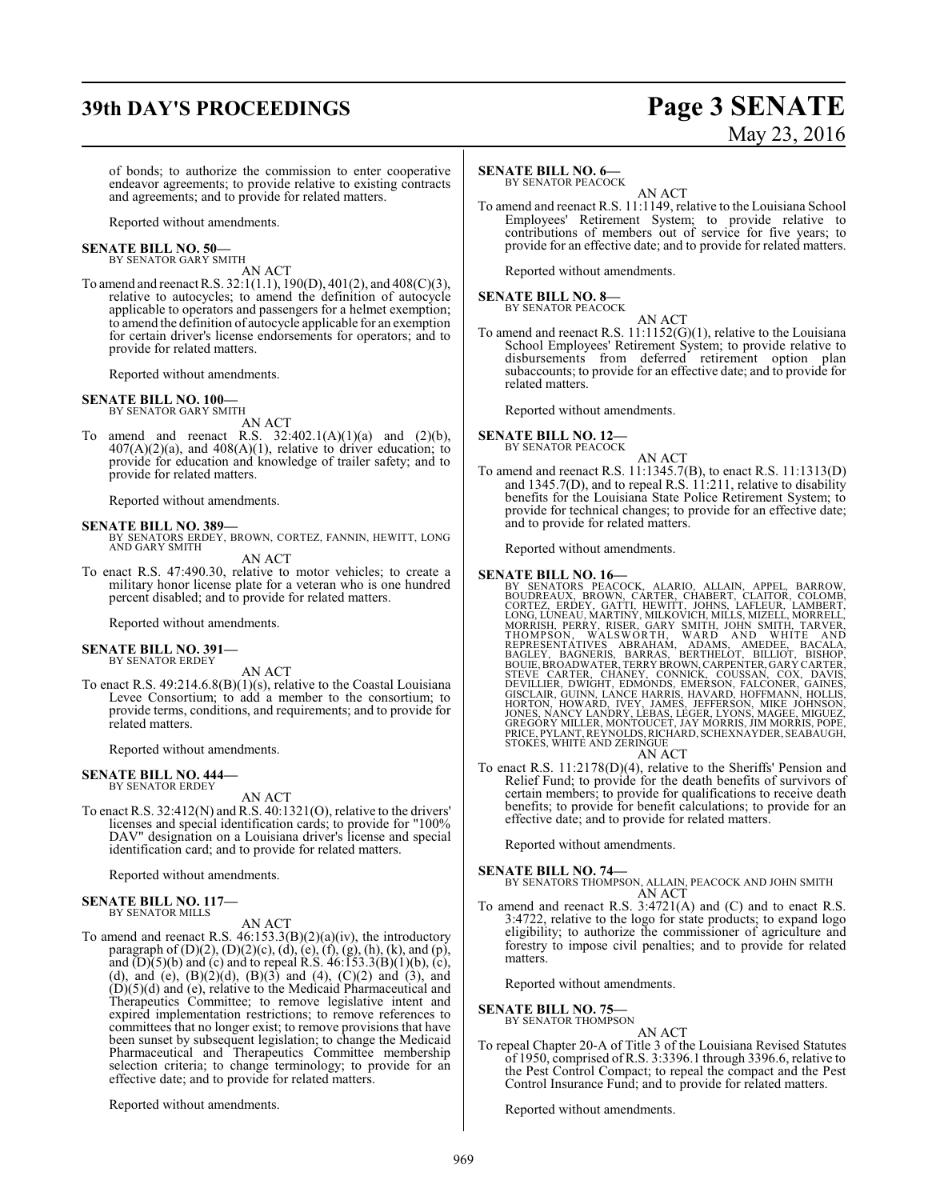of bonds; to authorize the commission to enter cooperative endeavor agreements; to provide relative to existing contracts and agreements; and to provide for related matters.

Reported without amendments.

**SENATE BILL NO. 50—**
BY SENATOR GARY SMITH

AN ACT

To amend and reenact R.S. 32:1(1.1), 190(D), 401(2), and 408(C)(3), relative to autocycles; to amend the definition of autocycle applicable to operators and passengers for a helmet exemption; to amend the definition of autocycle applicable for an exemption for certain driver's license endorsements for operators; and to provide for related matters.

Reported without amendments.

**SENATE BILL NO. 100—**
BY SENATOR GARY SMITH

AN ACT

To amend and reenact R.S. 32:402.1(A)(1)(a) and (2)(b), 407(A)(2)(a), and 408(A)(1), relative to driver education; to provide for education and knowledge of trailer safety; and to provide for related matters.

Reported without amendments.

**SENATE BILL NO. 389—**
BY SENATORS ERDEY, BROWN, CORTEZ, FANNIN, HEWITT, LONG AND GARY SMITH

AN ACT

To enact R.S. 47:490.30, relative to motor vehicles; to create a military honor license plate for a veteran who is one hundred percent disabled; and to provide for related matters.

Reported without amendments.

**SENATE BILL NO. 391—**
BY SENATOR ERDEY

AN ACT

To enact R.S. 49:214.6.8(B)(1)(s), relative to the Coastal Louisiana Levee Consortium; to add a member to the consortium; to provide terms, conditions, and requirements; and to provide for related matters.

Reported without amendments.

**SENATE BILL NO. 444—**
BY SENATOR ERDEY

AN ACT

To enact R.S. 32:412(N) and R.S. 40:1321(O), relative to the drivers' licenses and special identification cards; to provide for "100% DAV" designation on a Louisiana driver's license and special identification card; and to provide for related matters.

Reported without amendments.

**SENATE BILL NO. 117—**
BY SENATOR MILLS

AN ACT

To amend and reenact R.S. 46:153.3(B)(2)(a)(iv), the introductory paragraph of (D)(2), (D)(2)(c), (d), (e), (f), (g), (h), (k), and (p), and (D)(5)(b) and (c) and to repeal R.S. 46:153.3(B)(1)(b), (c), (d), and (e), (B)(2)(d), (B)(3) and (4), (C)(2) and (3), and (D)(5)(d) and (e), relative to the Medicaid Pharmaceutical and Therapeutics Committee; to remove legislative intent and expired implementation restrictions; to remove references to committees that no longer exist; to remove provisions that have been sunset by subsequent legislation; to change the Medicaid Pharmaceutical and Therapeutics Committee membership selection criteria; to change terminology; to provide for an effective date; and to provide for related matters.

Reported without amendments.

**SENATE BILL NO. 6—**
BY SENATOR PEACOCK

AN ACT

To amend and reenact R.S. 11:1149, relative to the Louisiana School Employees' Retirement System; to provide relative to contributions of members out of service for five years; to provide for an effective date; and to provide for related matters.

Reported without amendments.

**SENATE BILL NO. 8—**
BY SENATOR PEACOCK

AN ACT

To amend and reenact R.S. 11:1152(G)(1), relative to the Louisiana School Employees' Retirement System; to provide relative to disbursements from deferred retirement option plan subaccounts; to provide for an effective date; and to provide for related matters.

Reported without amendments.

**SENATE BILL NO. 12—**
BY SENATOR PEACOCK

AN ACT

To amend and reenact R.S. 11:1345.7(B), to enact R.S. 11:1313(D) and 1345.7(D), and to repeal R.S. 11:211, relative to disability benefits for the Louisiana State Police Retirement System; to provide for technical changes; to provide for an effective date; and to provide for related matters.

Reported without amendments.

**SENATE BILL NO. 16—**
BY SENATORS PEACOCK, ALARIO, ALLAIN, APPEL, BARROW, BOUDREAUX, BROWN, CARTER, CHABERT, CLAITOR, COLOMB, CORTEZ, ERDEY, GATTI, HEWITT, JOHNS, LAFLEUR, LAMBERT, LONG, LUNEAU, MARTINY, MILKOVICH, MILLS, MIZELL, MORRELL, MORRISH, PERRY, RISER, GARY SMITH, JOHN SMITH, TARVER, THOMPSON, WALSWORTH, WARD AND WHITE AND REPRESENTATIVES ABRAHAM, ADAMS, AMEDEE, BACALA, BAGLEY, BAGNERIS, BARRAS, BERTHELOT, BILLIOT, BISHOP, BOUIE, BROADWATER, TERRY BROWN, CARPENTER, GARY CARTER, STEVE CARTER, CHANEY, CONNICK, COUSSAN, COX, DAVIS, DEVILLIER, DWIGHT, EDMONDS, EMERSON, FALCONER, GAINES, GISCLAIR, GUINN, LANCE HARRIS, HAVARD, HOFFMANN, HOLLIS, HORTON, HOWARD, IVEY, JAMES, JEFFERSON, MIKE JOHNSON, JONES, NANCY LANDRY, LEBAS, LEGER, LYONS, MAGEE, MIGUEZ, GREGORY MILLER, MONTOUCET, JAY MORRIS, JIM MORRIS, POPE, PRICE, PYLANT, REYNOLDS, RICHARD, SCHEXNAYDER, SEABAUGH, STOKES, WHITE AND ZERINGUE

AN ACT

To enact R.S. 11:2178(D)(4), relative to the Sheriffs' Pension and Relief Fund; to provide for the death benefits of survivors of certain members; to provide for qualifications to receive death benefits; to provide for benefit calculations; to provide for an effective date; and to provide for related matters.

Reported without amendments.

**SENATE BILL NO. 74—**
BY SENATORS THOMPSON, ALLAIN, PEACOCK AND JOHN SMITH

AN ACT

To amend and reenact R.S. 3:4721(A) and (C) and to enact R.S. 3:4722, relative to the logo for state products; to expand logo eligibility; to authorize the commissioner of agriculture and forestry to impose civil penalties; and to provide for related matters.

Reported without amendments.

**SENATE BILL NO. 75—**
BY SENATOR THOMPSON

AN ACT

To repeal Chapter 20-A of Title 3 of the Louisiana Revised Statutes of 1950, comprised of R.S. 3:3396.1 through 3396.6, relative to the Pest Control Compact; to repeal the compact and the Pest Control Insurance Fund; and to provide for related matters.

Reported without amendments.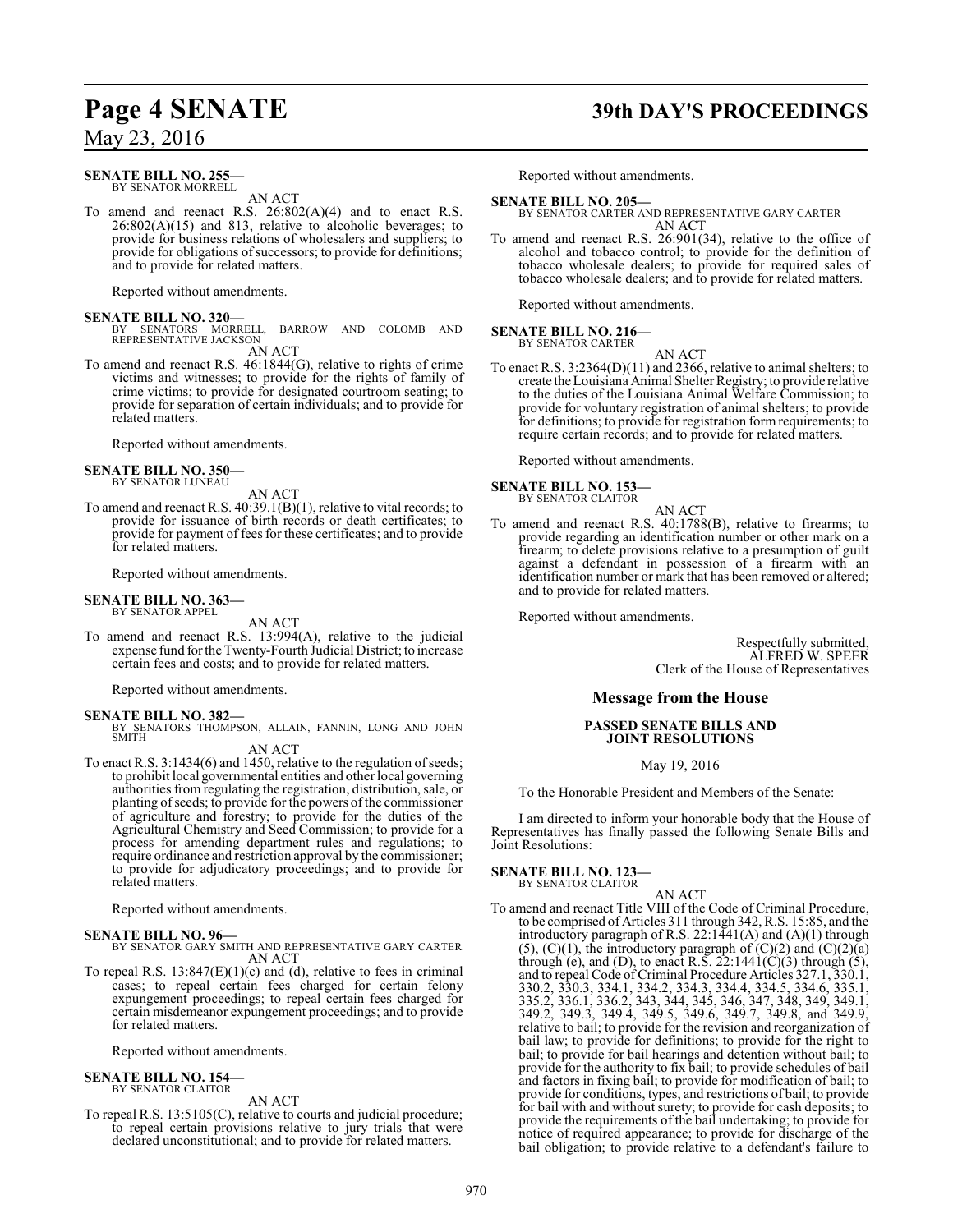**SENATE BILL NO. 255—**
BY SENATOR MORRELL

AN ACT

To amend and reenact R.S. 26:802(A)(4) and to enact R.S. 26:802(A)(15) and 813, relative to alcoholic beverages; to provide for business relations of wholesalers and suppliers; to provide for obligations of successors; to provide for definitions; and to provide for related matters.

Reported without amendments.

**SENATE BILL NO. 320—**
BY SENATORS MORRELL, BARROW AND COLOMB AND REPRESENTATIVE JACKSON

AN ACT

To amend and reenact R.S. 46:1844(G), relative to rights of crime victims and witnesses; to provide for the rights of family of crime victims; to provide for designated courtroom seating; to provide for separation of certain individuals; and to provide for related matters.

Reported without amendments.

**SENATE BILL NO. 350—**
BY SENATOR LUNEAU

AN ACT

To amend and reenact R.S. 40:39.1(B)(1), relative to vital records; to provide for issuance of birth records or death certificates; to provide for payment of fees for these certificates; and to provide for related matters.

Reported without amendments.

**SENATE BILL NO. 363—**
BY SENATOR APPEL

AN ACT

To amend and reenact R.S. 13:994(A), relative to the judicial expense fund for the Twenty-Fourth Judicial District; to increase certain fees and costs; and to provide for related matters.

Reported without amendments.

**SENATE BILL NO. 382—**
BY SENATORS THOMPSON, ALLAIN, FANNIN, LONG AND JOHN SMITH

AN ACT

To enact R.S. 3:1434(6) and 1450, relative to the regulation of seeds; to prohibit local governmental entities and other local governing authorities from regulating the registration, distribution, sale, or planting of seeds; to provide for the powers of the commissioner of agriculture and forestry; to provide for the duties of the Agricultural Chemistry and Seed Commission; to provide for a process for amending department rules and regulations; to require ordinance and restriction approval by the commissioner; to provide for adjudicatory proceedings; and to provide for related matters.

Reported without amendments.

**SENATE BILL NO. 96—**
BY SENATOR GARY SMITH AND REPRESENTATIVE GARY CARTER

AN ACT

To repeal R.S. 13:847(E)(1)(c) and (d), relative to fees in criminal cases; to repeal certain fees charged for certain felony expungement proceedings; to repeal certain fees charged for certain misdemeanor expungement proceedings; and to provide for related matters.

Reported without amendments.

**SENATE BILL NO. 154—**
BY SENATOR CLAITOR

AN ACT

To repeal R.S. 13:5105(C), relative to courts and judicial procedure; to repeal certain provisions relative to jury trials that were declared unconstitutional; and to provide for related matters.

Reported without amendments.

**SENATE BILL NO. 205—**
BY SENATOR CARTER AND REPRESENTATIVE GARY CARTER

AN ACT

To amend and reenact R.S. 26:901(34), relative to the office of alcohol and tobacco control; to provide for the definition of tobacco wholesale dealers; to provide for required sales of tobacco wholesale dealers; and to provide for related matters.

Reported without amendments.

**SENATE BILL NO. 216—**
BY SENATOR CARTER

AN ACT

To enact R.S. 3:2364(D)(11) and 2366, relative to animal shelters; to create the Louisiana Animal Shelter Registry; to provide relative to the duties of the Louisiana Animal Welfare Commission; to provide for voluntary registration of animal shelters; to provide for definitions; to provide for registration form requirements; to require certain records; and to provide for related matters.

Reported without amendments.

**SENATE BILL NO. 153—**
BY SENATOR CLAITOR

AN ACT

To amend and reenact R.S. 40:1788(B), relative to firearms; to provide regarding an identification number or other mark on a firearm; to delete provisions relative to a presumption of guilt against a defendant in possession of a firearm with an identification number or mark that has been removed or altered; and to provide for related matters.

Reported without amendments.

Respectfully submitted,
ALFRED W. SPEER
Clerk of the House of Representatives

## Message from the House

### PASSED SENATE BILLS AND JOINT RESOLUTIONS

May 19, 2016

To the Honorable President and Members of the Senate:

I am directed to inform your honorable body that the House of Representatives has finally passed the following Senate Bills and Joint Resolutions:

**SENATE BILL NO. 123—**
BY SENATOR CLAITOR

AN ACT

To amend and reenact Title VIII of the Code of Criminal Procedure, to be comprised of Articles 311 through 342, R.S. 15:85, and the introductory paragraph of R.S. 22:1441(A) and (A)(1) through (5), (C)(1), the introductory paragraph of (C)(2) and (C)(2)(a) through (e), and (D), to enact R.S. 22:1441(C)(3) through (5), and to repeal Code of Criminal Procedure Articles 327.1, 330.1, 330.2, 330.3, 334.1, 334.2, 334.3, 334.4, 334.5, 334.6, 335.1, 335.2, 336.1, 336.2, 343, 344, 345, 346, 347, 348, 349, 349.1, 349.2, 349.3, 349.4, 349.5, 349.6, 349.7, 349.8, and 349.9, relative to bail; to provide for the revision and reorganization of bail law; to provide for definitions; to provide for the right to bail; to provide for bail hearings and detention without bail; to provide for the authority to fix bail; to provide schedules of bail and factors in fixing bail; to provide for modification of bail; to provide for conditions, types, and restrictions of bail; to provide for bail with and without surety; to provide for cash deposits; to provide the requirements of the bail undertaking; to provide for notice of required appearance; to provide for discharge of the bail obligation; to provide relative to a defendant's failure to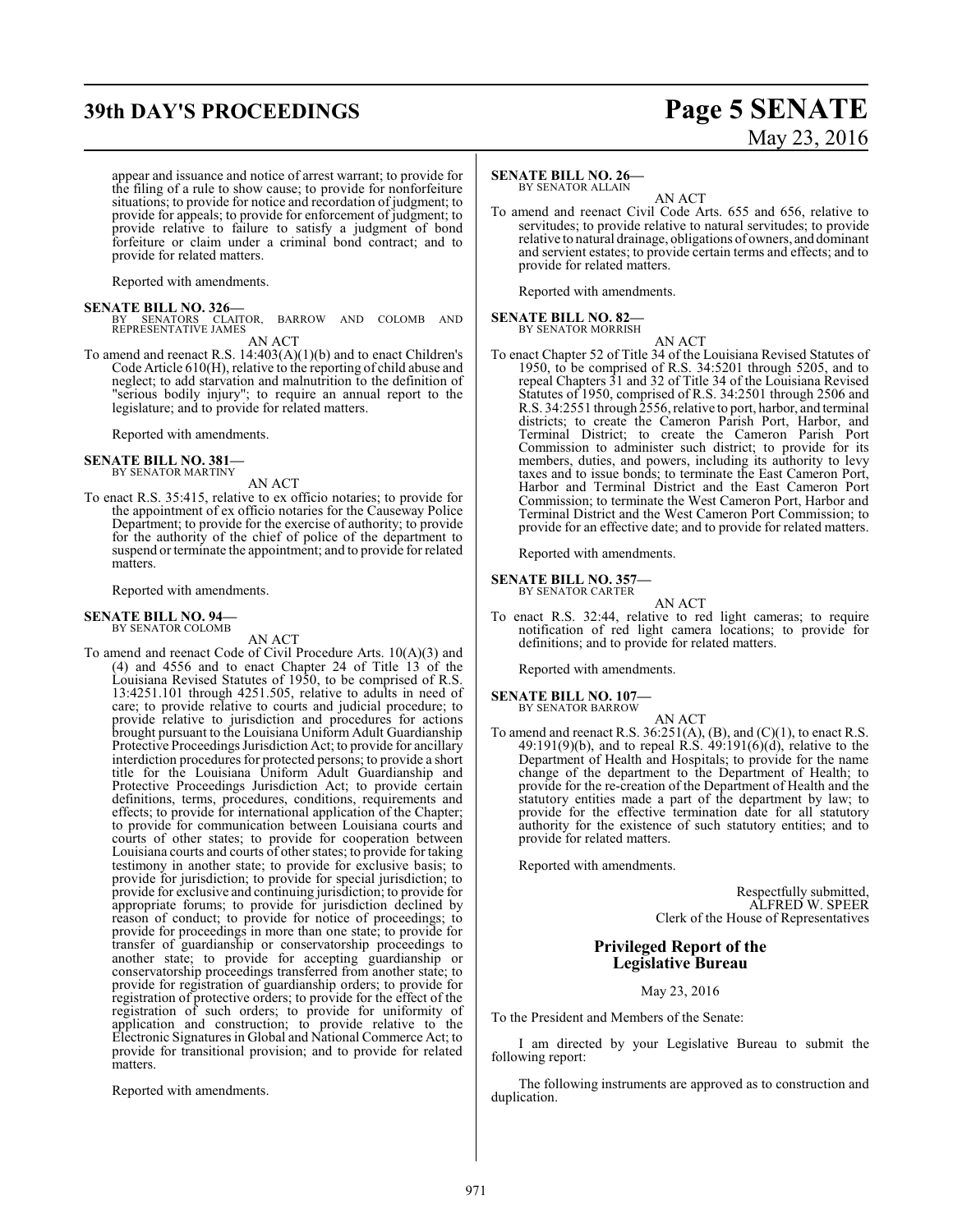appear and issuance and notice of arrest warrant; to provide for the filing of a rule to show cause; to provide for nonforfeiture situations; to provide for notice and recordation of judgment; to provide for appeals; to provide for enforcement of judgment; to provide relative to failure to satisfy a judgment of bond forfeiture or claim under a criminal bond contract; and to provide for related matters.

Reported with amendments.

**SENATE BILL NO. 326—**
BY SENATORS CLAITOR, BARROW AND COLOMB AND REPRESENTATIVE JAMES

AN ACT

To amend and reenact R.S. 14:403(A)(1)(b) and to enact Children's Code Article 610(H), relative to the reporting of child abuse and neglect; to add starvation and malnutrition to the definition of "serious bodily injury"; to require an annual report to the legislature; and to provide for related matters.

Reported with amendments.

**SENATE BILL NO. 381—**
BY SENATOR MARTINY

AN ACT

To enact R.S. 35:415, relative to ex officio notaries; to provide for the appointment of ex officio notaries for the Causeway Police Department; to provide for the exercise of authority; to provide for the authority of the chief of police of the department to suspend or terminate the appointment; and to provide for related matters.

Reported with amendments.

**SENATE BILL NO. 94—**
BY SENATOR COLOMB

AN ACT

To amend and reenact Code of Civil Procedure Arts. 10(A)(3) and (4) and 4556 and to enact Chapter 24 of Title 13 of the Louisiana Revised Statutes of 1950, to be comprised of R.S. 13:4251.101 through 4251.505, relative to adults in need of care; to provide relative to courts and judicial procedure; to provide relative to jurisdiction and procedures for actions brought pursuant to the Louisiana Uniform Adult Guardianship Protective Proceedings Jurisdiction Act; to provide for ancillary interdiction procedures for protected persons; to provide a short title for the Louisiana Uniform Adult Guardianship and Protective Proceedings Jurisdiction Act; to provide certain definitions, terms, procedures, conditions, requirements and effects; to provide for international application of the Chapter; to provide for communication between Louisiana courts and courts of other states; to provide for cooperation between Louisiana courts and courts of other states; to provide for taking testimony in another state; to provide for exclusive basis; to provide for jurisdiction; to provide for special jurisdiction; to provide for exclusive and continuing jurisdiction; to provide for appropriate forums; to provide for jurisdiction declined by reason of conduct; to provide for notice of proceedings; to provide for proceedings in more than one state; to provide for transfer of guardianship or conservatorship proceedings to another state; to provide for accepting guardianship or conservatorship proceedings transferred from another state; to provide for registration of guardianship orders; to provide for registration of protective orders; to provide for the effect of the registration of such orders; to provide for uniformity of application and construction; to provide relative to the Electronic Signatures in Global and National Commerce Act; to provide for transitional provision; and to provide for related matters.

Reported with amendments.

**SENATE BILL NO. 26—**
BY SENATOR ALLAIN

AN ACT

To amend and reenact Civil Code Arts. 655 and 656, relative to servitudes; to provide relative to natural servitudes; to provide relative to natural drainage, obligations of owners, and dominant and servient estates; to provide certain terms and effects; and to provide for related matters.

Reported with amendments.

**SENATE BILL NO. 82—**
BY SENATOR MORRISH

AN ACT

To enact Chapter 52 of Title 34 of the Louisiana Revised Statutes of 1950, to be comprised of R.S. 34:5201 through 5205, and to repeal Chapters 31 and 32 of Title 34 of the Louisiana Revised Statutes of 1950, comprised of R.S. 34:2501 through 2506 and R.S. 34:2551 through 2556, relative to port, harbor, and terminal districts; to create the Cameron Parish Port, Harbor, and Terminal District; to create the Cameron Parish Port Commission to administer such district; to provide for its members, duties, and powers, including its authority to levy taxes and to issue bonds; to terminate the East Cameron Port, Harbor and Terminal District and the East Cameron Port Commission; to terminate the West Cameron Port, Harbor and Terminal District and the West Cameron Port Commission; to provide for an effective date; and to provide for related matters.

Reported with amendments.

**SENATE BILL NO. 357—**
BY SENATOR CARTER

AN ACT

To enact R.S. 32:44, relative to red light cameras; to require notification of red light camera locations; to provide for definitions; and to provide for related matters.

Reported with amendments.

**SENATE BILL NO. 107—**
BY SENATOR BARROW

AN ACT

To amend and reenact R.S. 36:251(A), (B), and (C)(1), to enact R.S. 49:191(9)(b), and to repeal R.S. 49:191(6)(d), relative to the Department of Health and Hospitals; to provide for the name change of the department to the Department of Health; to provide for the re-creation of the Department of Health and the statutory entities made a part of the department by law; to provide for the effective termination date for all statutory authority for the existence of such statutory entities; and to provide for related matters.

Reported with amendments.

Respectfully submitted,
ALFRED W. SPEER
Clerk of the House of Representatives

## Privileged Report of the Legislative Bureau

May 23, 2016

To the President and Members of the Senate:

I am directed by your Legislative Bureau to submit the following report:

The following instruments are approved as to construction and duplication.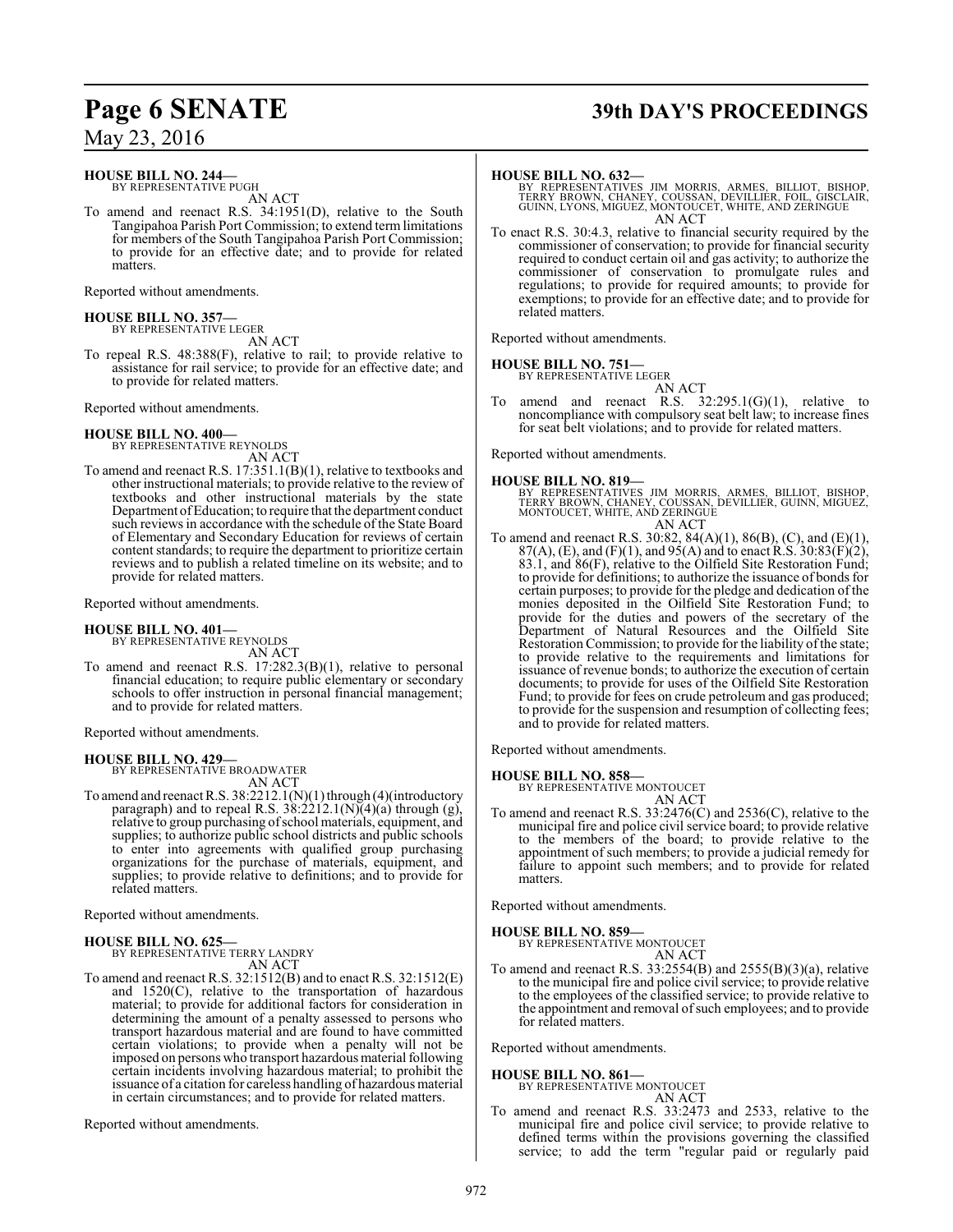**HOUSE BILL NO. 244—**
BY REPRESENTATIVE PUGH

AN ACT

To amend and reenact R.S. 34:1951(D), relative to the South Tangipahoa Parish Port Commission; to extend term limitations for members of the South Tangipahoa Parish Port Commission; to provide for an effective date; and to provide for related matters.

Reported without amendments.

**HOUSE BILL NO. 357—**
BY REPRESENTATIVE LEGER

AN ACT

To repeal R.S. 48:388(F), relative to rail; to provide relative to assistance for rail service; to provide for an effective date; and to provide for related matters.

Reported without amendments.

**HOUSE BILL NO. 400—**
BY REPRESENTATIVE REYNOLDS

AN ACT

To amend and reenact R.S. 17:351.1(B)(1), relative to textbooks and other instructional materials; to provide relative to the review of textbooks and other instructional materials by the state Department of Education; to require that the department conduct such reviews in accordance with the schedule of the State Board of Elementary and Secondary Education for reviews of certain content standards; to require the department to prioritize certain reviews and to publish a related timeline on its website; and to provide for related matters.

Reported without amendments.

**HOUSE BILL NO. 401—**
BY REPRESENTATIVE REYNOLDS

AN ACT

To amend and reenact R.S. 17:282.3(B)(1), relative to personal financial education; to require public elementary or secondary schools to offer instruction in personal financial management; and to provide for related matters.

Reported without amendments.

**HOUSE BILL NO. 429—**
BY REPRESENTATIVE BROADWATER

AN ACT

To amend and reenact R.S. 38:2212.1(N)(1) through (4)(introductory paragraph) and to repeal R.S. 38:2212.1(N)(4)(a) through (g), relative to group purchasing of school materials, equipment, and supplies; to authorize public school districts and public schools to enter into agreements with qualified group purchasing organizations for the purchase of materials, equipment, and supplies; to provide relative to definitions; and to provide for related matters.

Reported without amendments.

**HOUSE BILL NO. 625—**
BY REPRESENTATIVE TERRY LANDRY

AN ACT

To amend and reenact R.S. 32:1512(B) and to enact R.S. 32:1512(E) and 1520(C), relative to the transportation of hazardous material; to provide for additional factors for consideration in determining the amount of a penalty assessed to persons who transport hazardous material and are found to have committed certain violations; to provide when a penalty will not be imposed on persons who transport hazardous material following certain incidents involving hazardous material; to prohibit the issuance of a citation for careless handling of hazardous material in certain circumstances; and to provide for related matters.

Reported without amendments.

**HOUSE BILL NO. 632—**
BY REPRESENTATIVES JIM MORRIS, ARMES, BILLIOT, BISHOP, TERRY BROWN, CHANEY, COUSSAN, DEVILLIER, FOIL, GISCLAIR, GUINN, LYONS, MIGUEZ, MONTOUCET, WHITE, AND ZERINGUE

AN ACT

To enact R.S. 30:4.3, relative to financial security required by the commissioner of conservation; to provide for financial security required to conduct certain oil and gas activity; to authorize the commissioner of conservation to promulgate rules and regulations; to provide for required amounts; to provide for exemptions; to provide for an effective date; and to provide for related matters.

Reported without amendments.

**HOUSE BILL NO. 751—**
BY REPRESENTATIVE LEGER

AN ACT

To amend and reenact R.S. 32:295.1(G)(1), relative to noncompliance with compulsory seat belt law; to increase fines for seat belt violations; and to provide for related matters.

Reported without amendments.

**HOUSE BILL NO. 819—**
BY REPRESENTATIVES JIM MORRIS, ARMES, BILLIOT, BISHOP, TERRY BROWN, CHANEY, COUSSAN, DEVILLIER, GUINN, MIGUEZ, MONTOUCET, WHITE, AND ZERINGUE

AN ACT

To amend and reenact R.S. 30:82, 84(A)(1), 86(B), (C), and (E)(1), 87(A), (E), and (F)(1), and 95(A) and to enact R.S. 30:83(F)(2), 83.1, and 86(F), relative to the Oilfield Site Restoration Fund; to provide for definitions; to authorize the issuance of bonds for certain purposes; to provide for the pledge and dedication of the monies deposited in the Oilfield Site Restoration Fund; to provide for the duties and powers of the secretary of the Department of Natural Resources and the Oilfield Site Restoration Commission; to provide for the liability of the state; to provide relative to the requirements and limitations for issuance of revenue bonds; to authorize the execution of certain documents; to provide for uses of the Oilfield Site Restoration Fund; to provide for fees on crude petroleum and gas produced; to provide for the suspension and resumption of collecting fees; and to provide for related matters.

Reported without amendments.

**HOUSE BILL NO. 858—**
BY REPRESENTATIVE MONTOUCET

AN ACT

To amend and reenact R.S. 33:2476(C) and 2536(C), relative to the municipal fire and police civil service board; to provide relative to the members of the board; to provide relative to the appointment of such members; to provide a judicial remedy for failure to appoint such members; and to provide for related matters.

Reported without amendments.

**HOUSE BILL NO. 859—**
BY REPRESENTATIVE MONTOUCET

AN ACT

To amend and reenact R.S. 33:2554(B) and 2555(B)(3)(a), relative to the municipal fire and police civil service; to provide relative to the employees of the classified service; to provide relative to the appointment and removal of such employees; and to provide for related matters.

Reported without amendments.

**HOUSE BILL NO. 861—**
BY REPRESENTATIVE MONTOUCET

AN ACT

To amend and reenact R.S. 33:2473 and 2533, relative to the municipal fire and police civil service; to provide relative to defined terms within the provisions governing the classified service; to add the term "regular paid or regularly paid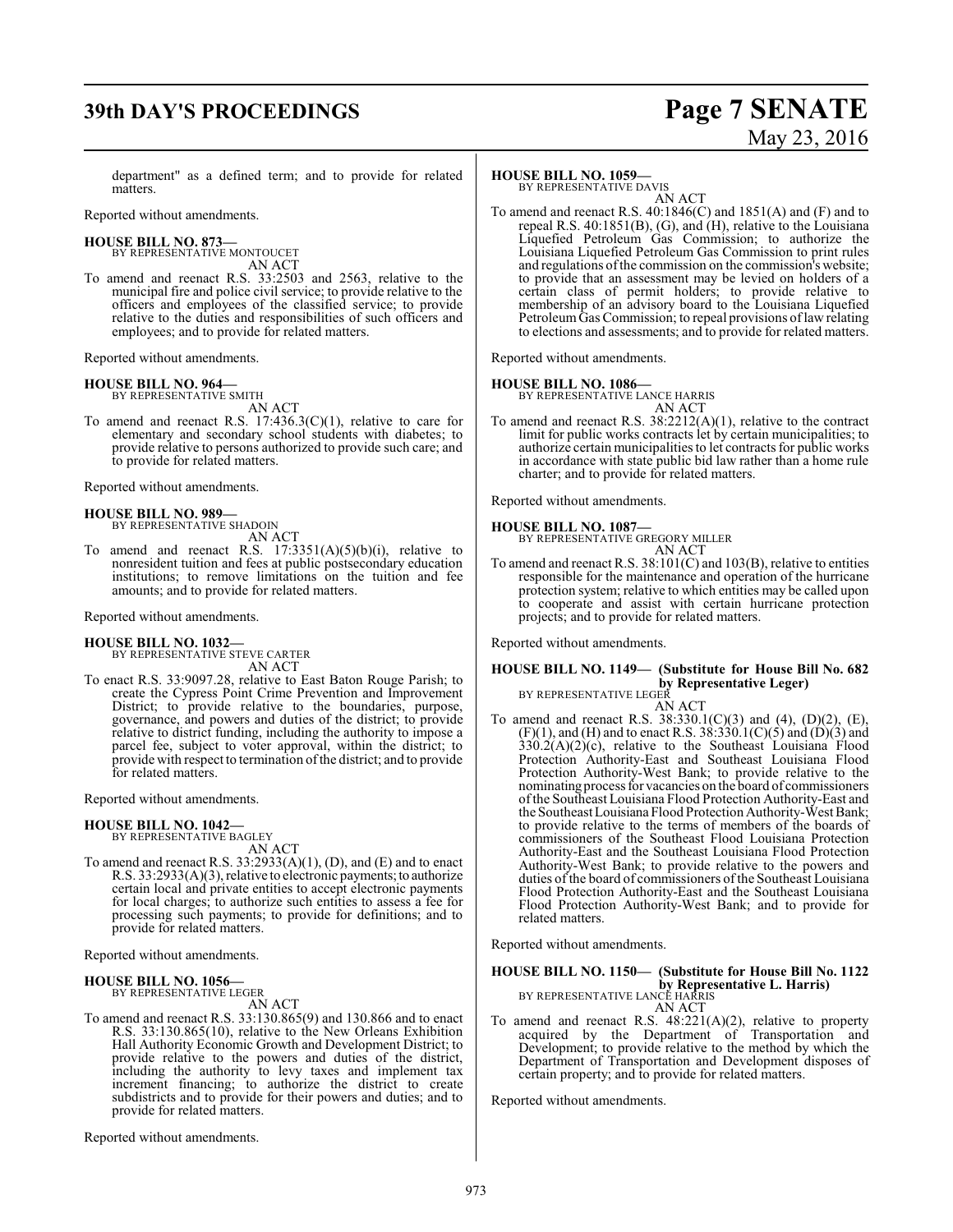department" as a defined term; and to provide for related matters.

Reported without amendments.

**HOUSE BILL NO. 873—**
BY REPRESENTATIVE MONTOUCET
AN ACT

To amend and reenact R.S. 33:2503 and 2563, relative to the municipal fire and police civil service; to provide relative to the officers and employees of the classified service; to provide relative to the duties and responsibilities of such officers and employees; and to provide for related matters.

Reported without amendments.

**HOUSE BILL NO. 964—**
BY REPRESENTATIVE SMITH
AN ACT

To amend and reenact R.S. 17:436.3(C)(1), relative to care for elementary and secondary school students with diabetes; to provide relative to persons authorized to provide such care; and to provide for related matters.

Reported without amendments.

**HOUSE BILL NO. 989—**
BY REPRESENTATIVE SHADOIN
AN ACT

To amend and reenact R.S. 17:3351(A)(5)(b)(i), relative to nonresident tuition and fees at public postsecondary education institutions; to remove limitations on the tuition and fee amounts; and to provide for related matters.

Reported without amendments.

**HOUSE BILL NO. 1032—**
BY REPRESENTATIVE STEVE CARTER
AN ACT

To enact R.S. 33:9097.28, relative to East Baton Rouge Parish; to create the Cypress Point Crime Prevention and Improvement District; to provide relative to the boundaries, purpose, governance, and powers and duties of the district; to provide relative to district funding, including the authority to impose a parcel fee, subject to voter approval, within the district; to provide with respect to termination of the district; and to provide for related matters.

Reported without amendments.

**HOUSE BILL NO. 1042—**
BY REPRESENTATIVE BAGLEY
AN ACT

To amend and reenact R.S. 33:2933(A)(1), (D), and (E) and to enact R.S. 33:2933(A)(3), relative to electronic payments; to authorize certain local and private entities to accept electronic payments for local charges; to authorize such entities to assess a fee for processing such payments; to provide for definitions; and to provide for related matters.

Reported without amendments.

**HOUSE BILL NO. 1056—**
BY REPRESENTATIVE LEGER
AN ACT

To amend and reenact R.S. 33:130.865(9) and 130.866 and to enact R.S. 33:130.865(10), relative to the New Orleans Exhibition Hall Authority Economic Growth and Development District; to provide relative to the powers and duties of the district, including the authority to levy taxes and implement tax increment financing; to authorize the district to create subdistricts and to provide for their powers and duties; and to provide for related matters.

Reported without amendments.

**HOUSE BILL NO. 1059—**
BY REPRESENTATIVE DAVIS
AN ACT

To amend and reenact R.S. 40:1846(C) and 1851(A) and (F) and to repeal R.S. 40:1851(B), (G), and (H), relative to the Louisiana Liquefied Petroleum Gas Commission; to authorize the Louisiana Liquefied Petroleum Gas Commission to print rules and regulations of the commission on the commission's website; to provide that an assessment may be levied on holders of a certain class of permit holders; to provide relative to membership of an advisory board to the Louisiana Liquefied Petroleum Gas Commission; to repeal provisions of law relating to elections and assessments; and to provide for related matters.

Reported without amendments.

**HOUSE BILL NO. 1086—**
BY REPRESENTATIVE LANCE HARRIS
AN ACT

To amend and reenact R.S. 38:2212(A)(1), relative to the contract limit for public works contracts let by certain municipalities; to authorize certain municipalities to let contracts for public works in accordance with state public bid law rather than a home rule charter; and to provide for related matters.

Reported without amendments.

**HOUSE BILL NO. 1087—**
BY REPRESENTATIVE GREGORY MILLER
AN ACT

To amend and reenact R.S. 38:101(C) and 103(B), relative to entities responsible for the maintenance and operation of the hurricane protection system; relative to which entities may be called upon to cooperate and assist with certain hurricane protection projects; and to provide for related matters.

Reported without amendments.

**HOUSE BILL NO. 1149— (Substitute for House Bill No. 682 by Representative Leger)**
BY REPRESENTATIVE LEGER
AN ACT

To amend and reenact R.S. 38:330.1(C)(3) and (4), (D)(2), (E), (F)(1), and (H) and to enact R.S. 38:330.1(C)(5) and (D)(3) and 330.2(A)(2)(c), relative to the Southeast Louisiana Flood Protection Authority-East and Southeast Louisiana Flood Protection Authority-West Bank; to provide relative to the nominating process for vacancies on the board of commissioners of the Southeast Louisiana Flood Protection Authority-East and the Southeast Louisiana Flood Protection Authority-West Bank; to provide relative to the terms of members of the boards of commissioners of the Southeast Flood Louisiana Protection Authority-East and the Southeast Louisiana Flood Protection Authority-West Bank; to provide relative to the powers and duties of the board of commissioners of the Southeast Louisiana Flood Protection Authority-East and the Southeast Louisiana Flood Protection Authority-West Bank; and to provide for related matters.

Reported without amendments.

**HOUSE BILL NO. 1150— (Substitute for House Bill No. 1122 by Representative L. Harris)**
BY REPRESENTATIVE LANCE HARRIS
AN ACT

To amend and reenact R.S. 48:221(A)(2), relative to property acquired by the Department of Transportation and Development; to provide relative to the method by which the Department of Transportation and Development disposes of certain property; and to provide for related matters.

Reported without amendments.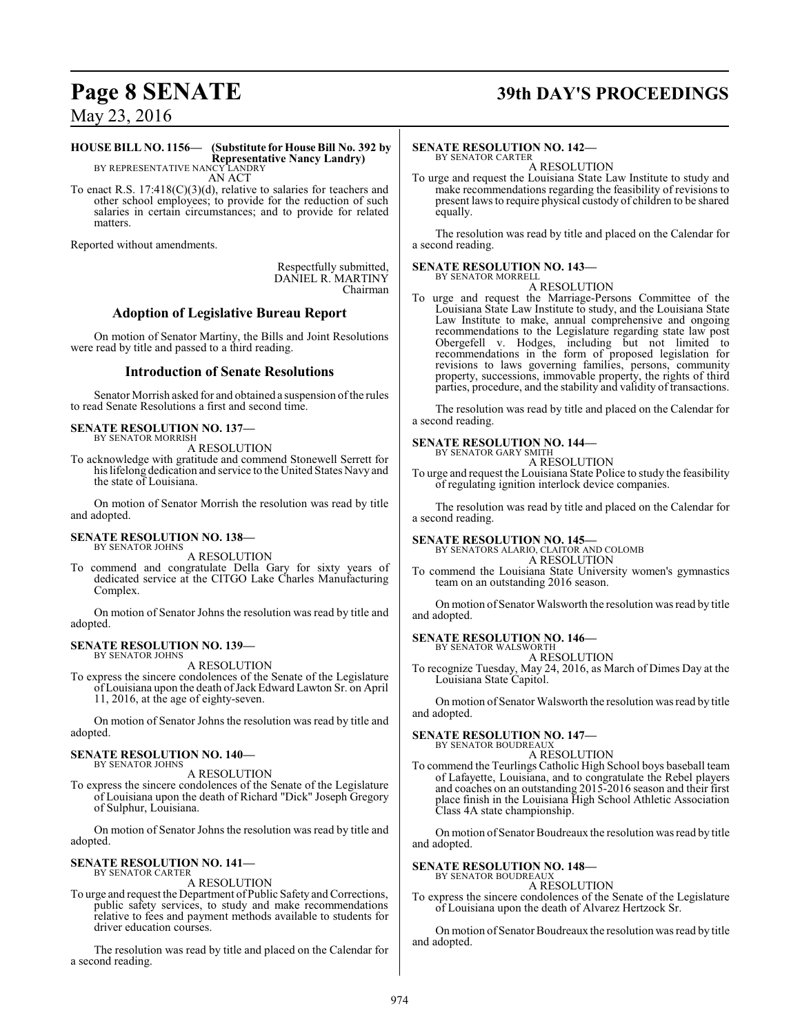**HOUSE BILL NO. 1156— (Substitute for House Bill No. 392 by Representative Nancy Landry)**
BY REPRESENTATIVE NANCY LANDRY

AN ACT

To enact R.S. 17:418(C)(3)(d), relative to salaries for teachers and other school employees; to provide for the reduction of such salaries in certain circumstances; and to provide for related matters.

Reported without amendments.

Respectfully submitted,
DANIEL R. MARTINY
Chairman

## Adoption of Legislative Bureau Report

On motion of Senator Martiny, the Bills and Joint Resolutions were read by title and passed to a third reading.

## Introduction of Senate Resolutions

Senator Morrish asked for and obtained a suspension of the rules to read Senate Resolutions a first and second time.

**SENATE RESOLUTION NO. 137—**
BY SENATOR MORRISH

A RESOLUTION

To acknowledge with gratitude and commend Stonewell Serrett for his lifelong dedication and service to the United States Navy and the state of Louisiana.

On motion of Senator Morrish the resolution was read by title and adopted.

**SENATE RESOLUTION NO. 138—**
BY SENATOR JOHNS

A RESOLUTION

To commend and congratulate Della Gary for sixty years of dedicated service at the CITGO Lake Charles Manufacturing Complex.

On motion of Senator Johns the resolution was read by title and adopted.

**SENATE RESOLUTION NO. 139—**
BY SENATOR JOHNS

A RESOLUTION

To express the sincere condolences of the Senate of the Legislature of Louisiana upon the death of Jack Edward Lawton Sr. on April 11, 2016, at the age of eighty-seven.

On motion of Senator Johns the resolution was read by title and adopted.

**SENATE RESOLUTION NO. 140—**
BY SENATOR JOHNS

A RESOLUTION

To express the sincere condolences of the Senate of the Legislature of Louisiana upon the death of Richard "Dick" Joseph Gregory of Sulphur, Louisiana.

On motion of Senator Johns the resolution was read by title and adopted.

**SENATE RESOLUTION NO. 141—**
BY SENATOR CARTER

A RESOLUTION

To urge and request the Department of Public Safety and Corrections, public safety services, to study and make recommendations relative to fees and payment methods available to students for driver education courses.

The resolution was read by title and placed on the Calendar for a second reading.

**SENATE RESOLUTION NO. 142—**
BY SENATOR CARTER

A RESOLUTION

To urge and request the Louisiana State Law Institute to study and make recommendations regarding the feasibility of revisions to present laws to require physical custody of children to be shared equally.

The resolution was read by title and placed on the Calendar for a second reading.

**SENATE RESOLUTION NO. 143—**
BY SENATOR MORRELL

A RESOLUTION

To urge and request the Marriage-Persons Committee of the Louisiana State Law Institute to study, and the Louisiana State Law Institute to make, annual comprehensive and ongoing recommendations to the Legislature regarding state law post Obergefell v. Hodges, including but not limited to recommendations in the form of proposed legislation for revisions to laws governing families, persons, community property, successions, immovable property, the rights of third parties, procedure, and the stability and validity of transactions.

The resolution was read by title and placed on the Calendar for a second reading.

**SENATE RESOLUTION NO. 144—**
BY SENATOR GARY SMITH

A RESOLUTION

To urge and request the Louisiana State Police to study the feasibility of regulating ignition interlock device companies.

The resolution was read by title and placed on the Calendar for a second reading.

**SENATE RESOLUTION NO. 145—**
BY SENATORS ALARIO, CLAITOR AND COLOMB

A RESOLUTION

To commend the Louisiana State University women's gymnastics team on an outstanding 2016 season.

On motion of Senator Walsworth the resolution was read by title and adopted.

**SENATE RESOLUTION NO. 146—**
BY SENATOR WALSWORTH

A RESOLUTION

To recognize Tuesday, May 24, 2016, as March of Dimes Day at the Louisiana State Capitol.

On motion of Senator Walsworth the resolution was read by title and adopted.

**SENATE RESOLUTION NO. 147—**
BY SENATOR BOUDREAUX

A RESOLUTION

To commend the Teurlings Catholic High School boys baseball team of Lafayette, Louisiana, and to congratulate the Rebel players and coaches on an outstanding 2015-2016 season and their first place finish in the Louisiana High School Athletic Association Class 4A state championship.

On motion of Senator Boudreaux the resolution was read by title and adopted.

**SENATE RESOLUTION NO. 148—**
BY SENATOR BOUDREAUX

A RESOLUTION

To express the sincere condolences of the Senate of the Legislature of Louisiana upon the death of Alvarez Hertzock Sr.

On motion of Senator Boudreaux the resolution was read by title and adopted.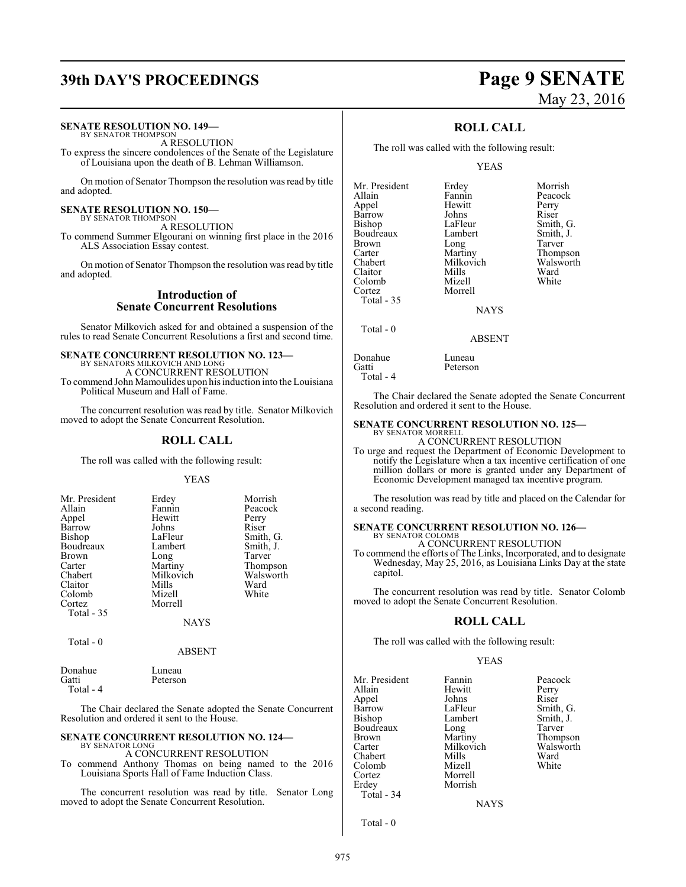**SENATE RESOLUTION NO. 149—**
BY SENATOR THOMPSON

A RESOLUTION

To express the sincere condolences of the Senate of the Legislature of Louisiana upon the death of B. Lehman Williamson.

On motion of Senator Thompson the resolution was read by title and adopted.

**SENATE RESOLUTION NO. 150—**
BY SENATOR THOMPSON

A RESOLUTION

To commend Summer Elgourani on winning first place in the 2016 ALS Association Essay contest.

On motion of Senator Thompson the resolution was read by title and adopted.

## Introduction of Senate Concurrent Resolutions

Senator Milkovich asked for and obtained a suspension of the rules to read Senate Concurrent Resolutions a first and second time.

**SENATE CONCURRENT RESOLUTION NO. 123—**
BY SENATORS MILKOVICH AND LONG

A CONCURRENT RESOLUTION

To commend John Mamoulides upon his induction into the Louisiana Political Museum and Hall of Fame.

The concurrent resolution was read by title. Senator Milkovich moved to adopt the Senate Concurrent Resolution.

## ROLL CALL

The roll was called with the following result:

YEAS

| | | |
|---|---|---|
| Mr. President | Erdey | Morrish |
| Allain | Fannin | Peacock |
| Appel | Hewitt | Perry |
| Barrow | Johns | Riser |
| Bishop | LaFleur | Smith, G. |
| Boudreaux | Lambert | Smith, J. |
| Brown | Long | Tarver |
| Carter | Martiny | Thompson |
| Chabert | Milkovich | Walsworth |
| Claitor | Mills | Ward |
| Colomb | Mizell | White |
| Cortez | Morrell | |
| Total - 35 | | |

NAYS

Total - 0

ABSENT

| | |
|---|---|
| Donahue | Luneau |
| Gatti | Peterson |
| Total - 4 | |

The Chair declared the Senate adopted the Senate Concurrent Resolution and ordered it sent to the House.

**SENATE CONCURRENT RESOLUTION NO. 124—**
BY SENATOR LONG

A CONCURRENT RESOLUTION

To commend Anthony Thomas on being named to the 2016 Louisiana Sports Hall of Fame Induction Class.

The concurrent resolution was read by title. Senator Long moved to adopt the Senate Concurrent Resolution.

## ROLL CALL

The roll was called with the following result:

YEAS

| | | |
|---|---|---|
| Mr. President | Erdey | Morrish |
| Allain | Fannin | Peacock |
| Appel | Hewitt | Perry |
| Barrow | Johns | Riser |
| Bishop | LaFleur | Smith, G. |
| Boudreaux | Lambert | Smith, J. |
| Brown | Long | Tarver |
| Carter | Martiny | Thompson |
| Chabert | Milkovich | Walsworth |
| Claitor | Mills | Ward |
| Colomb | Mizell | White |
| Cortez | Morrell | |
| Total - 35 | | |

NAYS

Total - 0

ABSENT

| | |
|---|---|
| Donahue | Luneau |
| Gatti | Peterson |
| Total - 4 | |

The Chair declared the Senate adopted the Senate Concurrent Resolution and ordered it sent to the House.

**SENATE CONCURRENT RESOLUTION NO. 125—**
BY SENATOR MORRELL

A CONCURRENT RESOLUTION

To urge and request the Department of Economic Development to notify the Legislature when a tax incentive certification of one million dollars or more is granted under any Department of Economic Development managed tax incentive program.

The resolution was read by title and placed on the Calendar for a second reading.

**SENATE CONCURRENT RESOLUTION NO. 126—**
BY SENATOR COLOMB

A CONCURRENT RESOLUTION

To commend the efforts of The Links, Incorporated, and to designate Wednesday, May 25, 2016, as Louisiana Links Day at the state capitol.

The concurrent resolution was read by title. Senator Colomb moved to adopt the Senate Concurrent Resolution.

## ROLL CALL

The roll was called with the following result:

YEAS

| | | |
|---|---|---|
| Mr. President | Fannin | Peacock |
| Allain | Hewitt | Perry |
| Appel | Johns | Riser |
| Barrow | LaFleur | Smith, G. |
| Bishop | Lambert | Smith, J. |
| Boudreaux | Long | Tarver |
| Brown | Martiny | Thompson |
| Carter | Milkovich | Walsworth |
| Chabert | Mills | Ward |
| Colomb | Mizell | White |
| Cortez | Morrell | |
| Erdey | Morrish | |
| Total - 34 | | |

NAYS

Total - 0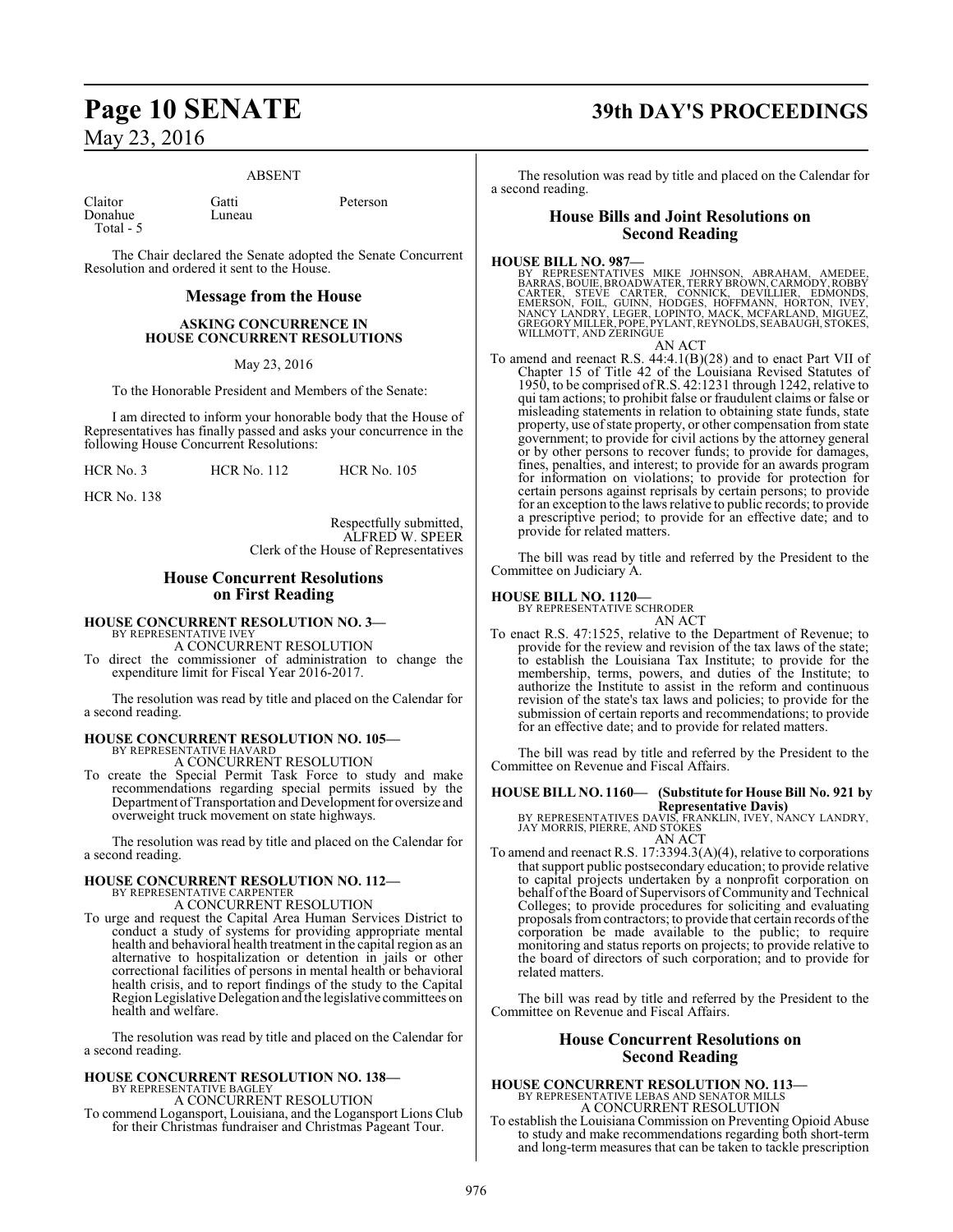ABSENT

| | | |
|---|---|---|
| Claitor | Gatti | Peterson |
| Donahue | Luneau | |
| Total - 5 | | |

The Chair declared the Senate adopted the Senate Concurrent Resolution and ordered it sent to the House.

## Message from the House

**ASKING CONCURRENCE IN HOUSE CONCURRENT RESOLUTIONS**

May 23, 2016

To the Honorable President and Members of the Senate:

I am directed to inform your honorable body that the House of Representatives has finally passed and asks your concurrence in the following House Concurrent Resolutions:

HCR No. 3 HCR No. 112 HCR No. 105

HCR No. 138

Respectfully submitted,
ALFRED W. SPEER
Clerk of the House of Representatives

## House Concurrent Resolutions on First Reading

**HOUSE CONCURRENT RESOLUTION NO. 3—**
BY REPRESENTATIVE IVEY
A CONCURRENT RESOLUTION
To direct the commissioner of administration to change the expenditure limit for Fiscal Year 2016-2017.

The resolution was read by title and placed on the Calendar for a second reading.

**HOUSE CONCURRENT RESOLUTION NO. 105—**
BY REPRESENTATIVE HAVARD
A CONCURRENT RESOLUTION
To create the Special Permit Task Force to study and make recommendations regarding special permits issued by the Department of Transportation and Development for oversize and overweight truck movement on state highways.

The resolution was read by title and placed on the Calendar for a second reading.

**HOUSE CONCURRENT RESOLUTION NO. 112—**
BY REPRESENTATIVE CARPENTER
A CONCURRENT RESOLUTION
To urge and request the Capital Area Human Services District to conduct a study of systems for providing appropriate mental health and behavioral health treatment in the capital region as an alternative to hospitalization or detention in jails or other correctional facilities of persons in mental health or behavioral health crisis, and to report findings of the study to the Capital Region Legislative Delegation and the legislative committees on health and welfare.

The resolution was read by title and placed on the Calendar for a second reading.

**HOUSE CONCURRENT RESOLUTION NO. 138—**
BY REPRESENTATIVE BAGLEY
A CONCURRENT RESOLUTION
To commend Logansport, Louisiana, and the Logansport Lions Club for their Christmas fundraiser and Christmas Pageant Tour.

The resolution was read by title and placed on the Calendar for a second reading.

## House Bills and Joint Resolutions on Second Reading

**HOUSE BILL NO. 987—**
BY REPRESENTATIVES MIKE JOHNSON, ABRAHAM, AMEDEE, BARRAS, BOUIE, BROADWATER, TERRY BROWN, CARMODY, ROBBY CARTER, STEVE CARTER, CONNICK, DEVILLIER, EDMONDS, EMERSON, FOIL, GUINN, HODGES, HOFFMANN, HORTON, IVEY, NANCY LANDRY, LEGER, LOPINTO, MACK, MCFARLAND, MIGUEZ, GREGORY MILLER, POPE, PYLANT, REYNOLDS, SEABAUGH, STOKES, WILLMOTT, AND ZERINGUE
AN ACT
To amend and reenact R.S. 44:4.1(B)(28) and to enact Part VII of Chapter 15 of Title 42 of the Louisiana Revised Statutes of 1950, to be comprised of R.S. 42:1231 through 1242, relative to qui tam actions; to prohibit false or fraudulent claims or false or misleading statements in relation to obtaining state funds, state property, use of state property, or other compensation from state government; to provide for civil actions by the attorney general or by other persons to recover funds; to provide for damages, fines, penalties, and interest; to provide for an awards program for information on violations; to provide for protection for certain persons against reprisals by certain persons; to provide for an exception to the laws relative to public records; to provide a prescriptive period; to provide for an effective date; and to provide for related matters.

The bill was read by title and referred by the President to the Committee on Judiciary A.

**HOUSE BILL NO. 1120—**
BY REPRESENTATIVE SCHRODER
AN ACT
To enact R.S. 47:1525, relative to the Department of Revenue; to provide for the review and revision of the tax laws of the state; to establish the Louisiana Tax Institute; to provide for the membership, terms, powers, and duties of the Institute; to authorize the Institute to assist in the reform and continuous revision of the state's tax laws and policies; to provide for the submission of certain reports and recommendations; to provide for an effective date; and to provide for related matters.

The bill was read by title and referred by the President to the Committee on Revenue and Fiscal Affairs.

**HOUSE BILL NO. 1160— (Substitute for House Bill No. 921 by Representative Davis)**
BY REPRESENTATIVES DAVIS, FRANKLIN, IVEY, NANCY LANDRY, JAY MORRIS, PIERRE, AND STOKES
AN ACT
To amend and reenact R.S. 17:3394.3(A)(4), relative to corporations that support public postsecondary education; to provide relative to capital projects undertaken by a nonprofit corporation on behalf of the Board of Supervisors of Community and Technical Colleges; to provide procedures for soliciting and evaluating proposals from contractors; to provide that certain records of the corporation be made available to the public; to require monitoring and status reports on projects; to provide relative to the board of directors of such corporation; and to provide for related matters.

The bill was read by title and referred by the President to the Committee on Revenue and Fiscal Affairs.

## House Concurrent Resolutions on Second Reading

**HOUSE CONCURRENT RESOLUTION NO. 113—**
BY REPRESENTATIVE LEBAS AND SENATOR MILLS
A CONCURRENT RESOLUTION
To establish the Louisiana Commission on Preventing Opioid Abuse to study and make recommendations regarding both short-term and long-term measures that can be taken to tackle prescription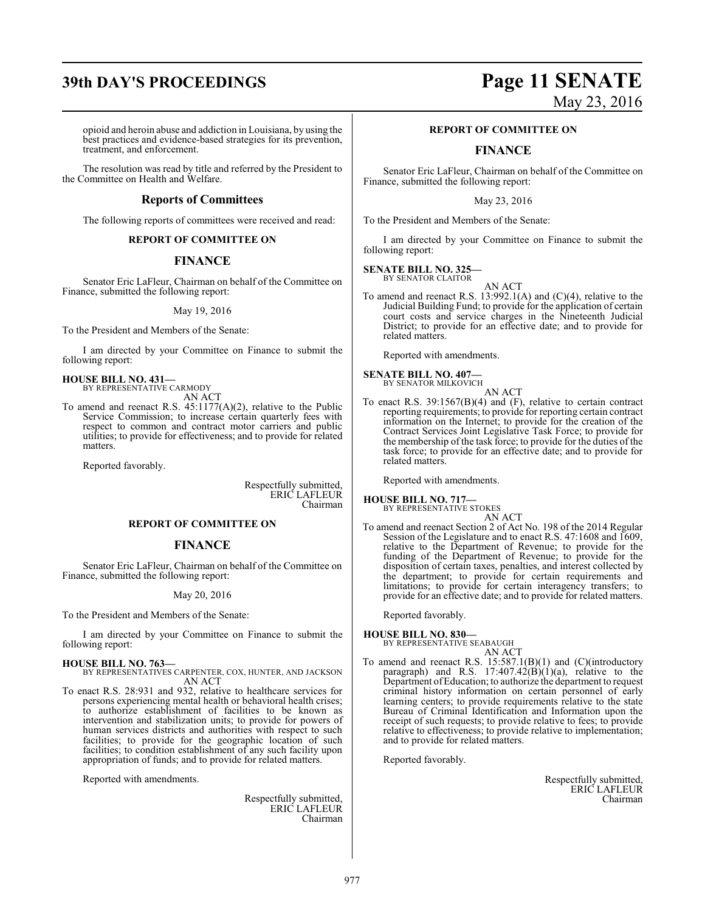opioid and heroin abuse and addiction in Louisiana, by using the best practices and evidence-based strategies for its prevention, treatment, and enforcement.

The resolution was read by title and referred by the President to the Committee on Health and Welfare.

## Reports of Committees

The following reports of committees were received and read:

**REPORT OF COMMITTEE ON**

## FINANCE

Senator Eric LaFleur, Chairman on behalf of the Committee on Finance, submitted the following report:

May 19, 2016

To the President and Members of the Senate:

I am directed by your Committee on Finance to submit the following report:

**HOUSE BILL NO. 431—**
BY REPRESENTATIVE CARMODY
AN ACT

To amend and reenact R.S. 45:1177(A)(2), relative to the Public Service Commission; to increase certain quarterly fees with respect to common and contract motor carriers and public utilities; to provide for effectiveness; and to provide for related matters.

Reported favorably.

Respectfully submitted,
ERIC LAFLEUR
Chairman

**REPORT OF COMMITTEE ON**

## FINANCE

Senator Eric LaFleur, Chairman on behalf of the Committee on Finance, submitted the following report:

May 20, 2016

To the President and Members of the Senate:

I am directed by your Committee on Finance to submit the following report:

**HOUSE BILL NO. 763—**
BY REPRESENTATIVES CARPENTER, COX, HUNTER, AND JACKSON
AN ACT

To enact R.S. 28:931 and 932, relative to healthcare services for persons experiencing mental health or behavioral health crises; to authorize establishment of facilities to be known as intervention and stabilization units; to provide for powers of human services districts and authorities with respect to such facilities; to provide for the geographic location of such facilities; to condition establishment of any such facility upon appropriation of funds; and to provide for related matters.

Reported with amendments.

Respectfully submitted,
ERIC LAFLEUR
Chairman

**REPORT OF COMMITTEE ON**

## FINANCE

Senator Eric LaFleur, Chairman on behalf of the Committee on Finance, submitted the following report:

May 23, 2016

To the President and Members of the Senate:

I am directed by your Committee on Finance to submit the following report:

**SENATE BILL NO. 325—**
BY SENATOR CLAITOR
AN ACT

To amend and reenact R.S. 13:992.1(A) and (C)(4), relative to the Judicial Building Fund; to provide for the application of certain court costs and service charges in the Nineteenth Judicial District; to provide for an effective date; and to provide for related matters.

Reported with amendments.

**SENATE BILL NO. 407—**
BY SENATOR MILKOVICH
AN ACT

To enact R.S. 39:1567(B)(4) and (F), relative to certain contract reporting requirements; to provide for reporting certain contract information on the Internet; to provide for the creation of the Contract Services Joint Legislative Task Force; to provide for the membership of the task force; to provide for the duties of the task force; to provide for an effective date; and to provide for related matters.

Reported with amendments.

**HOUSE BILL NO. 717—**
BY REPRESENTATIVE STOKES
AN ACT

To amend and reenact Section 2 of Act No. 198 of the 2014 Regular Session of the Legislature and to enact R.S. 47:1608 and 1609, relative to the Department of Revenue; to provide for the funding of the Department of Revenue; to provide for the disposition of certain taxes, penalties, and interest collected by the department; to provide for certain requirements and limitations; to provide for certain interagency transfers; to provide for an effective date; and to provide for related matters.

Reported favorably.

**HOUSE BILL NO. 830—**
BY REPRESENTATIVE SEABAUGH
AN ACT

To amend and reenact R.S. 15:587.1(B)(1) and (C)(introductory paragraph) and R.S. 17:407.42(B)(1)(a), relative to the Department of Education; to authorize the department to request criminal history information on certain personnel of early learning centers; to provide requirements relative to the state Bureau of Criminal Identification and Information upon the receipt of such requests; to provide relative to fees; to provide relative to effectiveness; to provide relative to implementation; and to provide for related matters.

Reported favorably.

Respectfully submitted,
ERIC LAFLEUR
Chairman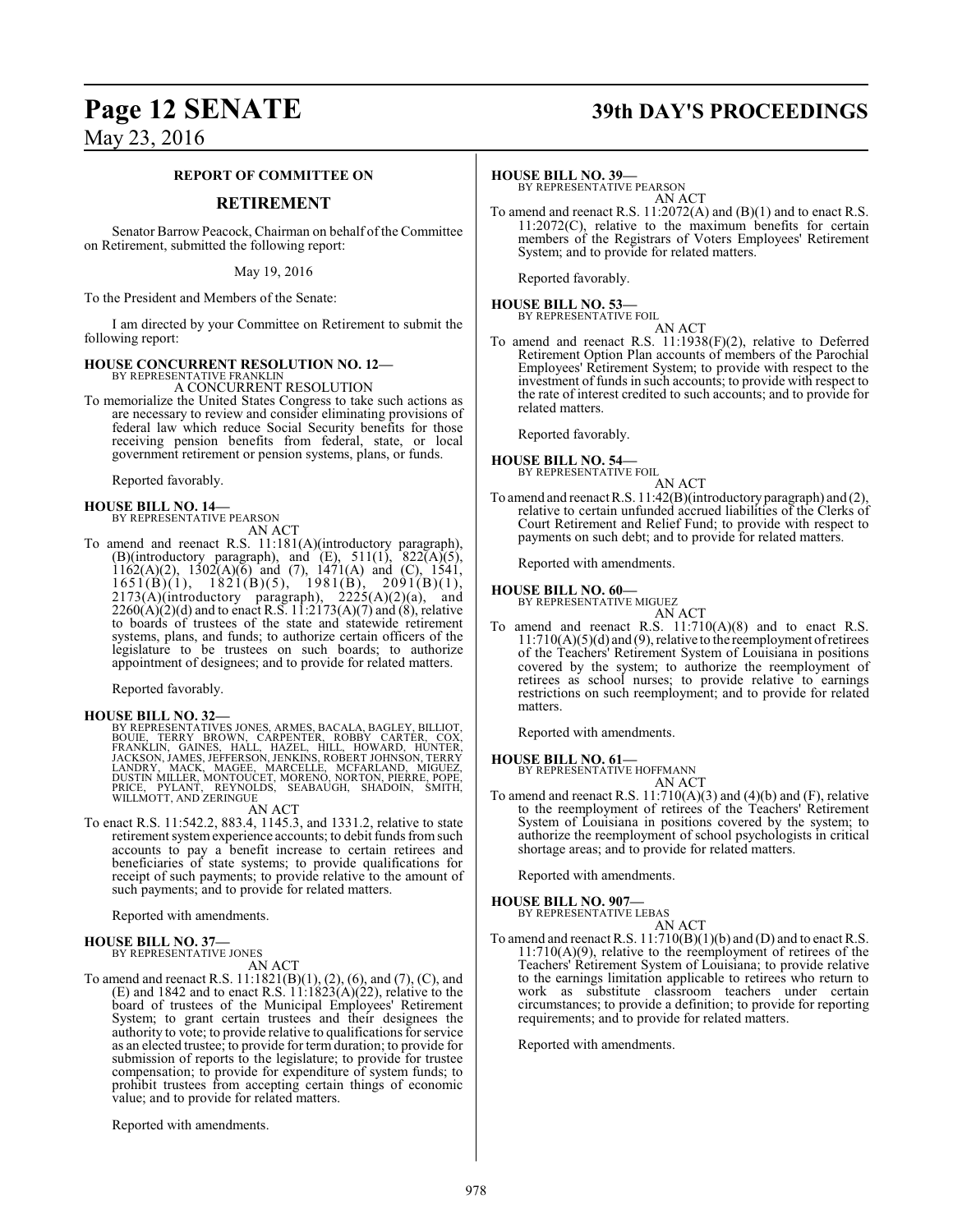## REPORT OF COMMITTEE ON

## RETIREMENT

Senator Barrow Peacock, Chairman on behalf of the Committee on Retirement, submitted the following report:

May 19, 2016

To the President and Members of the Senate:

I am directed by your Committee on Retirement to submit the following report:

**HOUSE CONCURRENT RESOLUTION NO. 12—**
BY REPRESENTATIVE FRANKLIN
A CONCURRENT RESOLUTION

To memorialize the United States Congress to take such actions as are necessary to review and consider eliminating provisions of federal law which reduce Social Security benefits for those receiving pension benefits from federal, state, or local government retirement or pension systems, plans, or funds.

Reported favorably.

**HOUSE BILL NO. 14—**
BY REPRESENTATIVE PEARSON
AN ACT

To amend and reenact R.S. 11:181(A)(introductory paragraph), (B)(introductory paragraph), and (E), 511(1), 822(A)(5), 1162(A)(2), 1302(A)(6) and (7), 1471(A) and (C), 1541, 1651(B)(1), 1821(B)(5), 1981(B), 2091(B)(1), 2173(A)(introductory paragraph), 2225(A)(2)(a), and 2260(A)(2)(d) and to enact R.S. 11:2173(A)(7) and (8), relative to boards of trustees of the state and statewide retirement systems, plans, and funds; to authorize certain officers of the legislature to be trustees on such boards; to authorize appointment of designees; and to provide for related matters.

Reported favorably.

**HOUSE BILL NO. 32—**
BY REPRESENTATIVES JONES, ARMES, BACALA, BAGLEY, BILLIOT, BOUIE, TERRY BROWN, CARPENTER, ROBBY CARTER, COX, FRANKLIN, GAINES, HALL, HAZEL, HILL, HOWARD, HUNTER, JACKSON, JAMES, JEFFERSON, JENKINS, ROBERT JOHNSON, TERRY LANDRY, MACK, MAGEE, MARCELLE, MCFARLAND, MIGUEZ, DUSTIN MILLER, MONTOUCET, MORENO, NORTON, PIERRE, POPE, PRICE, PYLANT, REYNOLDS, SEABAUGH, SHADOIN, SMITH, WILLMOTT, AND ZERINGUE
AN ACT

To enact R.S. 11:542.2, 883.4, 1145.3, and 1331.2, relative to state retirement system experience accounts; to debit funds from such accounts to pay a benefit increase to certain retirees and beneficiaries of state systems; to provide qualifications for receipt of such payments; to provide relative to the amount of such payments; and to provide for related matters.

Reported with amendments.

**HOUSE BILL NO. 37—**
BY REPRESENTATIVE JONES
AN ACT

To amend and reenact R.S. 11:1821(B)(1), (2), (6), and (7), (C), and (E) and 1842 and to enact R.S. 11:1823(A)(22), relative to the board of trustees of the Municipal Employees' Retirement System; to grant certain trustees and their designees the authority to vote; to provide relative to qualifications for service as an elected trustee; to provide for term duration; to provide for submission of reports to the legislature; to provide for trustee compensation; to provide for expenditure of system funds; to prohibit trustees from accepting certain things of economic value; and to provide for related matters.

Reported with amendments.

**HOUSE BILL NO. 39—**
BY REPRESENTATIVE PEARSON
AN ACT

To amend and reenact R.S. 11:2072(A) and (B)(1) and to enact R.S. 11:2072(C), relative to the maximum benefits for certain members of the Registrars of Voters Employees' Retirement System; and to provide for related matters.

Reported favorably.

**HOUSE BILL NO. 53—**
BY REPRESENTATIVE FOIL
AN ACT

To amend and reenact R.S. 11:1938(F)(2), relative to Deferred Retirement Option Plan accounts of members of the Parochial Employees' Retirement System; to provide with respect to the investment of funds in such accounts; to provide with respect to the rate of interest credited to such accounts; and to provide for related matters.

Reported favorably.

**HOUSE BILL NO. 54—**
BY REPRESENTATIVE FOIL
AN ACT

To amend and reenact R.S. 11:42(B)(introductory paragraph) and (2), relative to certain unfunded accrued liabilities of the Clerks of Court Retirement and Relief Fund; to provide with respect to payments on such debt; and to provide for related matters.

Reported with amendments.

**HOUSE BILL NO. 60—**
BY REPRESENTATIVE MIGUEZ
AN ACT

To amend and reenact R.S. 11:710(A)(8) and to enact R.S. 11:710(A)(5)(d) and (9), relative to the reemployment of retirees of the Teachers' Retirement System of Louisiana in positions covered by the system; to authorize the reemployment of retirees as school nurses; to provide relative to earnings restrictions on such reemployment; and to provide for related matters.

Reported with amendments.

**HOUSE BILL NO. 61—**
BY REPRESENTATIVE HOFFMANN
AN ACT

To amend and reenact R.S. 11:710(A)(3) and (4)(b) and (F), relative to the reemployment of retirees of the Teachers' Retirement System of Louisiana in positions covered by the system; to authorize the reemployment of school psychologists in critical shortage areas; and to provide for related matters.

Reported with amendments.

**HOUSE BILL NO. 907—**
BY REPRESENTATIVE LEBAS
AN ACT

To amend and reenact R.S. 11:710(B)(1)(b) and (D) and to enact R.S. 11:710(A)(9), relative to the reemployment of retirees of the Teachers' Retirement System of Louisiana; to provide relative to the earnings limitation applicable to retirees who return to work as substitute classroom teachers under certain circumstances; to provide a definition; to provide for reporting requirements; and to provide for related matters.

Reported with amendments.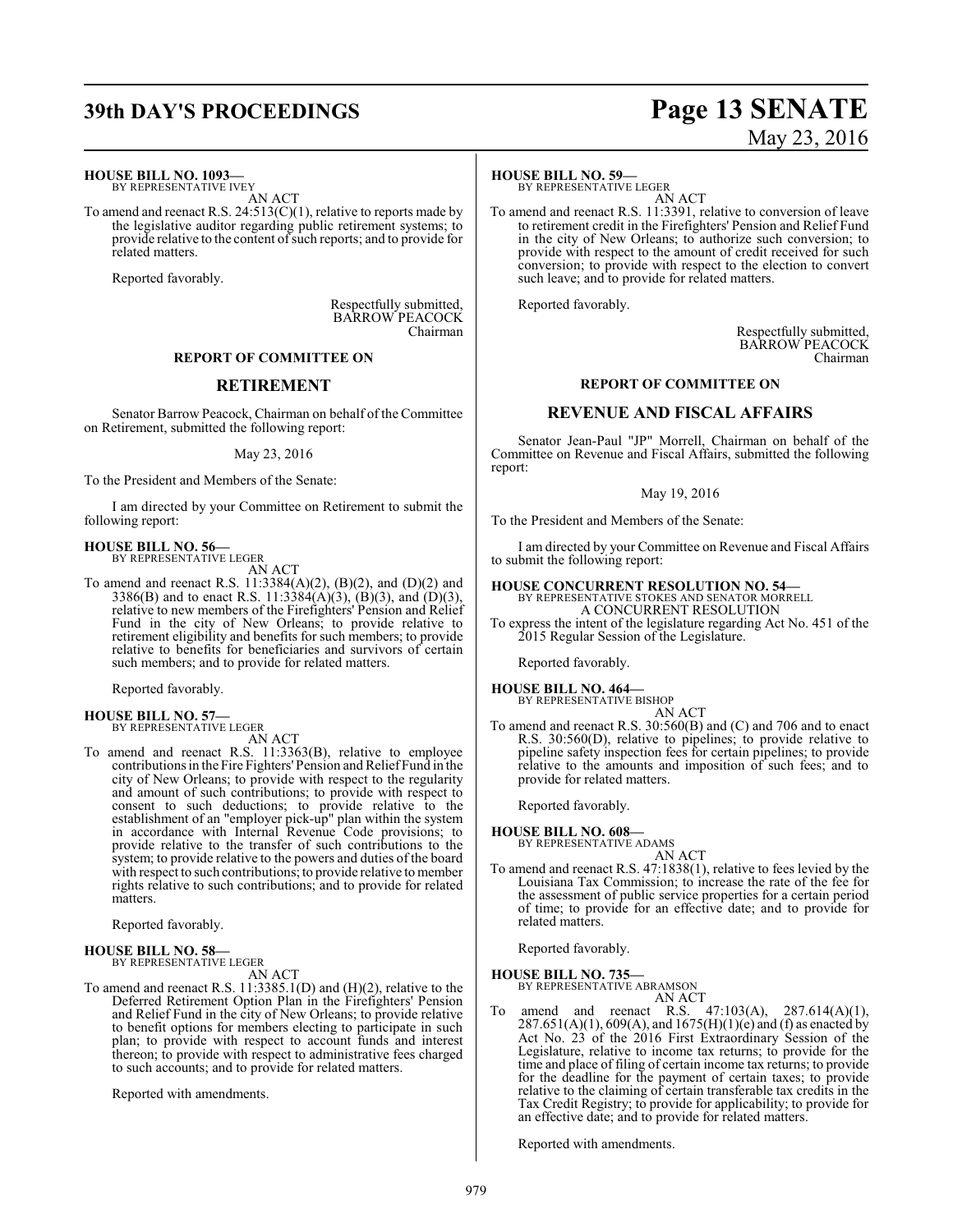**HOUSE BILL NO. 1093—**
BY REPRESENTATIVE IVEY

AN ACT

To amend and reenact R.S. 24:513(C)(1), relative to reports made by the legislative auditor regarding public retirement systems; to provide relative to the content of such reports; and to provide for related matters.

Reported favorably.

Respectfully submitted,
BARROW PEACOCK
Chairman

## REPORT OF COMMITTEE ON

## RETIREMENT

Senator Barrow Peacock, Chairman on behalf of the Committee on Retirement, submitted the following report:

May 23, 2016

To the President and Members of the Senate:

I am directed by your Committee on Retirement to submit the following report:

**HOUSE BILL NO. 56—**
BY REPRESENTATIVE LEGER

AN ACT

To amend and reenact R.S. 11:3384(A)(2), (B)(2), and (D)(2) and 3386(B) and to enact R.S. 11:3384(A)(3), (B)(3), and (D)(3), relative to new members of the Firefighters' Pension and Relief Fund in the city of New Orleans; to provide relative to retirement eligibility and benefits for such members; to provide relative to benefits for beneficiaries and survivors of certain such members; and to provide for related matters.

Reported favorably.

**HOUSE BILL NO. 57—**
BY REPRESENTATIVE LEGER

AN ACT

To amend and reenact R.S. 11:3363(B), relative to employee contributions in the Fire Fighters' Pension and Relief Fund in the city of New Orleans; to provide with respect to the regularity and amount of such contributions; to provide with respect to consent to such deductions; to provide relative to the establishment of an "employer pick-up" plan within the system in accordance with Internal Revenue Code provisions; to provide relative to the transfer of such contributions to the system; to provide relative to the powers and duties of the board with respect to such contributions; to provide relative to member rights relative to such contributions; and to provide for related matters.

Reported favorably.

**HOUSE BILL NO. 58—**
BY REPRESENTATIVE LEGER

AN ACT

To amend and reenact R.S. 11:3385.1(D) and (H)(2), relative to the Deferred Retirement Option Plan in the Firefighters' Pension and Relief Fund in the city of New Orleans; to provide relative to benefit options for members electing to participate in such plan; to provide with respect to account funds and interest thereon; to provide with respect to administrative fees charged to such accounts; and to provide for related matters.

Reported with amendments.

**HOUSE BILL NO. 59—**
BY REPRESENTATIVE LEGER

AN ACT

To amend and reenact R.S. 11:3391, relative to conversion of leave to retirement credit in the Firefighters' Pension and Relief Fund in the city of New Orleans; to authorize such conversion; to provide with respect to the amount of credit received for such conversion; to provide with respect to the election to convert such leave; and to provide for related matters.

Reported favorably.

Respectfully submitted,
BARROW PEACOCK
Chairman

## REPORT OF COMMITTEE ON

## REVENUE AND FISCAL AFFAIRS

Senator Jean-Paul "JP" Morrell, Chairman on behalf of the Committee on Revenue and Fiscal Affairs, submitted the following report:

May 19, 2016

To the President and Members of the Senate:

I am directed by your Committee on Revenue and Fiscal Affairs to submit the following report:

**HOUSE CONCURRENT RESOLUTION NO. 54—**
BY REPRESENTATIVE STOKES AND SENATOR MORRELL

A CONCURRENT RESOLUTION

To express the intent of the legislature regarding Act No. 451 of the 2015 Regular Session of the Legislature.

Reported favorably.

**HOUSE BILL NO. 464—**
BY REPRESENTATIVE BISHOP

AN ACT

To amend and reenact R.S. 30:560(B) and (C) and 706 and to enact R.S. 30:560(D), relative to pipelines; to provide relative to pipeline safety inspection fees for certain pipelines; to provide relative to the amounts and imposition of such fees; and to provide for related matters.

Reported favorably.

**HOUSE BILL NO. 608—**
BY REPRESENTATIVE ADAMS

AN ACT

To amend and reenact R.S. 47:1838(1), relative to fees levied by the Louisiana Tax Commission; to increase the rate of the fee for the assessment of public service properties for a certain period of time; to provide for an effective date; and to provide for related matters.

Reported favorably.

**HOUSE BILL NO. 735—**
BY REPRESENTATIVE ABRAMSON

AN ACT

To amend and reenact R.S. 47:103(A), 287.614(A)(1), 287.651(A)(1), 609(A), and 1675(H)(1)(e) and (f) as enacted by Act No. 23 of the 2016 First Extraordinary Session of the Legislature, relative to income tax returns; to provide for the time and place of filing of certain income tax returns; to provide for the deadline for the payment of certain taxes; to provide relative to the claiming of certain transferable tax credits in the Tax Credit Registry; to provide for applicability; to provide for an effective date; and to provide for related matters.

Reported with amendments.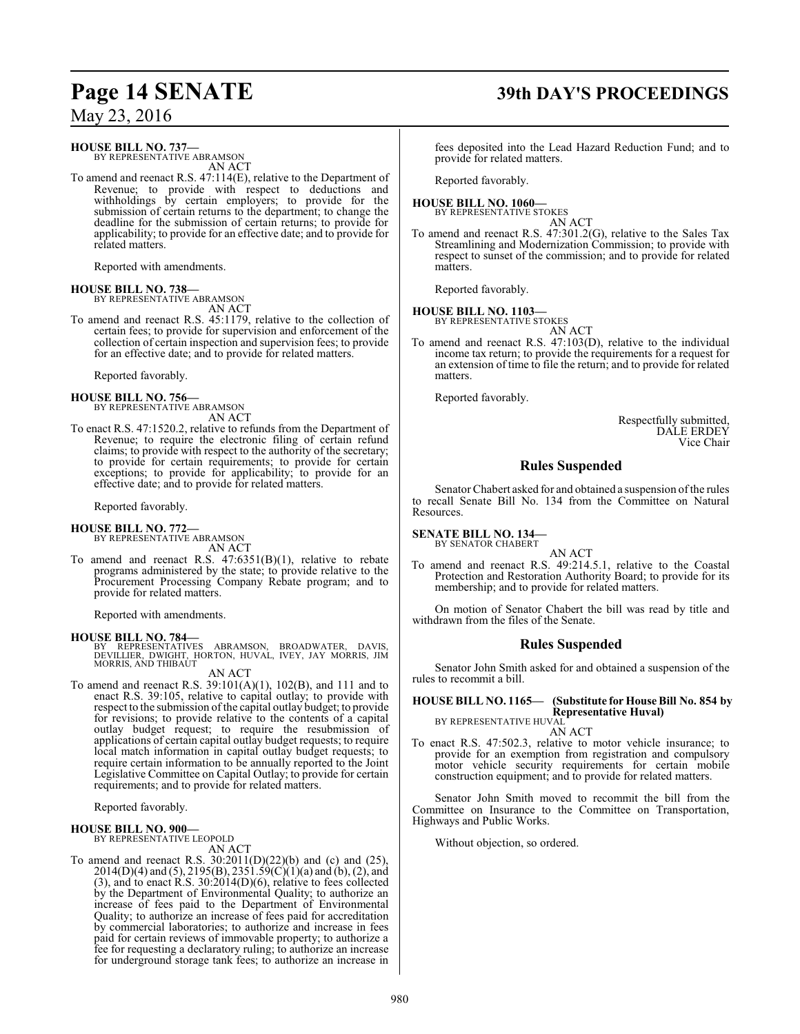**HOUSE BILL NO. 737—**
BY REPRESENTATIVE ABRAMSON

AN ACT

To amend and reenact R.S. 47:114(E), relative to the Department of Revenue; to provide with respect to deductions and withholdings by certain employers; to provide for the submission of certain returns to the department; to change the deadline for the submission of certain returns; to provide for applicability; to provide for an effective date; and to provide for related matters.

Reported with amendments.

**HOUSE BILL NO. 738—**
BY REPRESENTATIVE ABRAMSON

AN ACT

To amend and reenact R.S. 45:1179, relative to the collection of certain fees; to provide for supervision and enforcement of the collection of certain inspection and supervision fees; to provide for an effective date; and to provide for related matters.

Reported favorably.

**HOUSE BILL NO. 756—**
BY REPRESENTATIVE ABRAMSON

AN ACT

To enact R.S. 47:1520.2, relative to refunds from the Department of Revenue; to require the electronic filing of certain refund claims; to provide with respect to the authority of the secretary; to provide for certain requirements; to provide for certain exceptions; to provide for applicability; to provide for an effective date; and to provide for related matters.

Reported favorably.

**HOUSE BILL NO. 772—**
BY REPRESENTATIVE ABRAMSON

AN ACT

To amend and reenact R.S. 47:6351(B)(1), relative to rebate programs administered by the state; to provide relative to the Procurement Processing Company Rebate program; and to provide for related matters.

Reported with amendments.

**HOUSE BILL NO. 784—**
BY REPRESENTATIVES ABRAMSON, BROADWATER, DAVIS, DEVILLIER, DWIGHT, HORTON, HUVAL, IVEY, JAY MORRIS, JIM MORRIS, AND THIBAUT

AN ACT

To amend and reenact R.S. 39:101(A)(1), 102(B), and 111 and to enact R.S. 39:105, relative to capital outlay; to provide with respect to the submission of the capital outlay budget; to provide for revisions; to provide relative to the contents of a capital outlay budget request; to require the resubmission of applications of certain capital outlay budget requests; to require local match information in capital outlay budget requests; to require certain information to be annually reported to the Joint Legislative Committee on Capital Outlay; to provide for certain requirements; and to provide for related matters.

Reported favorably.

**HOUSE BILL NO. 900—**
BY REPRESENTATIVE LEOPOLD

AN ACT

To amend and reenact R.S. 30:2011(D)(22)(b) and (c) and (25), 2014(D)(4) and (5), 2195(B), 2351.59(C)(1)(a) and (b), (2), and (3), and to enact R.S. 30:2014(D)(6), relative to fees collected by the Department of Environmental Quality; to authorize an increase of fees paid to the Department of Environmental Quality; to authorize an increase of fees paid for accreditation by commercial laboratories; to authorize and increase in fees paid for certain reviews of immovable property; to authorize a fee for requesting a declaratory ruling; to authorize an increase for underground storage tank fees; to authorize an increase in fees deposited into the Lead Hazard Reduction Fund; and to provide for related matters.

Reported favorably.

**HOUSE BILL NO. 1060—**
BY REPRESENTATIVE STOKES

AN ACT

To amend and reenact R.S. 47:301.2(G), relative to the Sales Tax Streamlining and Modernization Commission; to provide with respect to sunset of the commission; and to provide for related matters.

Reported favorably.

**HOUSE BILL NO. 1103—**
BY REPRESENTATIVE STOKES

AN ACT

To amend and reenact R.S. 47:103(D), relative to the individual income tax return; to provide the requirements for a request for an extension of time to file the return; and to provide for related matters.

Reported favorably.

Respectfully submitted,
DALE ERDEY
Vice Chair

## Rules Suspended

Senator Chabert asked for and obtained a suspension of the rules to recall Senate Bill No. 134 from the Committee on Natural Resources.

**SENATE BILL NO. 134—**
BY SENATOR CHABERT

AN ACT

To amend and reenact R.S. 49:214.5.1, relative to the Coastal Protection and Restoration Authority Board; to provide for its membership; and to provide for related matters.

On motion of Senator Chabert the bill was read by title and withdrawn from the files of the Senate.

## Rules Suspended

Senator John Smith asked for and obtained a suspension of the rules to recommit a bill.

**HOUSE BILL NO. 1165— (Substitute for House Bill No. 854 by Representative Huval)**
BY REPRESENTATIVE HUVAL

AN ACT

To enact R.S. 47:502.3, relative to motor vehicle insurance; to provide for an exemption from registration and compulsory motor vehicle security requirements for certain mobile construction equipment; and to provide for related matters.

Senator John Smith moved to recommit the bill from the Committee on Insurance to the Committee on Transportation, Highways and Public Works.

Without objection, so ordered.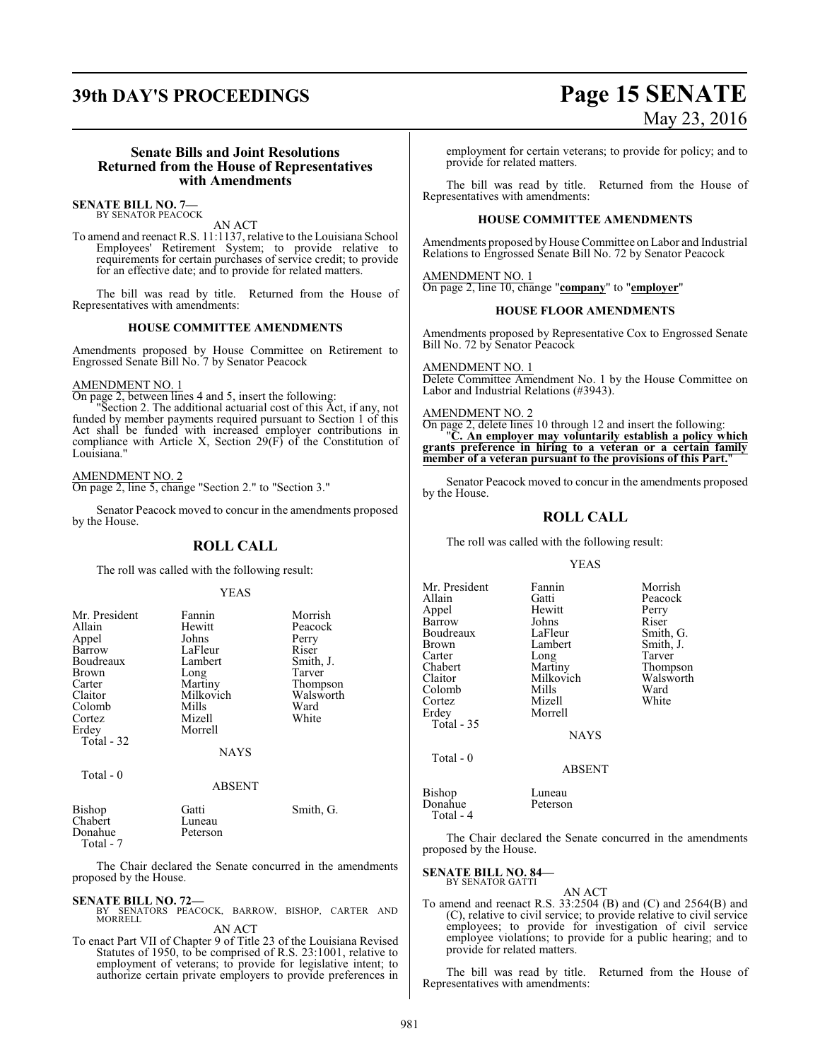### Senate Bills and Joint Resolutions Returned from the House of Representatives with Amendments

**SENATE BILL NO. 7—**
BY SENATOR PEACOCK

AN ACT

To amend and reenact R.S. 11:1137, relative to the Louisiana School Employees' Retirement System; to provide relative to requirements for certain purchases of service credit; to provide for an effective date; and to provide for related matters.

The bill was read by title. Returned from the House of Representatives with amendments:

**HOUSE COMMITTEE AMENDMENTS**

Amendments proposed by House Committee on Retirement to Engrossed Senate Bill No. 7 by Senator Peacock

AMENDMENT NO. 1
On page 2, between lines 4 and 5, insert the following:

"Section 2. The additional actuarial cost of this Act, if any, not funded by member payments required pursuant to Section 1 of this Act shall be funded with increased employer contributions in compliance with Article X, Section 29(F) of the Constitution of Louisiana."

AMENDMENT NO. 2
On page 2, line 5, change "Section 2." to "Section 3."

Senator Peacock moved to concur in the amendments proposed by the House.

## ROLL CALL

The roll was called with the following result:

YEAS

| | | |
|---|---|---|
| Mr. President | Fannin | Morrish |
| Allain | Hewitt | Peacock |
| Appel | Johns | Perry |
| Barrow | LaFleur | Riser |
| Boudreaux | Lambert | Smith, J. |
| Brown | Long | Tarver |
| Carter | Martiny | Thompson |
| Claitor | Milkovich | Walsworth |
| Colomb | Mills | Ward |
| Cortez | Mizell | White |
| Erdey | Morrell | |

Total - 32

NAYS

Total - 0

ABSENT

| | | |
|---|---|---|
| Bishop | Gatti | Smith, G. |
| Chabert | Luneau | |
| Donahue | Peterson | |

Total - 7

The Chair declared the Senate concurred in the amendments proposed by the House.

**SENATE BILL NO. 72—**
BY SENATORS PEACOCK, BARROW, BISHOP, CARTER AND MORRELL

AN ACT

To enact Part VII of Chapter 9 of Title 23 of the Louisiana Revised Statutes of 1950, to be comprised of R.S. 23:1001, relative to employment of veterans; to provide for legislative intent; to authorize certain private employers to provide preferences in employment for certain veterans; to provide for policy; and to provide for related matters.

The bill was read by title. Returned from the House of Representatives with amendments:

**HOUSE COMMITTEE AMENDMENTS**

Amendments proposed by House Committee on Labor and Industrial Relations to Engrossed Senate Bill No. 72 by Senator Peacock

AMENDMENT NO. 1
On page 2, line 10, change "**company**" to "**employer**"

**HOUSE FLOOR AMENDMENTS**

Amendments proposed by Representative Cox to Engrossed Senate Bill No. 72 by Senator Peacock

AMENDMENT NO. 1
Delete Committee Amendment No. 1 by the House Committee on Labor and Industrial Relations (#3943).

AMENDMENT NO. 2
On page 2, delete lines 10 through 12 and insert the following:

"**C. An employer may voluntarily establish a policy which grants preference in hiring to a veteran or a certain family member of a veteran pursuant to the provisions of this Part.**"

Senator Peacock moved to concur in the amendments proposed by the House.

## ROLL CALL

The roll was called with the following result:

YEAS

| | | |
|---|---|---|
| Mr. President | Fannin | Morrish |
| Allain | Gatti | Peacock |
| Appel | Hewitt | Perry |
| Barrow | Johns | Riser |
| Boudreaux | LaFleur | Smith, G. |
| Brown | Lambert | Smith, J. |
| Carter | Long | Tarver |
| Chabert | Martiny | Thompson |
| Claitor | Milkovich | Walsworth |
| Colomb | Mills | Ward |
| Cortez | Mizell | White |
| Erdey | Morrell | |

Total - 35

NAYS

Total - 0

ABSENT

| | |
|---|---|
| Bishop | Luneau |
| Donahue | Peterson |

Total - 4

The Chair declared the Senate concurred in the amendments proposed by the House.

**SENATE BILL NO. 84—**
BY SENATOR GATTI

AN ACT

To amend and reenact R.S. 33:2504 (B) and (C) and 2564(B) and (C), relative to civil service; to provide relative to civil service employees; to provide for investigation of civil service employee violations; to provide for a public hearing; and to provide for related matters.

The bill was read by title. Returned from the House of Representatives with amendments: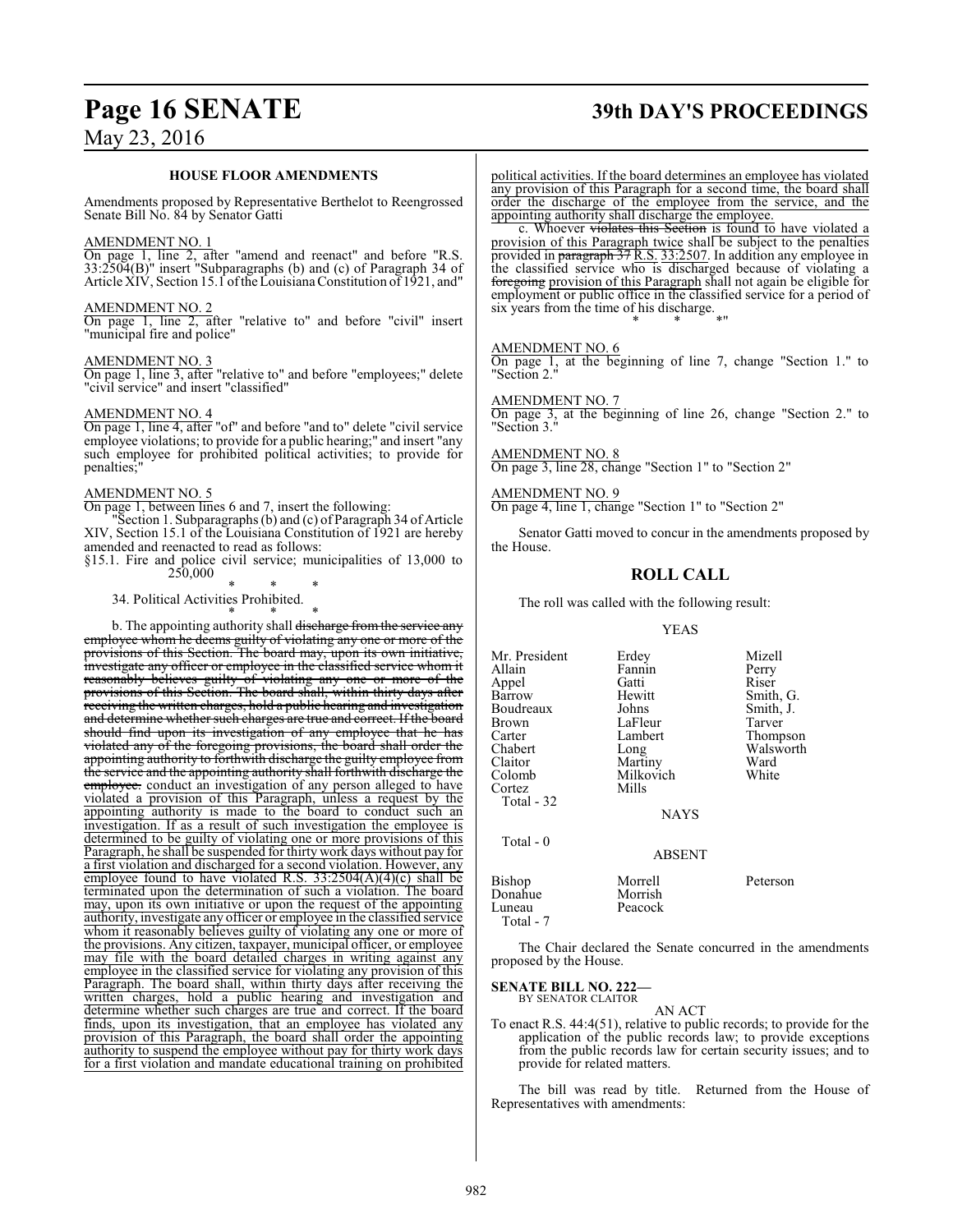### HOUSE FLOOR AMENDMENTS

Amendments proposed by Representative Berthelot to Reengrossed Senate Bill No. 84 by Senator Gatti

AMENDMENT NO. 1

On page 1, line 2, after "amend and reenact" and before "R.S. 33:2504(B)" insert "Subparagraphs (b) and (c) of Paragraph 34 of Article XIV, Section 15.1 of the Louisiana Constitution of 1921, and"

AMENDMENT NO. 2

On page 1, line 2, after "relative to" and before "civil" insert "municipal fire and police"

AMENDMENT NO. 3

On page 1, line 3, after "relative to" and before "employees;" delete "civil service" and insert "classified"

AMENDMENT NO. 4

On page 1, line 4, after "of" and before "and to" delete "civil service employee violations; to provide for a public hearing;" and insert "any such employee for prohibited political activities; to provide for penalties;"

AMENDMENT NO. 5

On page 1, between lines 6 and 7, insert the following:

"Section 1. Subparagraphs (b) and (c) of Paragraph 34 of Article XIV, Section 15.1 of the Louisiana Constitution of 1921 are hereby amended and reenacted to read as follows:

§15.1. Fire and police civil service; municipalities of 13,000 to 250,000

\* \* \*

34. Political Activities Prohibited.

\* \* \*

b. The appointing authority shall ~~discharge from the service any employee whom he deems guilty of violating any one or more of the provisions of this Section. The board may, upon its own initiative, investigate any officer or employee in the classified service whom it reasonably believes guilty of violating any one or more of the provisions of this Section. The board shall, within thirty days after receiving the written charges, hold a public hearing and investigation and determine whether such charges are true and correct. If the board should find upon its investigation of any employee that he has violated any of the foregoing provisions, the board shall order the appointing authority to forthwith discharge the guilty employee from the service and the appointing authority shall forthwith discharge the employee.~~ conduct an investigation of any person alleged to have violated a provision of this Paragraph, unless a request by the appointing authority is made to the board to conduct such an investigation. If as a result of such investigation the employee is determined to be guilty of violating one or more provisions of this Paragraph, he shall be suspended for thirty work days without pay for a first violation and discharged for a second violation. However, any employee found to have violated R.S. 33:2504(A)(4)(c) shall be terminated upon the determination of such a violation. The board may, upon its own initiative or upon the request of the appointing authority, investigate any officer or employee in the classified service whom it reasonably believes guilty of violating any one or more of the provisions. Any citizen, taxpayer, municipal officer, or employee may file with the board detailed charges in writing against any employee in the classified service for violating any provision of this Paragraph. The board shall, within thirty days after receiving the written charges, hold a public hearing and investigation and determine whether such charges are true and correct. If the board finds, upon its investigation, that an employee has violated any provision of this Paragraph, the board shall order the appointing authority to suspend the employee without pay for thirty work days for a first violation and mandate educational training on prohibited political activities. If the board determines an employee has violated any provision of this Paragraph for a second time, the board shall order the discharge of the employee from the service, and the appointing authority shall discharge the employee.

c. Whoever ~~violates this Section~~ is found to have violated a provision of this Paragraph twice shall be subject to the penalties provided in ~~paragraph 37~~ R.S. 33:2507. In addition any employee in the classified service who is discharged because of violating a ~~foregoing~~ provision of this Paragraph shall not again be eligible for employment or public office in the classified service for a period of six years from the time of his discharge.

\* \* \*"

AMENDMENT NO. 6

On page 1, at the beginning of line 7, change "Section 1." to "Section 2."

AMENDMENT NO. 7

On page 3, at the beginning of line 26, change "Section 2." to "Section 3."

AMENDMENT NO. 8

On page 3, line 28, change "Section 1" to "Section 2"

AMENDMENT NO. 9

On page 4, line 1, change "Section 1" to "Section 2"

Senator Gatti moved to concur in the amendments proposed by the House.

## ROLL CALL

The roll was called with the following result:

YEAS

| | | |
|---|---|---|
| Mr. President | Erdey | Mizell |
| Allain | Fannin | Perry |
| Appel | Gatti | Riser |
| Barrow | Hewitt | Smith, G. |
| Boudreaux | Johns | Smith, J. |
| Brown | LaFleur | Tarver |
| Carter | Lambert | Thompson |
| Chabert | Long | Walsworth |
| Claitor | Martiny | Ward |
| Colomb | Milkovich | White |
| Cortez | Mills | |

Total - 32

NAYS

Total - 0

ABSENT

| | | |
|---|---|---|
| Bishop | Morrell | Peterson |
| Donahue | Morrish | |
| Luneau | Peacock | |

Total - 7

The Chair declared the Senate concurred in the amendments proposed by the House.

**SENATE BILL NO. 222—**
BY SENATOR CLAITOR

AN ACT

To enact R.S. 44:4(51), relative to public records; to provide for the application of the public records law; to provide exceptions from the public records law for certain security issues; and to provide for related matters.

The bill was read by title. Returned from the House of Representatives with amendments: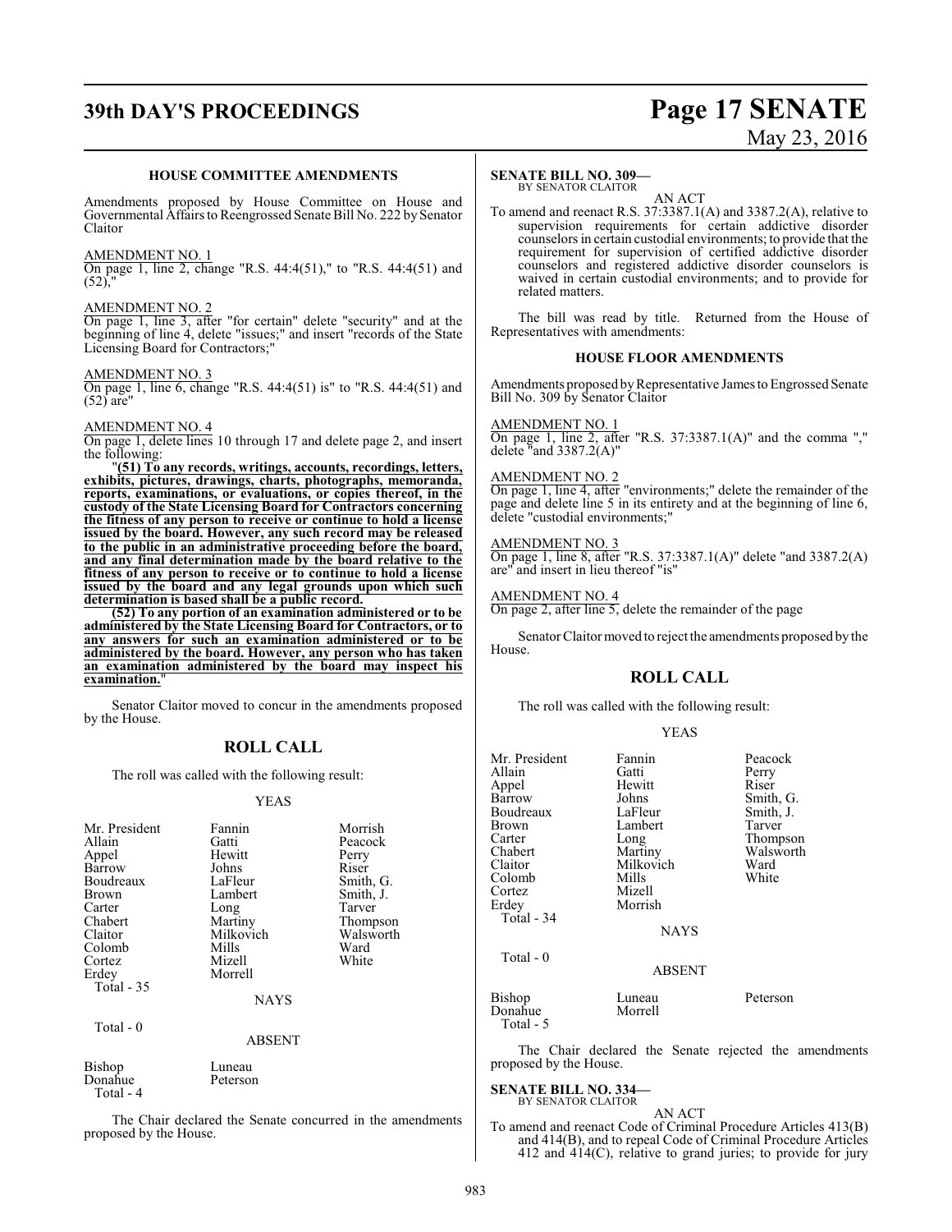### HOUSE COMMITTEE AMENDMENTS

Amendments proposed by House Committee on House and Governmental Affairs to Reengrossed Senate Bill No. 222 by Senator Claitor

AMENDMENT NO. 1
On page 1, line 2, change "R.S. 44:4(51)," to "R.S. 44:4(51) and (52),"

AMENDMENT NO. 2
On page 1, line 3, after "for certain" delete "security" and at the beginning of line 4, delete "issues;" and insert "records of the State Licensing Board for Contractors;"

AMENDMENT NO. 3
On page 1, line 6, change "R.S. 44:4(51) is" to "R.S. 44:4(51) and (52) are"

AMENDMENT NO. 4
On page 1, delete lines 10 through 17 and delete page 2, and insert the following:

"**(51) To any records, writings, accounts, recordings, letters, exhibits, pictures, drawings, charts, photographs, memoranda, reports, examinations, or evaluations, or copies thereof, in the custody of the State Licensing Board for Contractors concerning the fitness of any person to receive or continue to hold a license issued by the board. However, any such record may be released to the public in an administrative proceeding before the board, and any final determination made by the board relative to the fitness of any person to receive or to continue to hold a license issued by the board and any legal grounds upon which such determination is based shall be a public record.**

**(52) To any portion of an examination administered or to be administered by the State Licensing Board for Contractors, or to any answers for such an examination administered or to be administered by the board. However, any person who has taken an examination administered by the board may inspect his examination.**"

Senator Claitor moved to concur in the amendments proposed by the House.

## ROLL CALL

The roll was called with the following result:

YEAS

| | | |
|---|---|---|
| Mr. President | Fannin | Morrish |
| Allain | Gatti | Peacock |
| Appel | Hewitt | Perry |
| Barrow | Johns | Riser |
| Boudreaux | LaFleur | Smith, G. |
| Brown | Lambert | Smith, J. |
| Carter | Long | Tarver |
| Chabert | Martiny | Thompson |
| Claitor | Milkovich | Walsworth |
| Colomb | Mills | Ward |
| Cortez | Mizell | White |
| Erdey | Morrell | |

Total - 35

NAYS

Total - 0

ABSENT

| | |
|---|---|
| Bishop | Luneau |
| Donahue | Peterson |

Total - 4

The Chair declared the Senate concurred in the amendments proposed by the House.

**SENATE BILL NO. 309—**
BY SENATOR CLAITOR

AN ACT

To amend and reenact R.S. 37:3387.1(A) and 3387.2(A), relative to supervision requirements for certain addictive disorder counselors in certain custodial environments; to provide that the requirement for supervision of certified addictive disorder counselors and registered addictive disorder counselors is waived in certain custodial environments; and to provide for related matters.

The bill was read by title. Returned from the House of Representatives with amendments:

### HOUSE FLOOR AMENDMENTS

Amendments proposed by Representative James to Engrossed Senate Bill No. 309 by Senator Claitor

AMENDMENT NO. 1
On page 1, line 2, after "R.S. 37:3387.1(A)" and the comma "," delete "and 3387.2(A)"

AMENDMENT NO. 2
On page 1, line 4, after "environments;" delete the remainder of the page and delete line 5 in its entirety and at the beginning of line 6, delete "custodial environments;"

AMENDMENT NO. 3
On page 1, line 8, after "R.S. 37:3387.1(A)" delete "and 3387.2(A) are" and insert in lieu thereof "is"

AMENDMENT NO. 4
On page 2, after line 5, delete the remainder of the page

Senator Claitor moved to reject the amendments proposed by the House.

## ROLL CALL

The roll was called with the following result:

YEAS

| | | |
|---|---|---|
| Mr. President | Fannin | Peacock |
| Allain | Gatti | Perry |
| Appel | Hewitt | Riser |
| Barrow | Johns | Smith, G. |
| Boudreaux | LaFleur | Smith, J. |
| Brown | Lambert | Tarver |
| Carter | Long | Thompson |
| Chabert | Martiny | Walsworth |
| Claitor | Milkovich | Ward |
| Colomb | Mills | White |
| Cortez | Mizell | |
| Erdey | Morrish | |

Total - 34

NAYS

Total - 0

ABSENT

| | | |
|---|---|---|
| Bishop | Luneau | Peterson |
| Donahue | Morrell | |

Total - 5

The Chair declared the Senate rejected the amendments proposed by the House.

**SENATE BILL NO. 334—**
BY SENATOR CLAITOR

AN ACT

To amend and reenact Code of Criminal Procedure Articles 413(B) and 414(B), and to repeal Code of Criminal Procedure Articles 412 and 414(C), relative to grand juries; to provide for jury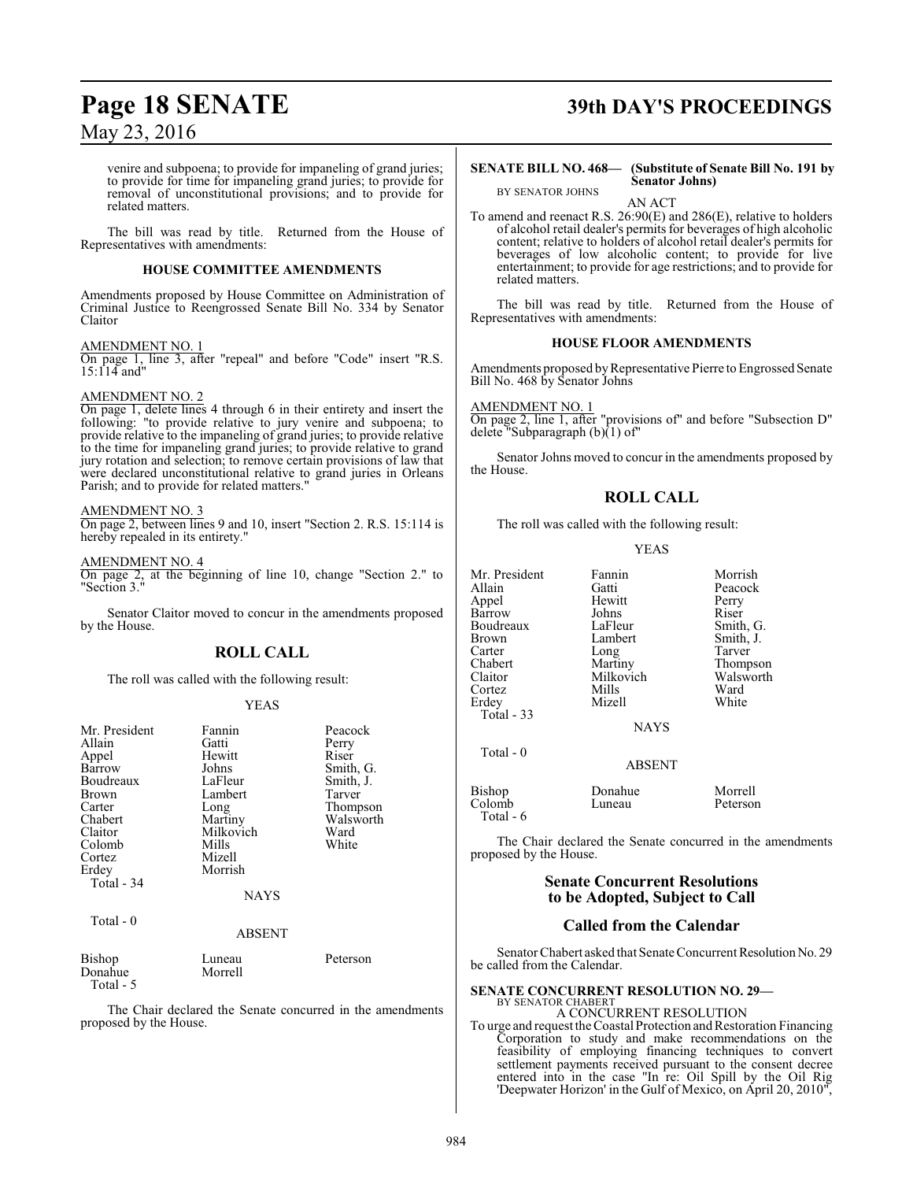venire and subpoena; to provide for impaneling of grand juries; to provide for time for impaneling grand juries; to provide for removal of unconstitutional provisions; and to provide for related matters.

The bill was read by title. Returned from the House of Representatives with amendments:

**HOUSE COMMITTEE AMENDMENTS**

Amendments proposed by House Committee on Administration of Criminal Justice to Reengrossed Senate Bill No. 334 by Senator Claitor

AMENDMENT NO. 1
On page 1, line 3, after "repeal" and before "Code" insert "R.S. 15:114 and"

AMENDMENT NO. 2
On page 1, delete lines 4 through 6 in their entirety and insert the following: "to provide relative to jury venire and subpoena; to provide relative to the impaneling of grand juries; to provide relative to the time for impaneling grand juries; to provide relative to grand jury rotation and selection; to remove certain provisions of law that were declared unconstitutional relative to grand juries in Orleans Parish; and to provide for related matters."

AMENDMENT NO. 3
On page 2, between lines 9 and 10, insert "Section 2. R.S. 15:114 is hereby repealed in its entirety."

AMENDMENT NO. 4
On page 2, at the beginning of line 10, change "Section 2." to "Section 3."

Senator Claitor moved to concur in the amendments proposed by the House.

## ROLL CALL

The roll was called with the following result:

YEAS

| | | |
|---|---|---|
| Mr. President | Fannin | Peacock |
| Allain | Gatti | Perry |
| Appel | Hewitt | Riser |
| Barrow | Johns | Smith, G. |
| Boudreaux | LaFleur | Smith, J. |
| Brown | Lambert | Tarver |
| Carter | Long | Thompson |
| Chabert | Martiny | Walsworth |
| Claitor | Milkovich | Ward |
| Colomb | Mills | White |
| Cortez | Mizell | |
| Erdey | Morrish | |

Total - 34

NAYS

Total - 0

ABSENT

| | | |
|---|---|---|
| Bishop | Luneau | Peterson |
| Donahue | Morrell | |

Total - 5

The Chair declared the Senate concurred in the amendments proposed by the House.

**SENATE BILL NO. 468— (Substitute of Senate Bill No. 191 by Senator Johns)**
BY SENATOR JOHNS

AN ACT

To amend and reenact R.S. 26:90(E) and 286(E), relative to holders of alcohol retail dealer's permits for beverages of high alcoholic content; relative to holders of alcohol retail dealer's permits for beverages of low alcoholic content; to provide for live entertainment; to provide for age restrictions; and to provide for related matters.

The bill was read by title. Returned from the House of Representatives with amendments:

**HOUSE FLOOR AMENDMENTS**

Amendments proposed by Representative Pierre to Engrossed Senate Bill No. 468 by Senator Johns

AMENDMENT NO. 1
On page 2, line 1, after "provisions of" and before "Subsection D" delete "Subparagraph (b)(1) of"

Senator Johns moved to concur in the amendments proposed by the House.

## ROLL CALL

The roll was called with the following result:

YEAS

| | | |
|---|---|---|
| Mr. President | Fannin | Morrish |
| Allain | Gatti | Peacock |
| Appel | Hewitt | Perry |
| Barrow | Johns | Riser |
| Boudreaux | LaFleur | Smith, G. |
| Brown | Lambert | Smith, J. |
| Carter | Long | Tarver |
| Chabert | Martiny | Thompson |
| Claitor | Milkovich | Walsworth |
| Cortez | Mills | Ward |
| Erdey | Mizell | White |

Total - 33

NAYS

Total - 0

ABSENT

| | | |
|---|---|---|
| Bishop | Donahue | Morrell |
| Colomb | Luneau | Peterson |

Total - 6

The Chair declared the Senate concurred in the amendments proposed by the House.

## Senate Concurrent Resolutions to be Adopted, Subject to Call

## Called from the Calendar

Senator Chabert asked that Senate Concurrent Resolution No. 29 be called from the Calendar.

**SENATE CONCURRENT RESOLUTION NO. 29—**
BY SENATOR CHABERT

A CONCURRENT RESOLUTION

To urge and request the Coastal Protection and Restoration Financing Corporation to study and make recommendations on the feasibility of employing financing techniques to convert settlement payments received pursuant to the consent decree entered into in the case "In re: Oil Spill by the Oil Rig 'Deepwater Horizon' in the Gulf of Mexico, on April 20, 2010",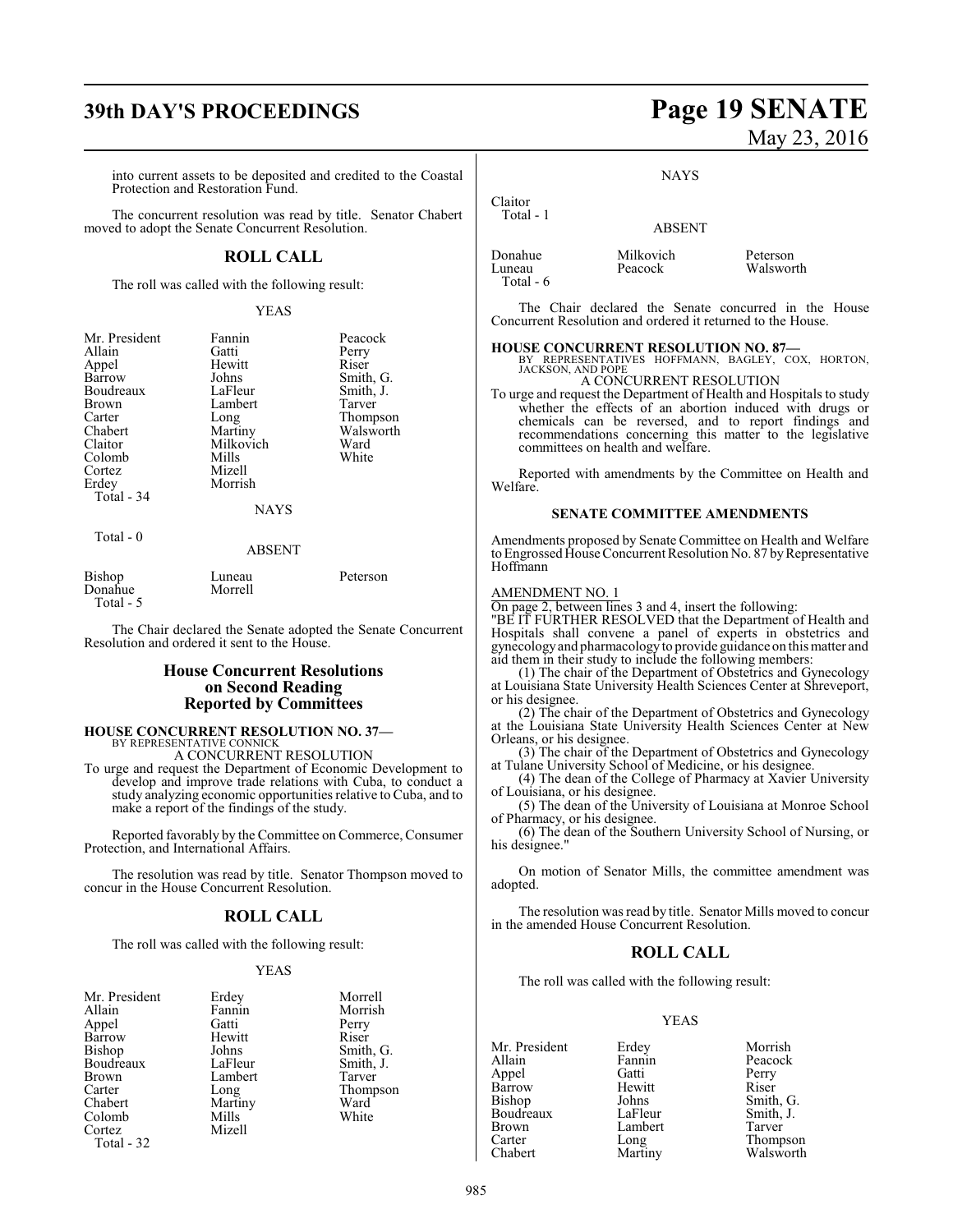into current assets to be deposited and credited to the Coastal Protection and Restoration Fund.

The concurrent resolution was read by title. Senator Chabert moved to adopt the Senate Concurrent Resolution.

## ROLL CALL

The roll was called with the following result:

YEAS

| | | |
|---|---|---|
| Mr. President | Fannin | Peacock |
| Allain | Gatti | Perry |
| Appel | Hewitt | Riser |
| Barrow | Johns | Smith, G. |
| Boudreaux | LaFleur | Smith, J. |
| Brown | Lambert | Tarver |
| Carter | Long | Thompson |
| Chabert | Martiny | Walsworth |
| Claitor | Milkovich | Ward |
| Colomb | Mills | White |
| Cortez | Mizell | |
| Erdey | Morrish | |

Total - 34

NAYS

Total - 0

ABSENT

| | | |
|---|---|---|
| Bishop | Luneau | Peterson |
| Donahue | Morrell | |

Total - 5

The Chair declared the Senate adopted the Senate Concurrent Resolution and ordered it sent to the House.

## House Concurrent Resolutions on Second Reading Reported by Committees

**HOUSE CONCURRENT RESOLUTION NO. 37—**
BY REPRESENTATIVE CONNICK
A CONCURRENT RESOLUTION

To urge and request the Department of Economic Development to develop and improve trade relations with Cuba, to conduct a study analyzing economic opportunities relative to Cuba, and to make a report of the findings of the study.

Reported favorably by the Committee on Commerce, Consumer Protection, and International Affairs.

The resolution was read by title. Senator Thompson moved to concur in the House Concurrent Resolution.

## ROLL CALL

The roll was called with the following result:

YEAS

| | | |
|---|---|---|
| Mr. President | Erdey | Morrell |
| Allain | Fannin | Morrish |
| Appel | Gatti | Perry |
| Barrow | Hewitt | Riser |
| Bishop | Johns | Smith, G. |
| Boudreaux | LaFleur | Smith, J. |
| Brown | Lambert | Tarver |
| Carter | Long | Thompson |
| Chabert | Martiny | Ward |
| Colomb | Mills | White |
| Cortez | Mizell | |

Total - 32

NAYS

Claitor
Total - 1

ABSENT

| | | |
|---|---|---|
| Donahue | Milkovich | Peterson |
| Luneau | Peacock | Walsworth |

Total - 6

The Chair declared the Senate concurred in the House Concurrent Resolution and ordered it returned to the House.

**HOUSE CONCURRENT RESOLUTION NO. 87—**
BY REPRESENTATIVES HOFFMANN, BAGLEY, COX, HORTON, JACKSON, AND POPE
A CONCURRENT RESOLUTION

To urge and request the Department of Health and Hospitals to study whether the effects of an abortion induced with drugs or chemicals can be reversed, and to report findings and recommendations concerning this matter to the legislative committees on health and welfare.

Reported with amendments by the Committee on Health and Welfare.

### SENATE COMMITTEE AMENDMENTS

Amendments proposed by Senate Committee on Health and Welfare to Engrossed House Concurrent Resolution No. 87 by Representative Hoffmann

AMENDMENT NO. 1

On page 2, between lines 3 and 4, insert the following:

"BE IT FURTHER RESOLVED that the Department of Health and Hospitals shall convene a panel of experts in obstetrics and gynecology and pharmacology to provide guidance on this matter and aid them in their study to include the following members:

(1) The chair of the Department of Obstetrics and Gynecology at Louisiana State University Health Sciences Center at Shreveport, or his designee.

(2) The chair of the Department of Obstetrics and Gynecology at the Louisiana State University Health Sciences Center at New Orleans, or his designee.

(3) The chair of the Department of Obstetrics and Gynecology at Tulane University School of Medicine, or his designee.

(4) The dean of the College of Pharmacy at Xavier University of Louisiana, or his designee.

(5) The dean of the University of Louisiana at Monroe School of Pharmacy, or his designee.

(6) The dean of the Southern University School of Nursing, or his designee."

On motion of Senator Mills, the committee amendment was adopted.

The resolution was read by title. Senator Mills moved to concur in the amended House Concurrent Resolution.

## ROLL CALL

The roll was called with the following result:

YEAS

| | | |
|---|---|---|
| Mr. President | Erdey | Morrish |
| Allain | Fannin | Peacock |
| Appel | Gatti | Perry |
| Barrow | Hewitt | Riser |
| Bishop | Johns | Smith, G. |
| Boudreaux | LaFleur | Smith, J. |
| Brown | Lambert | Tarver |
| Carter | Long | Thompson |
| Chabert | Martiny | Walsworth |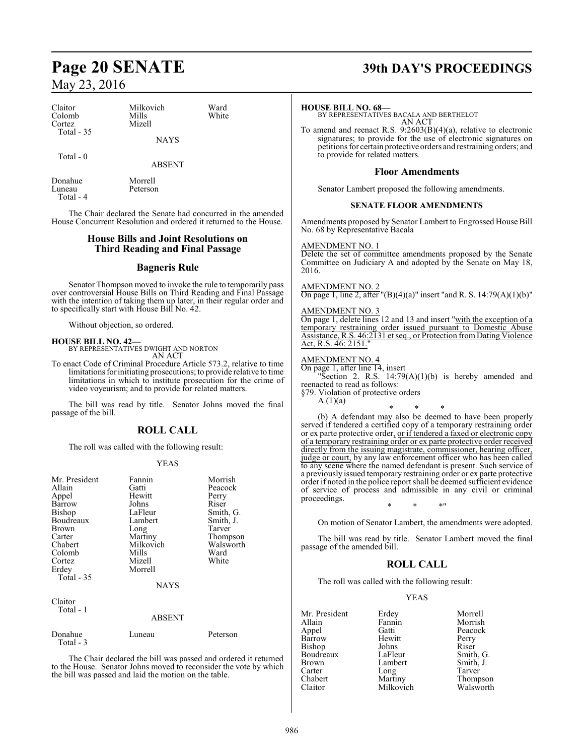| Claitor | Milkovich | Ward |
|---|---|---|
| Colomb | Mills | White |
| Cortez | Mizell | |
| Total - 35 | | |

NAYS

Total - 0

ABSENT

| Donahue | Morrell |
|---|---|
| Luneau | Peterson |
| Total - 4 | |

The Chair declared the Senate had concurred in the amended House Concurrent Resolution and ordered it returned to the House.

## House Bills and Joint Resolutions on Third Reading and Final Passage

## Bagneris Rule

Senator Thompson moved to invoke the rule to temporarily pass over controversial House Bills on Third Reading and Final Passage with the intention of taking them up later, in their regular order and to specifically start with House Bill No. 42.

Without objection, so ordered.

**HOUSE BILL NO. 42—**
BY REPRESENTATIVES DWIGHT AND NORTON
AN ACT

To enact Code of Criminal Procedure Article 573.2, relative to time limitations for initiating prosecutions; to provide relative to time limitations in which to institute prosecution for the crime of video voyeurism; and to provide for related matters.

The bill was read by title. Senator Johns moved the final passage of the bill.

## ROLL CALL

The roll was called with the following result:

YEAS

| Mr. President | Fannin | Morrish |
|---|---|---|
| Allain | Gatti | Peacock |
| Appel | Hewitt | Perry |
| Barrow | Johns | Riser |
| Bishop | LaFleur | Smith, G. |
| Boudreaux | Lambert | Smith, J. |
| Brown | Long | Tarver |
| Carter | Martiny | Thompson |
| Chabert | Milkovich | Walsworth |
| Colomb | Mills | Ward |
| Cortez | Mizell | White |
| Erdey | Morrell | |
| Total - 35 | | |

NAYS

Claitor
Total - 1

ABSENT

| Donahue | Luneau | Peterson |
|---|---|---|
| Total - 3 | | |

The Chair declared the bill was passed and ordered it returned to the House. Senator Johns moved to reconsider the vote by which the bill was passed and laid the motion on the table.

**HOUSE BILL NO. 68—**
BY REPRESENTATIVES BACALA AND BERTHELOT
AN ACT

To amend and reenact R.S. 9:2603(B)(4)(a), relative to electronic signatures; to provide for the use of electronic signatures on petitions for certain protective orders and restraining orders; and to provide for related matters.

## Floor Amendments

Senator Lambert proposed the following amendments.

**SENATE FLOOR AMENDMENTS**

Amendments proposed by Senator Lambert to Engrossed House Bill No. 68 by Representative Bacala

AMENDMENT NO. 1
Delete the set of committee amendments proposed by the Senate Committee on Judiciary A and adopted by the Senate on May 18, 2016.

AMENDMENT NO. 2
On page 1, line 2, after "(B)(4)(a)" insert "and R. S. 14:79(A)(1)(b)"

AMENDMENT NO. 3
On page 1, delete lines 12 and 13 and insert "with the exception of a temporary restraining order issued pursuant to Domestic Abuse Assistance, R.S. 46:2131 et seq., or Protection from Dating Violence Act, R.S. 46: 2151."

AMENDMENT NO. 4
On page 1, after line 14, insert

"Section 2. R.S. 14:79(A)(1)(b) is hereby amended and reenacted to read as follows:

§79. Violation of protective orders

A.(1)(a)

\* \* \*

(b) A defendant may also be deemed to have been properly served if tendered a certified copy of a temporary restraining order or ex parte protective order, or if tendered a faxed or electronic copy of a temporary restraining order or ex parte protective order received directly from the issuing magistrate, commissioner, hearing officer, judge or court, by any law enforcement officer who has been called to any scene where the named defendant is present. Such service of a previously issued temporary restraining order or ex parte protective order if noted in the police report shall be deemed sufficient evidence of service of process and admissible in any civil or criminal proceedings.

\* \* \*"

On motion of Senator Lambert, the amendments were adopted.

The bill was read by title. Senator Lambert moved the final passage of the amended bill.

## ROLL CALL

The roll was called with the following result:

YEAS

| Mr. President | Erdey | Morrell |
|---|---|---|
| Allain | Fannin | Morrish |
| Appel | Gatti | Peacock |
| Barrow | Hewitt | Perry |
| Bishop | Johns | Riser |
| Boudreaux | LaFleur | Smith, G. |
| Brown | Lambert | Smith, J. |
| Carter | Long | Tarver |
| Chabert | Martiny | Thompson |
| Claitor | Milkovich | Walsworth |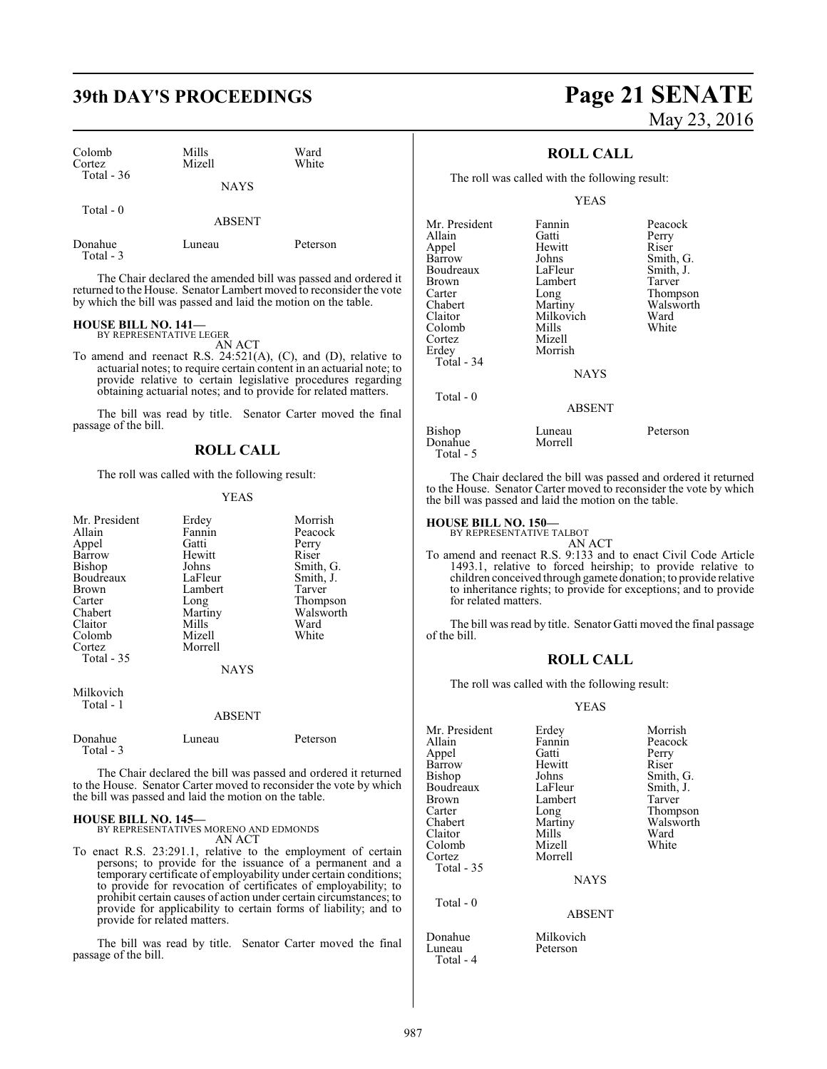| Colomb | Mills | Ward |
|---|---|---|
| Cortez | Mizell | White |
| Total - 36 | | |

NAYS

Total - 0

ABSENT

| Donahue | Luneau | Peterson |
|---|---|---|
| Total - 3 | | |

The Chair declared the amended bill was passed and ordered it returned to the House. Senator Lambert moved to reconsider the vote by which the bill was passed and laid the motion on the table.

**HOUSE BILL NO. 141—**
BY REPRESENTATIVE LEGER

AN ACT

To amend and reenact R.S. 24:521(A), (C), and (D), relative to actuarial notes; to require certain content in an actuarial note; to provide relative to certain legislative procedures regarding obtaining actuarial notes; and to provide for related matters.

The bill was read by title. Senator Carter moved the final passage of the bill.

## ROLL CALL

The roll was called with the following result:

YEAS

| Mr. President | Erdey | Morrish |
|---|---|---|
| Allain | Fannin | Peacock |
| Appel | Gatti | Perry |
| Barrow | Hewitt | Riser |
| Bishop | Johns | Smith, G. |
| Boudreaux | LaFleur | Smith, J. |
| Brown | Lambert | Tarver |
| Carter | Long | Thompson |
| Chabert | Martiny | Walsworth |
| Claitor | Mills | Ward |
| Colomb | Mizell | White |
| Cortez | Morrell | |
| Total - 35 | | |

NAYS

Milkovich
Total - 1

ABSENT

| Donahue | Luneau | Peterson |
|---|---|---|
| Total - 3 | | |

The Chair declared the bill was passed and ordered it returned to the House. Senator Carter moved to reconsider the vote by which the bill was passed and laid the motion on the table.

**HOUSE BILL NO. 145—**
BY REPRESENTATIVES MORENO AND EDMONDS

AN ACT

To enact R.S. 23:291.1, relative to the employment of certain persons; to provide for the issuance of a permanent and a temporary certificate of employability under certain conditions; to provide for revocation of certificates of employability; to prohibit certain causes of action under certain circumstances; to provide for applicability to certain forms of liability; and to provide for related matters.

The bill was read by title. Senator Carter moved the final passage of the bill.

## ROLL CALL

The roll was called with the following result:

YEAS

| Mr. President | Fannin | Peacock |
|---|---|---|
| Allain | Gatti | Perry |
| Appel | Hewitt | Riser |
| Barrow | Johns | Smith, G. |
| Boudreaux | LaFleur | Smith, J. |
| Brown | Lambert | Tarver |
| Carter | Long | Thompson |
| Chabert | Martiny | Walsworth |
| Claitor | Milkovich | Ward |
| Colomb | Mills | White |
| Cortez | Mizell | |
| Erdey | Morrish | |
| Total - 34 | | |

NAYS

Total - 0

ABSENT

| Bishop | Luneau | Peterson |
|---|---|---|
| Donahue | Morrell | |
| Total - 5 | | |

The Chair declared the bill was passed and ordered it returned to the House. Senator Carter moved to reconsider the vote by which the bill was passed and laid the motion on the table.

**HOUSE BILL NO. 150—**
BY REPRESENTATIVE TALBOT

AN ACT

To amend and reenact R.S. 9:133 and to enact Civil Code Article 1493.1, relative to forced heirship; to provide relative to children conceived through gamete donation; to provide relative to inheritance rights; to provide for exceptions; and to provide for related matters.

The bill was read by title. Senator Gatti moved the final passage of the bill.

## ROLL CALL

The roll was called with the following result:

YEAS

| Mr. President | Erdey | Morrish |
|---|---|---|
| Allain | Fannin | Peacock |
| Appel | Gatti | Perry |
| Barrow | Hewitt | Riser |
| Bishop | Johns | Smith, G. |
| Boudreaux | LaFleur | Smith, J. |
| Brown | Lambert | Tarver |
| Carter | Long | Thompson |
| Chabert | Martiny | Walsworth |
| Claitor | Mills | Ward |
| Colomb | Mizell | White |
| Cortez | Morrell | |
| Total - 35 | | |

NAYS

Total - 0

ABSENT

| Donahue | Milkovich |
|---|---|
| Luneau | Peterson |
| Total - 4 | |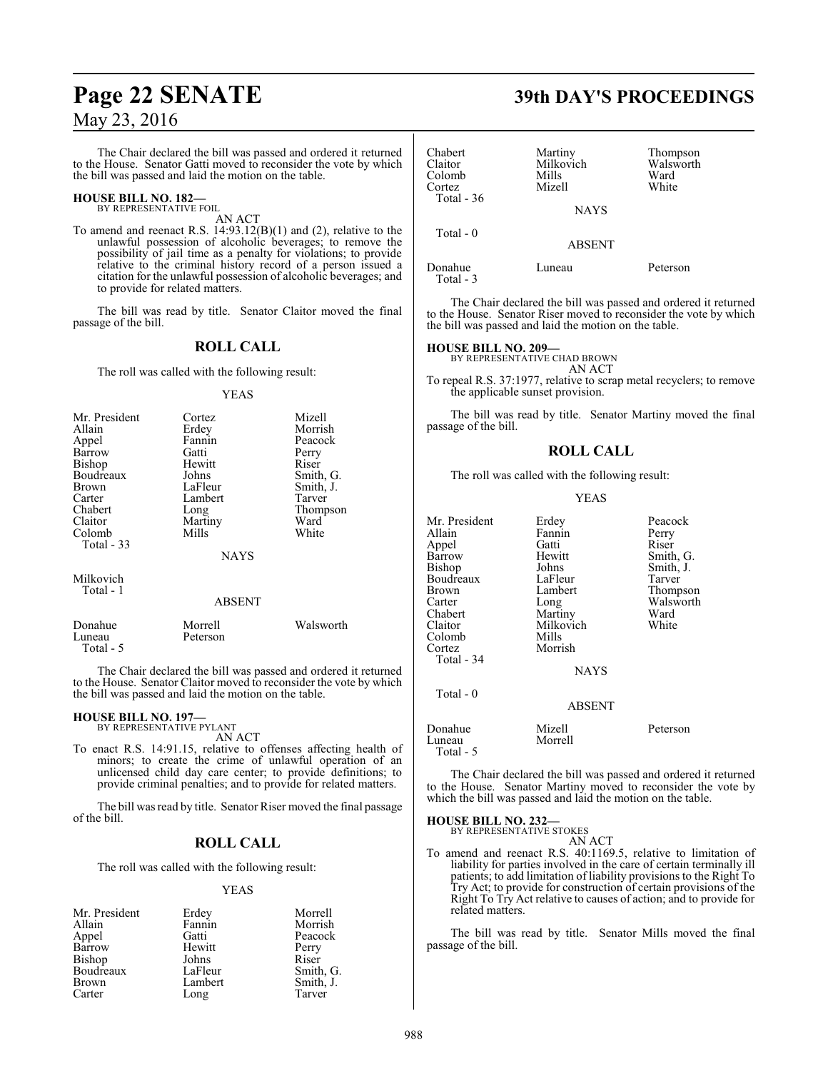The Chair declared the bill was passed and ordered it returned to the House. Senator Gatti moved to reconsider the vote by which the bill was passed and laid the motion on the table.

**HOUSE BILL NO. 182—**
BY REPRESENTATIVE FOIL

AN ACT

To amend and reenact R.S. 14:93.12(B)(1) and (2), relative to the unlawful possession of alcoholic beverages; to remove the possibility of jail time as a penalty for violations; to provide relative to the criminal history record of a person issued a citation for the unlawful possession of alcoholic beverages; and to provide for related matters.

The bill was read by title. Senator Claitor moved the final passage of the bill.

## ROLL CALL

The roll was called with the following result:

YEAS

| | | |
|---|---|---|
| Mr. President | Cortez | Mizell |
| Allain | Erdey | Morrish |
| Appel | Fannin | Peacock |
| Barrow | Gatti | Perry |
| Bishop | Hewitt | Riser |
| Boudreaux | Johns | Smith, G. |
| Brown | LaFleur | Smith, J. |
| Carter | Lambert | Tarver |
| Chabert | Long | Thompson |
| Claitor | Martiny | Ward |
| Colomb | Mills | White |

Total - 33

NAYS

Milkovich

Total - 1

ABSENT

| | | |
|---|---|---|
| Donahue | Morrell | Walsworth |
| Luneau | Peterson | |

Total - 5

The Chair declared the bill was passed and ordered it returned to the House. Senator Claitor moved to reconsider the vote by which the bill was passed and laid the motion on the table.

**HOUSE BILL NO. 197—**
BY REPRESENTATIVE PYLANT

AN ACT

To enact R.S. 14:91.15, relative to offenses affecting health of minors; to create the crime of unlawful operation of an unlicensed child day care center; to provide definitions; to provide criminal penalties; and to provide for related matters.

The bill was read by title. Senator Riser moved the final passage of the bill.

## ROLL CALL

The roll was called with the following result:

YEAS

| | | |
|---|---|---|
| Mr. President | Erdey | Morrell |
| Allain | Fannin | Morrish |
| Appel | Gatti | Peacock |
| Barrow | Hewitt | Perry |
| Bishop | Johns | Riser |
| Boudreaux | LaFleur | Smith, G. |
| Brown | Lambert | Smith, J. |
| Carter | Long | Tarver |
| Chabert | Martiny | Thompson |
| Claitor | Milkovich | Walsworth |
| Colomb | Mills | Ward |
| Cortez | Mizell | White |

Total - 36

NAYS

Total - 0

ABSENT

| | | |
|---|---|---|
| Donahue | Luneau | Peterson |

Total - 3

The Chair declared the bill was passed and ordered it returned to the House. Senator Riser moved to reconsider the vote by which the bill was passed and laid the motion on the table.

**HOUSE BILL NO. 209—**
BY REPRESENTATIVE CHAD BROWN

AN ACT

To repeal R.S. 37:1977, relative to scrap metal recyclers; to remove the applicable sunset provision.

The bill was read by title. Senator Martiny moved the final passage of the bill.

## ROLL CALL

The roll was called with the following result:

YEAS

| | | |
|---|---|---|
| Mr. President | Erdey | Peacock |
| Allain | Fannin | Perry |
| Appel | Gatti | Riser |
| Barrow | Hewitt | Smith, G. |
| Bishop | Johns | Smith, J. |
| Boudreaux | LaFleur | Tarver |
| Brown | Lambert | Thompson |
| Carter | Long | Walsworth |
| Chabert | Martiny | Ward |
| Claitor | Milkovich | White |
| Colomb | Mills | |
| Cortez | Morrish | |

Total - 34

NAYS

Total - 0

ABSENT

| | | |
|---|---|---|
| Donahue | Mizell | Peterson |
| Luneau | Morrell | |

Total - 5

The Chair declared the bill was passed and ordered it returned to the House. Senator Martiny moved to reconsider the vote by which the bill was passed and laid the motion on the table.

**HOUSE BILL NO. 232—**
BY REPRESENTATIVE STOKES

AN ACT

To amend and reenact R.S. 40:1169.5, relative to limitation of liability for parties involved in the care of certain terminally ill patients; to add limitation of liability provisions to the Right To Try Act; to provide for construction of certain provisions of the Right To Try Act relative to causes of action; and to provide for related matters.

The bill was read by title. Senator Mills moved the final passage of the bill.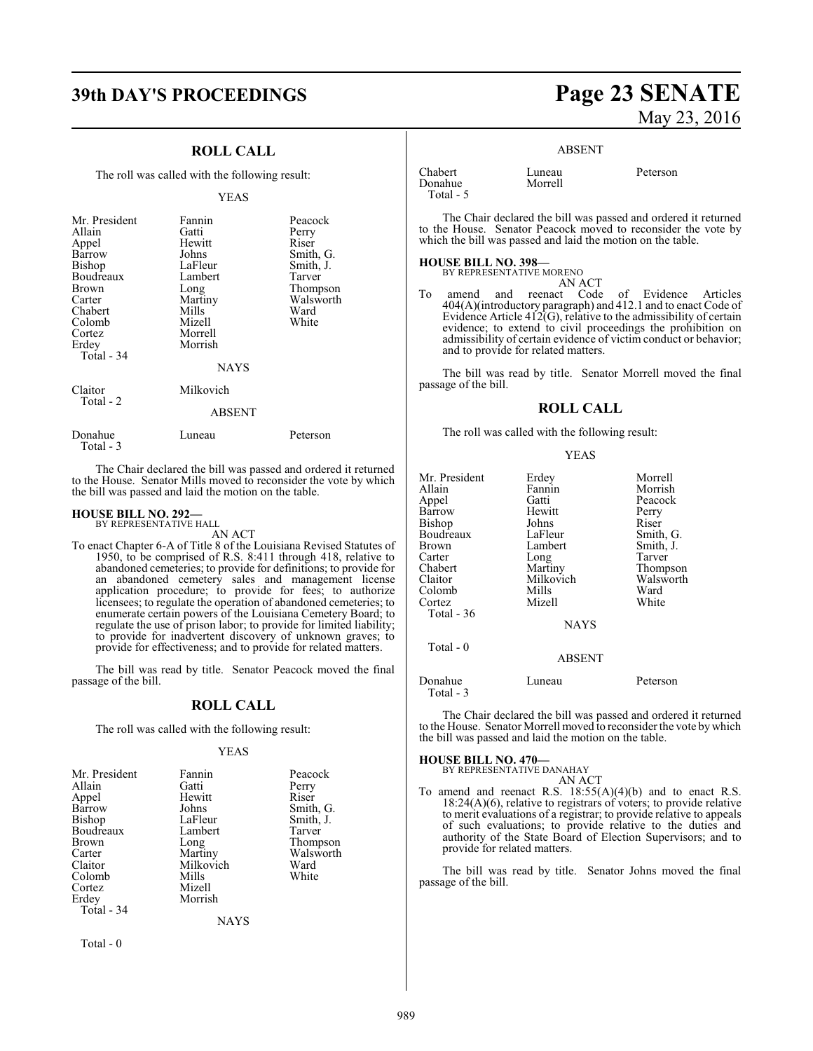## ROLL CALL

The roll was called with the following result:

YEAS

| | | |
|---|---|---|
| Mr. President | Fannin | Peacock |
| Allain | Gatti | Perry |
| Appel | Hewitt | Riser |
| Barrow | Johns | Smith, G. |
| Bishop | LaFleur | Smith, J. |
| Boudreaux | Lambert | Tarver |
| Brown | Long | Thompson |
| Carter | Martiny | Walsworth |
| Chabert | Mills | Ward |
| Colomb | Mizell | White |
| Cortez | Morrell | |
| Erdey | Morrish | |
| Total - 34 | | |

NAYS

| | |
|---|---|
| Claitor | Milkovich |
| Total - 2 | |

ABSENT

| | | |
|---|---|---|
| Donahue | Luneau | Peterson |
| Total - 3 | | |

The Chair declared the bill was passed and ordered it returned to the House. Senator Mills moved to reconsider the vote by which the bill was passed and laid the motion on the table.

**HOUSE BILL NO. 292—**
BY REPRESENTATIVE HALL
AN ACT

To enact Chapter 6-A of Title 8 of the Louisiana Revised Statutes of 1950, to be comprised of R.S. 8:411 through 418, relative to abandoned cemeteries; to provide for definitions; to provide for an abandoned cemetery sales and management license application procedure; to provide for fees; to authorize licensees; to regulate the operation of abandoned cemeteries; to enumerate certain powers of the Louisiana Cemetery Board; to regulate the use of prison labor; to provide for limited liability; to provide for inadvertent discovery of unknown graves; to provide for effectiveness; and to provide for related matters.

The bill was read by title. Senator Peacock moved the final passage of the bill.

## ROLL CALL

The roll was called with the following result:

YEAS

| | | |
|---|---|---|
| Mr. President | Fannin | Peacock |
| Allain | Gatti | Perry |
| Appel | Hewitt | Riser |
| Barrow | Johns | Smith, G. |
| Bishop | LaFleur | Smith, J. |
| Boudreaux | Lambert | Tarver |
| Brown | Long | Thompson |
| Carter | Martiny | Walsworth |
| Claitor | Milkovich | Ward |
| Colomb | Mills | White |
| Cortez | Mizell | |
| Erdey | Morrish | |
| Total - 34 | | |

NAYS

Total - 0

ABSENT

| | | |
|---|---|---|
| Chabert | Luneau | Peterson |
| Donahue | Morrell | |
| Total - 5 | | |

The Chair declared the bill was passed and ordered it returned to the House. Senator Peacock moved to reconsider the vote by which the bill was passed and laid the motion on the table.

**HOUSE BILL NO. 398—**
BY REPRESENTATIVE MORENO
AN ACT

To amend and reenact Code of Evidence Articles 404(A)(introductory paragraph) and 412.1 and to enact Code of Evidence Article 412(G), relative to the admissibility of certain evidence; to extend to civil proceedings the prohibition on admissibility of certain evidence of victim conduct or behavior; and to provide for related matters.

The bill was read by title. Senator Morrell moved the final passage of the bill.

## ROLL CALL

The roll was called with the following result:

YEAS

| | | |
|---|---|---|
| Mr. President | Erdey | Morrell |
| Allain | Fannin | Morrish |
| Appel | Gatti | Peacock |
| Barrow | Hewitt | Perry |
| Bishop | Johns | Riser |
| Boudreaux | LaFleur | Smith, G. |
| Brown | Lambert | Smith, J. |
| Carter | Long | Tarver |
| Chabert | Martiny | Thompson |
| Claitor | Milkovich | Walsworth |
| Colomb | Mills | Ward |
| Cortez | Mizell | White |
| Total - 36 | | |

NAYS

Total - 0

ABSENT

| | | |
|---|---|---|
| Donahue | Luneau | Peterson |
| Total - 3 | | |

The Chair declared the bill was passed and ordered it returned to the House. Senator Morrell moved to reconsider the vote by which the bill was passed and laid the motion on the table.

**HOUSE BILL NO. 470—**
BY REPRESENTATIVE DANAHAY
AN ACT

To amend and reenact R.S. 18:55(A)(4)(b) and to enact R.S. 18:24(A)(6), relative to registrars of voters; to provide relative to merit evaluations of a registrar; to provide relative to appeals of such evaluations; to provide relative to the duties and authority of the State Board of Election Supervisors; and to provide for related matters.

The bill was read by title. Senator Johns moved the final passage of the bill.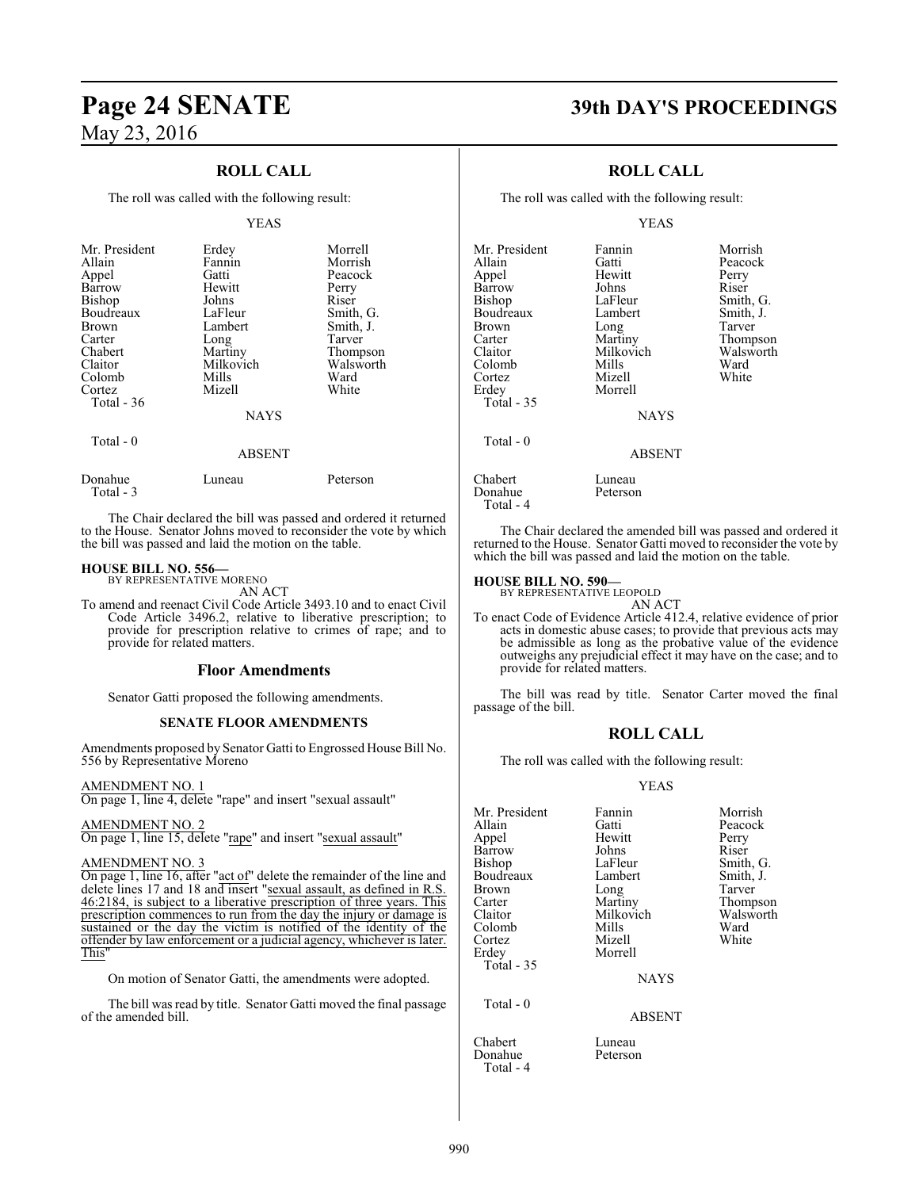## ROLL CALL

The roll was called with the following result:

YEAS

| | | |
|---|---|---|
| Mr. President | Erdey | Morrell |
| Allain | Fannin | Morrish |
| Appel | Gatti | Peacock |
| Barrow | Hewitt | Perry |
| Bishop | Johns | Riser |
| Boudreaux | LaFleur | Smith, G. |
| Brown | Lambert | Smith, J. |
| Carter | Long | Tarver |
| Chabert | Martiny | Thompson |
| Claitor | Milkovich | Walsworth |
| Colomb | Mills | Ward |
| Cortez | Mizell | White |

Total - 36

NAYS

Total - 0

ABSENT

| | | |
|---|---|---|
| Donahue | Luneau | Peterson |

Total - 3

The Chair declared the bill was passed and ordered it returned to the House. Senator Johns moved to reconsider the vote by which the bill was passed and laid the motion on the table.

**HOUSE BILL NO. 556—**
BY REPRESENTATIVE MORENO
AN ACT

To amend and reenact Civil Code Article 3493.10 and to enact Civil Code Article 3496.2, relative to liberative prescription; to provide for prescription relative to crimes of rape; and to provide for related matters.

### Floor Amendments

Senator Gatti proposed the following amendments.

**SENATE FLOOR AMENDMENTS**

Amendments proposed by Senator Gatti to Engrossed House Bill No. 556 by Representative Moreno

AMENDMENT NO. 1
On page 1, line 4, delete "rape" and insert "sexual assault"

AMENDMENT NO. 2
On page 1, line 15, delete "rape" and insert "sexual assault"

AMENDMENT NO. 3
On page 1, line 16, after "act of" delete the remainder of the line and delete lines 17 and 18 and insert "sexual assault, as defined in R.S. 46:2184, is subject to a liberative prescription of three years. This prescription commences to run from the day the injury or damage is sustained or the day the victim is notified of the identity of the offender by law enforcement or a judicial agency, whichever is later. This"

On motion of Senator Gatti, the amendments were adopted.

The bill was read by title. Senator Gatti moved the final passage of the amended bill.

## ROLL CALL

The roll was called with the following result:

YEAS

| | | |
|---|---|---|
| Mr. President | Fannin | Morrish |
| Allain | Gatti | Peacock |
| Appel | Hewitt | Perry |
| Barrow | Johns | Riser |
| Bishop | LaFleur | Smith, G. |
| Boudreaux | Lambert | Smith, J. |
| Brown | Long | Tarver |
| Carter | Martiny | Thompson |
| Claitor | Milkovich | Walsworth |
| Colomb | Mills | Ward |
| Cortez | Mizell | White |
| Erdey | Morrell | |

Total - 35

NAYS

Total - 0

ABSENT

| | |
|---|---|
| Chabert | Luneau |
| Donahue | Peterson |

Total - 4

The Chair declared the amended bill was passed and ordered it returned to the House. Senator Gatti moved to reconsider the vote by which the bill was passed and laid the motion on the table.

**HOUSE BILL NO. 590—**
BY REPRESENTATIVE LEOPOLD
AN ACT

To enact Code of Evidence Article 412.4, relative evidence of prior acts in domestic abuse cases; to provide that previous acts may be admissible as long as the probative value of the evidence outweighs any prejudicial effect it may have on the case; and to provide for related matters.

The bill was read by title. Senator Carter moved the final passage of the bill.

## ROLL CALL

The roll was called with the following result:

YEAS

| | | |
|---|---|---|
| Mr. President | Fannin | Morrish |
| Allain | Gatti | Peacock |
| Appel | Hewitt | Perry |
| Barrow | Johns | Riser |
| Bishop | LaFleur | Smith, G. |
| Boudreaux | Lambert | Smith, J. |
| Brown | Long | Tarver |
| Carter | Martiny | Thompson |
| Claitor | Milkovich | Walsworth |
| Colomb | Mills | Ward |
| Cortez | Mizell | White |
| Erdey | Morrell | |

Total - 35

NAYS

Total - 0

ABSENT

| | |
|---|---|
| Chabert | Luneau |
| Donahue | Peterson |

Total - 4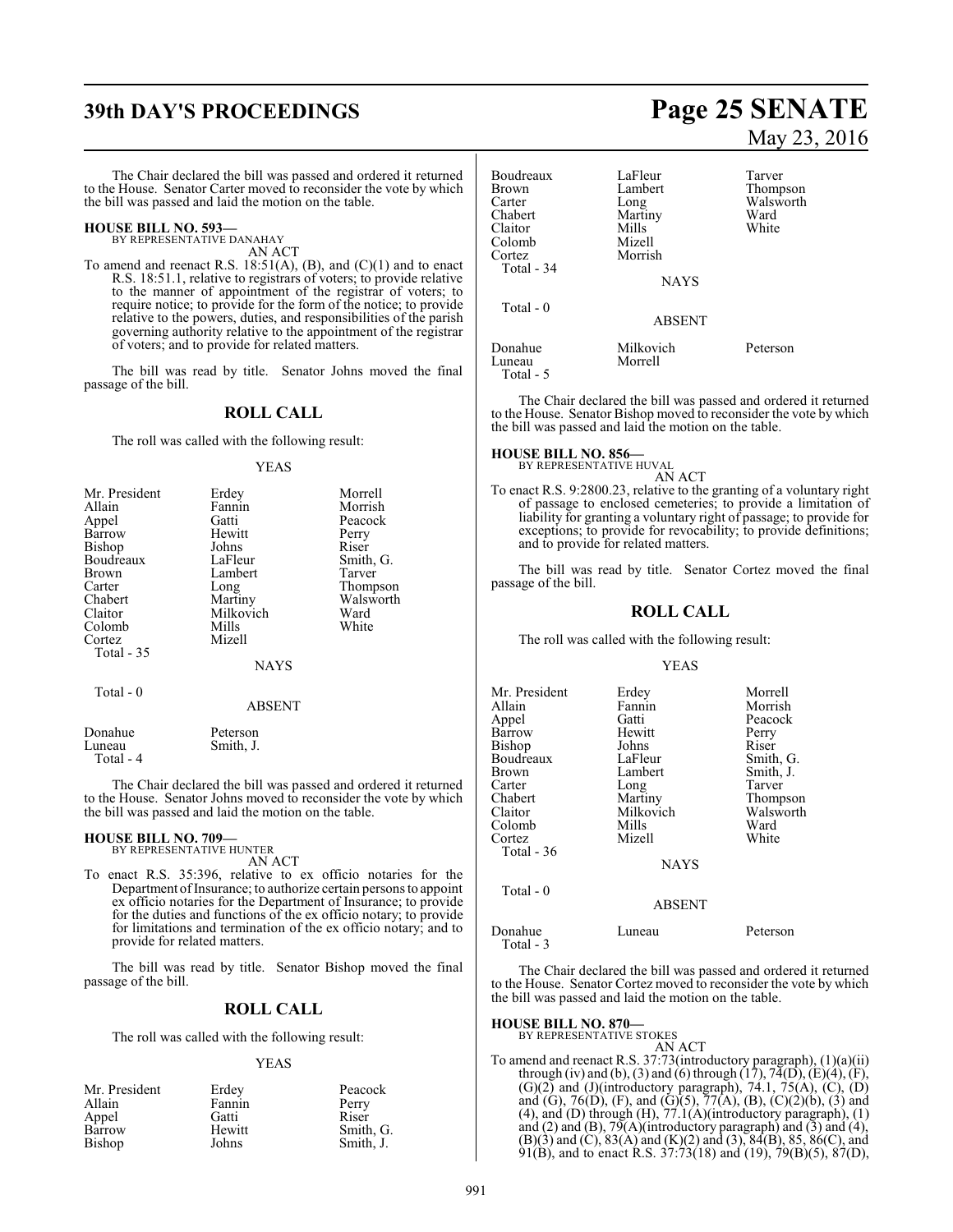The Chair declared the bill was passed and ordered it returned to the House. Senator Carter moved to reconsider the vote by which the bill was passed and laid the motion on the table.

**HOUSE BILL NO. 593—**
BY REPRESENTATIVE DANAHAY

AN ACT

To amend and reenact R.S. 18:51(A), (B), and (C)(1) and to enact R.S. 18:51.1, relative to registrars of voters; to provide relative to the manner of appointment of the registrar of voters; to require notice; to provide for the form of the notice; to provide relative to the powers, duties, and responsibilities of the parish governing authority relative to the appointment of the registrar of voters; and to provide for related matters.

The bill was read by title. Senator Johns moved the final passage of the bill.

## ROLL CALL

The roll was called with the following result:

YEAS

| | | |
|---|---|---|
| Mr. President | Erdey | Morrell |
| Allain | Fannin | Morrish |
| Appel | Gatti | Peacock |
| Barrow | Hewitt | Perry |
| Bishop | Johns | Riser |
| Boudreaux | LaFleur | Smith, G. |
| Brown | Lambert | Tarver |
| Carter | Long | Thompson |
| Chabert | Martiny | Walsworth |
| Claitor | Milkovich | Ward |
| Colomb | Mills | White |
| Cortez | Mizell | |

Total - 35

NAYS

Total - 0

ABSENT

| | |
|---|---|
| Donahue | Peterson |
| Luneau | Smith, J. |

Total - 4

The Chair declared the bill was passed and ordered it returned to the House. Senator Johns moved to reconsider the vote by which the bill was passed and laid the motion on the table.

**HOUSE BILL NO. 709—**
BY REPRESENTATIVE HUNTER

AN ACT

To enact R.S. 35:396, relative to ex officio notaries for the Department of Insurance; to authorize certain persons to appoint ex officio notaries for the Department of Insurance; to provide for the duties and functions of the ex officio notary; to provide for limitations and termination of the ex officio notary; and to provide for related matters.

The bill was read by title. Senator Bishop moved the final passage of the bill.

## ROLL CALL

The roll was called with the following result:

YEAS

| | | |
|---|---|---|
| Mr. President | Erdey | Peacock |
| Allain | Fannin | Perry |
| Appel | Gatti | Riser |
| Barrow | Hewitt | Smith, G. |
| Bishop | Johns | Smith, J. |
| Boudreaux | LaFleur | Tarver |
| Brown | Lambert | Thompson |
| Carter | Long | Walsworth |
| Chabert | Martiny | Ward |
| Claitor | Mills | White |
| Colomb | Mizell | |
| Cortez | Morrish | |

Total - 34

NAYS

Total - 0

ABSENT

| | | |
|---|---|---|
| Donahue | Milkovich | Peterson |
| Luneau | Morrell | |

Total - 5

The Chair declared the bill was passed and ordered it returned to the House. Senator Bishop moved to reconsider the vote by which the bill was passed and laid the motion on the table.

**HOUSE BILL NO. 856—**
BY REPRESENTATIVE HUVAL

AN ACT

To enact R.S. 9:2800.23, relative to the granting of a voluntary right of passage to enclosed cemeteries; to provide a limitation of liability for granting a voluntary right of passage; to provide for exceptions; to provide for revocability; to provide definitions; and to provide for related matters.

The bill was read by title. Senator Cortez moved the final passage of the bill.

## ROLL CALL

The roll was called with the following result:

YEAS

| | | |
|---|---|---|
| Mr. President | Erdey | Morrell |
| Allain | Fannin | Morrish |
| Appel | Gatti | Peacock |
| Barrow | Hewitt | Perry |
| Bishop | Johns | Riser |
| Boudreaux | LaFleur | Smith, G. |
| Brown | Lambert | Smith, J. |
| Carter | Long | Tarver |
| Chabert | Martiny | Thompson |
| Claitor | Milkovich | Walsworth |
| Colomb | Mills | Ward |
| Cortez | Mizell | White |

Total - 36

NAYS

Total - 0

ABSENT

| | | |
|---|---|---|
| Donahue | Luneau | Peterson |

Total - 3

The Chair declared the bill was passed and ordered it returned to the House. Senator Cortez moved to reconsider the vote by which the bill was passed and laid the motion on the table.

**HOUSE BILL NO. 870—**
BY REPRESENTATIVE STOKES

AN ACT

To amend and reenact R.S. 37:73(introductory paragraph), (1)(a)(ii) through (iv) and (b), (3) and (6) through (17), 74(D), (E)(4), (F), (G)(2) and (J)(introductory paragraph), 74.1, 75(A), (C), (D) and (G), 76(D), (F), and (G)(5), 77(A), (B), (C)(2)(b), (3) and (4), and (D) through (H), 77.1(A)(introductory paragraph), (1) and (2) and (B), 79(A)(introductory paragraph) and (3) and (4), (B)(3) and (C), 83(A) and (K)(2) and (3), 84(B), 85, 86(C), and 91(B), and to enact R.S. 37:73(18) and (19), 79(B)(5), 87(D),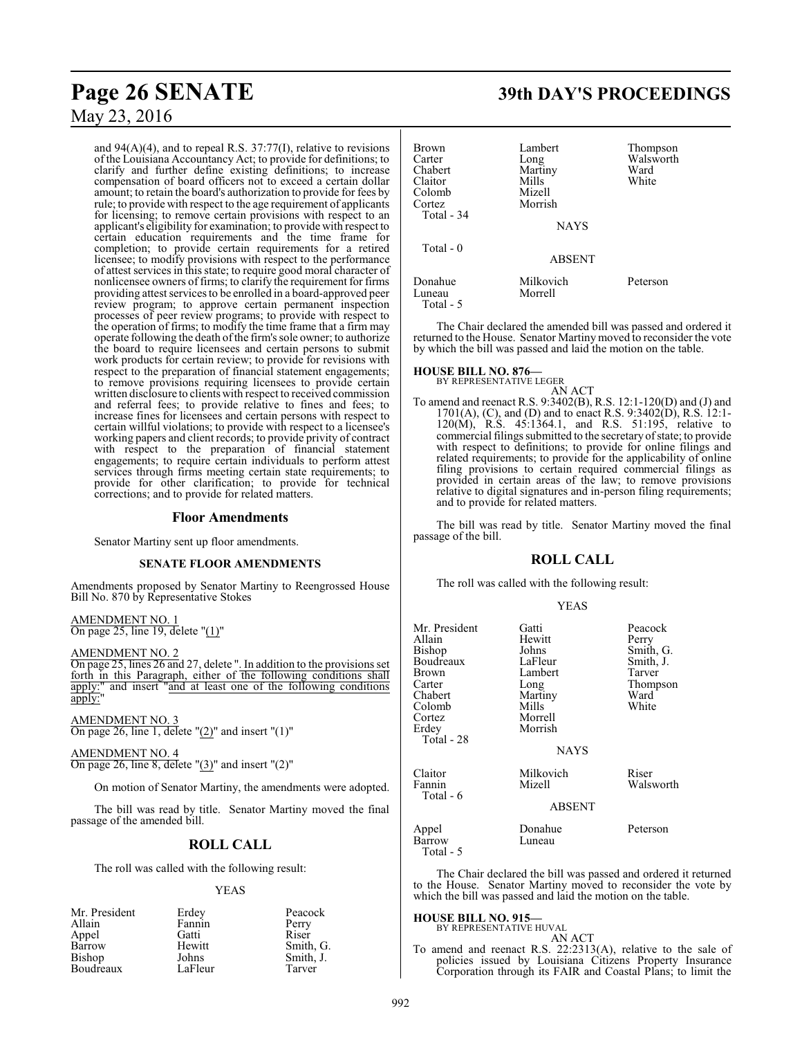and 94(A)(4), and to repeal R.S. 37:77(I), relative to revisions of the Louisiana Accountancy Act; to provide for definitions; to clarify and further define existing definitions; to increase compensation of board officers not to exceed a certain dollar amount; to retain the board's authorization to provide for fees by rule; to provide with respect to the age requirement of applicants for licensing; to remove certain provisions with respect to an applicant's eligibility for examination; to provide with respect to certain education requirements and the time frame for completion; to provide certain requirements for a retired licensee; to modify provisions with respect to the performance of attest services in this state; to require good moral character of nonlicensee owners of firms; to clarify the requirement for firms providing attest services to be enrolled in a board-approved peer review program; to approve certain permanent inspection processes of peer review programs; to provide with respect to the operation of firms; to modify the time frame that a firm may operate following the death of the firm's sole owner; to authorize the board to require licensees and certain persons to submit work products for certain review; to provide for revisions with respect to the preparation of financial statement engagements; to remove provisions requiring licensees to provide certain written disclosure to clients with respect to received commission and referral fees; to provide relative to fines and fees; to increase fines for licensees and certain persons with respect to certain willful violations; to provide with respect to a licensee's working papers and client records; to provide privity of contract with respect to the preparation of financial statement engagements; to require certain individuals to perform attest services through firms meeting certain state requirements; to provide for other clarification; to provide for technical corrections; and to provide for related matters.

## Floor Amendments

Senator Martiny sent up floor amendments.

### SENATE FLOOR AMENDMENTS

Amendments proposed by Senator Martiny to Reengrossed House Bill No. 870 by Representative Stokes

AMENDMENT NO. 1
On page 25, line 19, delete "(1)"

AMENDMENT NO. 2
On page 25, lines 26 and 27, delete ". In addition to the provisions set forth in this Paragraph, either of the following conditions shall apply:" and insert "and at least one of the following conditions apply:"

AMENDMENT NO. 3
On page 26, line 1, delete "(2)" and insert "(1)"

AMENDMENT NO. 4
On page 26, line 8, delete "(3)" and insert "(2)"

On motion of Senator Martiny, the amendments were adopted.

The bill was read by title. Senator Martiny moved the final passage of the amended bill.

## ROLL CALL

The roll was called with the following result:

YEAS

| | | |
|---|---|---|
| Mr. President | Erdey | Peacock |
| Allain | Fannin | Perry |
| Appel | Gatti | Riser |
| Barrow | Hewitt | Smith, G. |
| Bishop | Johns | Smith, J. |
| Boudreaux | LaFleur | Tarver |
| Brown | Lambert | Thompson |
| Carter | Long | Walsworth |
| Chabert | Martiny | Ward |
| Claitor | Mills | White |
| Colomb | Mizell | |
| Cortez | Morrish | |
| Total - 34 | | |

NAYS

Total - 0

ABSENT

| | | |
|---|---|---|
| Donahue | Milkovich | Peterson |
| Luneau | Morrell | |
| Total - 5 | | |

The Chair declared the amended bill was passed and ordered it returned to the House. Senator Martiny moved to reconsider the vote by which the bill was passed and laid the motion on the table.

**HOUSE BILL NO. 876—**
BY REPRESENTATIVE LEGER
AN ACT

To amend and reenact R.S. 9:3402(B), R.S. 12:1-120(D) and (J) and 1701(A), (C), and (D) and to enact R.S. 9:3402(D), R.S. 12:1-120(M), R.S. 45:1364.1, and R.S. 51:195, relative to commercial filings submitted to the secretary of state; to provide with respect to definitions; to provide for online filings and related requirements; to provide for the applicability of online filing provisions to certain required commercial filings as provided in certain areas of the law; to remove provisions relative to digital signatures and in-person filing requirements; and to provide for related matters.

The bill was read by title. Senator Martiny moved the final passage of the bill.

## ROLL CALL

The roll was called with the following result:

YEAS

| | | |
|---|---|---|
| Mr. President | Gatti | Peacock |
| Allain | Hewitt | Perry |
| Bishop | Johns | Smith, G. |
| Boudreaux | LaFleur | Smith, J. |
| Brown | Lambert | Tarver |
| Carter | Long | Thompson |
| Chabert | Martiny | Ward |
| Colomb | Mills | White |
| Cortez | Morrell | |
| Erdey | Morrish | |
| Total - 28 | | |

NAYS

| | | |
|---|---|---|
| Claitor | Milkovich | Riser |
| Fannin | Mizell | Walsworth |
| Total - 6 | | |

ABSENT

| | | |
|---|---|---|
| Appel | Donahue | Peterson |
| Barrow | Luneau | |
| Total - 5 | | |

The Chair declared the bill was passed and ordered it returned to the House. Senator Martiny moved to reconsider the vote by which the bill was passed and laid the motion on the table.

**HOUSE BILL NO. 915—**
BY REPRESENTATIVE HUVAL
AN ACT

To amend and reenact R.S. 22:2313(A), relative to the sale of policies issued by Louisiana Citizens Property Insurance Corporation through its FAIR and Coastal Plans; to limit the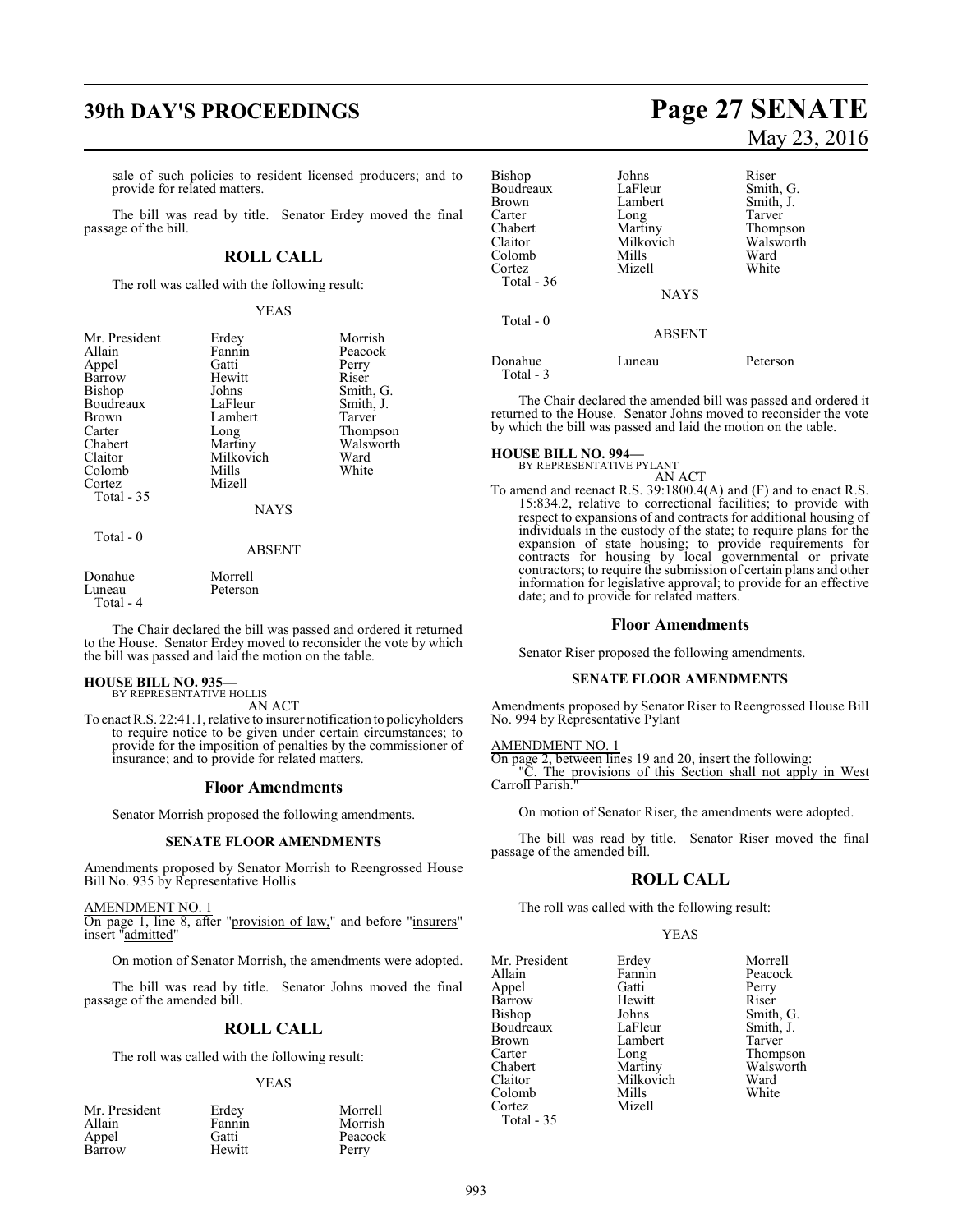sale of such policies to resident licensed producers; and to provide for related matters.

The bill was read by title. Senator Erdey moved the final passage of the bill.

## ROLL CALL

The roll was called with the following result:

YEAS

| | | |
|---|---|---|
| Mr. President | Erdey | Morrish |
| Allain | Fannin | Peacock |
| Appel | Gatti | Perry |
| Barrow | Hewitt | Riser |
| Bishop | Johns | Smith, G. |
| Boudreaux | LaFleur | Smith, J. |
| Brown | Lambert | Tarver |
| Carter | Long | Thompson |
| Chabert | Martiny | Walsworth |
| Claitor | Milkovich | Ward |
| Colomb | Mills | White |
| Cortez | Mizell | |

Total - 35

NAYS

Total - 0

ABSENT

| | |
|---|---|
| Donahue | Morrell |
| Luneau | Peterson |

Total - 4

The Chair declared the bill was passed and ordered it returned to the House. Senator Erdey moved to reconsider the vote by which the bill was passed and laid the motion on the table.

**HOUSE BILL NO. 935—**
BY REPRESENTATIVE HOLLIS
AN ACT

To enact R.S. 22:41.1, relative to insurer notification to policyholders to require notice to be given under certain circumstances; to provide for the imposition of penalties by the commissioner of insurance; and to provide for related matters.

## Floor Amendments

Senator Morrish proposed the following amendments.

### SENATE FLOOR AMENDMENTS

Amendments proposed by Senator Morrish to Reengrossed House Bill No. 935 by Representative Hollis

AMENDMENT NO. 1

On page 1, line 8, after "provision of law," and before "insurers" insert "admitted"

On motion of Senator Morrish, the amendments were adopted.

The bill was read by title. Senator Johns moved the final passage of the amended bill.

## ROLL CALL

The roll was called with the following result:

YEAS

| | | |
|---|---|---|
| Mr. President | Erdey | Morrell |
| Allain | Fannin | Morrish |
| Appel | Gatti | Peacock |
| Barrow | Hewitt | Perry |
| Bishop | Johns | Riser |
| Boudreaux | LaFleur | Smith, G. |
| Brown | Lambert | Smith, J. |
| Carter | Long | Tarver |
| Chabert | Martiny | Thompson |
| Claitor | Milkovich | Walsworth |
| Colomb | Mills | Ward |
| Cortez | Mizell | White |

Total - 36

NAYS

Total - 0

ABSENT

| | | |
|---|---|---|
| Donahue | Luneau | Peterson |

Total - 3

The Chair declared the amended bill was passed and ordered it returned to the House. Senator Johns moved to reconsider the vote by which the bill was passed and laid the motion on the table.

**HOUSE BILL NO. 994—**
BY REPRESENTATIVE PYLANT
AN ACT

To amend and reenact R.S. 39:1800.4(A) and (F) and to enact R.S. 15:834.2, relative to correctional facilities; to provide with respect to expansions of and contracts for additional housing of individuals in the custody of the state; to require plans for the expansion of state housing; to provide requirements for contracts for housing by local governmental or private contractors; to require the submission of certain plans and other information for legislative approval; to provide for an effective date; and to provide for related matters.

## Floor Amendments

Senator Riser proposed the following amendments.

### SENATE FLOOR AMENDMENTS

Amendments proposed by Senator Riser to Reengrossed House Bill No. 994 by Representative Pylant

AMENDMENT NO. 1

On page 2, between lines 19 and 20, insert the following:

"C. The provisions of this Section shall not apply in West Carroll Parish."

On motion of Senator Riser, the amendments were adopted.

The bill was read by title. Senator Riser moved the final passage of the amended bill.

## ROLL CALL

The roll was called with the following result:

YEAS

| | | |
|---|---|---|
| Mr. President | Erdey | Morrell |
| Allain | Fannin | Peacock |
| Appel | Gatti | Perry |
| Barrow | Hewitt | Riser |
| Bishop | Johns | Smith, G. |
| Boudreaux | LaFleur | Smith, J. |
| Brown | Lambert | Tarver |
| Carter | Long | Thompson |
| Chabert | Martiny | Walsworth |
| Claitor | Milkovich | Ward |
| Colomb | Mills | White |
| Cortez | Mizell | |

Total - 35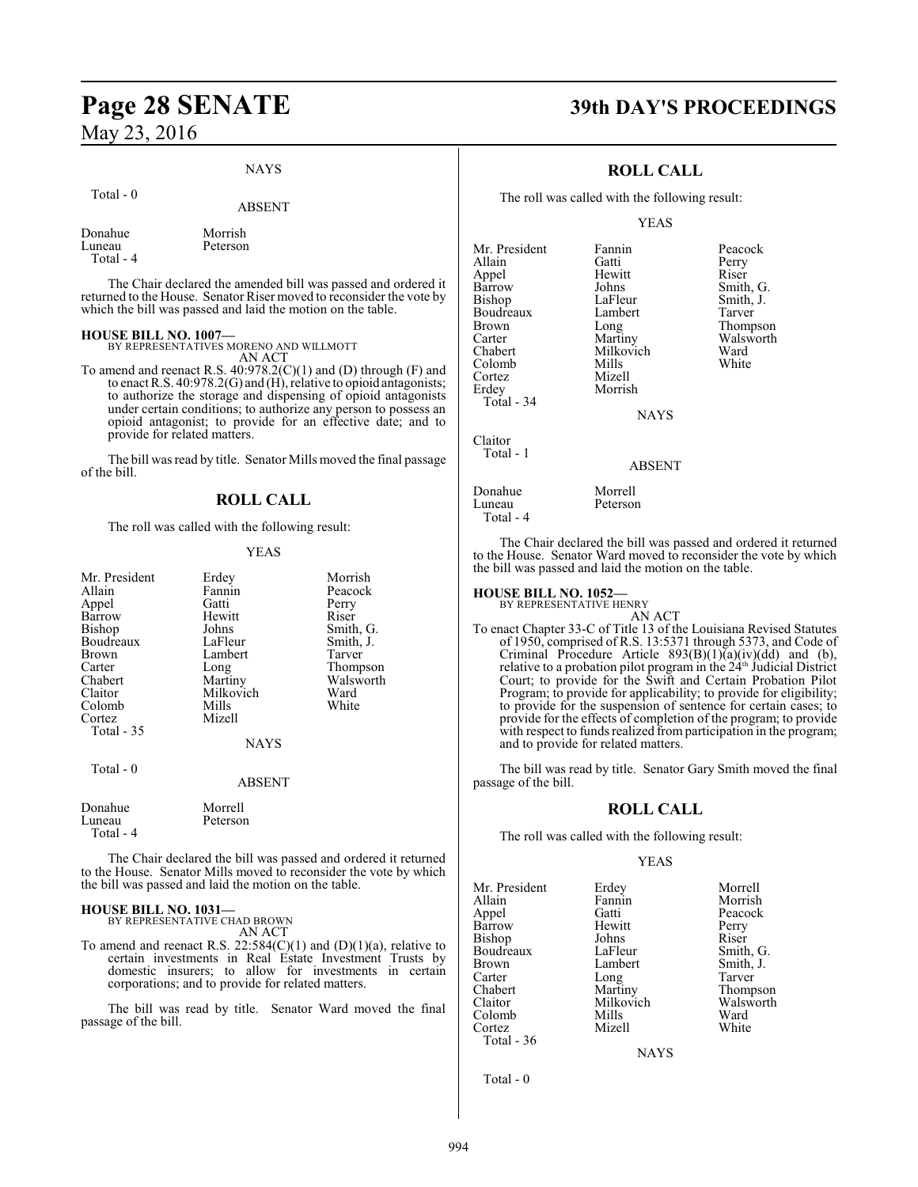NAYS

Total - 0

ABSENT

| | |
|---|---|
| Donahue | Morrish |
| Luneau | Peterson |
| Total - 4 | |

The Chair declared the amended bill was passed and ordered it returned to the House. Senator Riser moved to reconsider the vote by which the bill was passed and laid the motion on the table.

**HOUSE BILL NO. 1007—**
BY REPRESENTATIVES MORENO AND WILLMOTT
AN ACT

To amend and reenact R.S. 40:978.2(C)(1) and (D) through (F) and to enact R.S. 40:978.2(G) and (H), relative to opioid antagonists; to authorize the storage and dispensing of opioid antagonists under certain conditions; to authorize any person to possess an opioid antagonist; to provide for an effective date; and to provide for related matters.

The bill was read by title. Senator Mills moved the final passage of the bill.

## ROLL CALL

The roll was called with the following result:

YEAS

| | | |
|---|---|---|
| Mr. President | Erdey | Morrish |
| Allain | Fannin | Peacock |
| Appel | Gatti | Perry |
| Barrow | Hewitt | Riser |
| Bishop | Johns | Smith, G. |
| Boudreaux | LaFleur | Smith, J. |
| Brown | Lambert | Tarver |
| Carter | Long | Thompson |
| Chabert | Martiny | Walsworth |
| Claitor | Milkovich | Ward |
| Colomb | Mills | White |
| Cortez | Mizell | |
| Total - 35 | | |

NAYS

Total - 0

ABSENT

| | |
|---|---|
| Donahue | Morrell |
| Luneau | Peterson |
| Total - 4 | |

The Chair declared the bill was passed and ordered it returned to the House. Senator Mills moved to reconsider the vote by which the bill was passed and laid the motion on the table.

**HOUSE BILL NO. 1031—**
BY REPRESENTATIVE CHAD BROWN
AN ACT

To amend and reenact R.S. 22:584(C)(1) and (D)(1)(a), relative to certain investments in Real Estate Investment Trusts by domestic insurers; to allow for investments in certain corporations; and to provide for related matters.

The bill was read by title. Senator Ward moved the final passage of the bill.

## ROLL CALL

The roll was called with the following result:

YEAS

| | | |
|---|---|---|
| Mr. President | Fannin | Peacock |
| Allain | Gatti | Perry |
| Appel | Hewitt | Riser |
| Barrow | Johns | Smith, G. |
| Bishop | LaFleur | Smith, J. |
| Boudreaux | Lambert | Tarver |
| Brown | Long | Thompson |
| Carter | Martiny | Walsworth |
| Chabert | Milkovich | Ward |
| Colomb | Mills | White |
| Cortez | Mizell | |
| Erdey | Morrish | |
| Total - 34 | | |

NAYS

Claitor
Total - 1

ABSENT

| | |
|---|---|
| Donahue | Morrell |
| Luneau | Peterson |
| Total - 4 | |

The Chair declared the bill was passed and ordered it returned to the House. Senator Ward moved to reconsider the vote by which the bill was passed and laid the motion on the table.

**HOUSE BILL NO. 1052—**
BY REPRESENTATIVE HENRY
AN ACT

To enact Chapter 33-C of Title 13 of the Louisiana Revised Statutes of 1950, comprised of R.S. 13:5371 through 5373, and Code of Criminal Procedure Article 893(B)(1)(a)(iv)(dd) and (b), relative to a probation pilot program in the 24th Judicial District Court; to provide for the Swift and Certain Probation Pilot Program; to provide for applicability; to provide for eligibility; to provide for the suspension of sentence for certain cases; to provide for the effects of completion of the program; to provide with respect to funds realized from participation in the program; and to provide for related matters.

The bill was read by title. Senator Gary Smith moved the final passage of the bill.

## ROLL CALL

The roll was called with the following result:

YEAS

| | | |
|---|---|---|
| Mr. President | Erdey | Morrell |
| Allain | Fannin | Morrish |
| Appel | Gatti | Peacock |
| Barrow | Hewitt | Perry |
| Bishop | Johns | Riser |
| Boudreaux | LaFleur | Smith, G. |
| Brown | Lambert | Smith, J. |
| Carter | Long | Tarver |
| Chabert | Martiny | Thompson |
| Claitor | Milkovich | Walsworth |
| Colomb | Mills | Ward |
| Cortez | Mizell | White |
| Total - 36 | | |

NAYS

Total - 0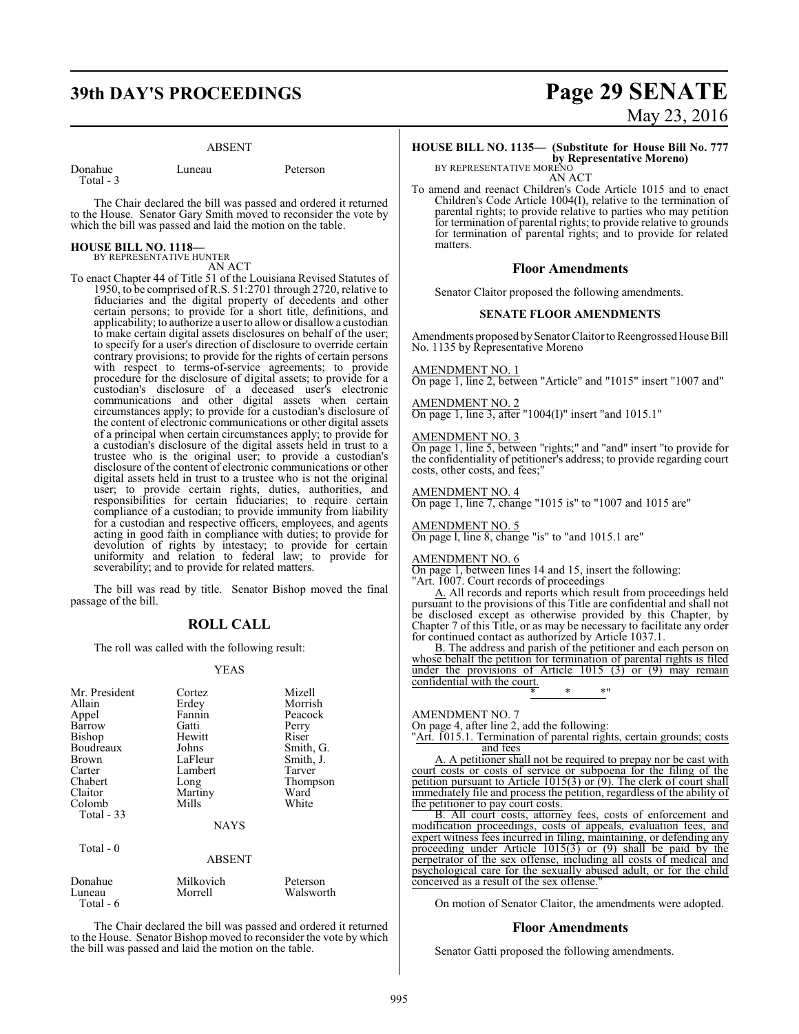ABSENT

| | | |
|---|---|---|
| Donahue | Luneau | Peterson |
| Total - 3 | | |

The Chair declared the bill was passed and ordered it returned to the House. Senator Gary Smith moved to reconsider the vote by which the bill was passed and laid the motion on the table.

**HOUSE BILL NO. 1118—**
BY REPRESENTATIVE HUNTER
AN ACT

To enact Chapter 44 of Title 51 of the Louisiana Revised Statutes of 1950, to be comprised of R.S. 51:2701 through 2720, relative to fiduciaries and the digital property of decedents and other certain persons; to provide for a short title, definitions, and applicability; to authorize a user to allow or disallow a custodian to make certain digital assets disclosures on behalf of the user; to specify for a user's direction of disclosure to override certain contrary provisions; to provide for the rights of certain persons with respect to terms-of-service agreements; to provide procedure for the disclosure of digital assets; to provide for a custodian's disclosure of a deceased user's electronic communications and other digital assets when certain circumstances apply; to provide for a custodian's disclosure of the content of electronic communications or other digital assets of a principal when certain circumstances apply; to provide for a custodian's disclosure of the digital assets held in trust to a trustee who is the original user; to provide a custodian's disclosure of the content of electronic communications or other digital assets held in trust to a trustee who is not the original user; to provide certain rights, duties, authorities, and responsibilities for certain fiduciaries; to require certain compliance of a custodian; to provide immunity from liability for a custodian and respective officers, employees, and agents acting in good faith in compliance with duties; to provide for devolution of rights by intestacy; to provide for certain uniformity and relation to federal law; to provide for severability; and to provide for related matters.

The bill was read by title. Senator Bishop moved the final passage of the bill.

## ROLL CALL

The roll was called with the following result:

YEAS

| | | |
|---|---|---|
| Mr. President | Cortez | Mizell |
| Allain | Erdey | Morrish |
| Appel | Fannin | Peacock |
| Barrow | Gatti | Perry |
| Bishop | Hewitt | Riser |
| Boudreaux | Johns | Smith, G. |
| Brown | LaFleur | Smith, J. |
| Carter | Lambert | Tarver |
| Chabert | Long | Thompson |
| Claitor | Martiny | Ward |
| Colomb | Mills | White |
| Total - 33 | | |

NAYS

Total - 0

ABSENT

| | | |
|---|---|---|
| Donahue | Milkovich | Peterson |
| Luneau | Morrell | Walsworth |
| Total - 6 | | |

The Chair declared the bill was passed and ordered it returned to the House. Senator Bishop moved to reconsider the vote by which the bill was passed and laid the motion on the table.

**HOUSE BILL NO. 1135— (Substitute for House Bill No. 777 by Representative Moreno)**
BY REPRESENTATIVE MORENO
AN ACT

To amend and reenact Children's Code Article 1015 and to enact Children's Code Article 1004(I), relative to the termination of parental rights; to provide relative to parties who may petition for termination of parental rights; to provide relative to grounds for termination of parental rights; and to provide for related matters.

## Floor Amendments

Senator Claitor proposed the following amendments.

**SENATE FLOOR AMENDMENTS**

Amendments proposed by Senator Claitor to Reengrossed House Bill No. 1135 by Representative Moreno

AMENDMENT NO. 1
On page 1, line 2, between "Article" and "1015" insert "1007 and"

AMENDMENT NO. 2
On page 1, line 3, after "1004(I)" insert "and 1015.1"

AMENDMENT NO. 3
On page 1, line 5, between "rights;" and "and" insert "to provide for the confidentiality of petitioner's address; to provide regarding court costs, other costs, and fees;"

AMENDMENT NO. 4
On page 1, line 7, change "1015 is" to "1007 and 1015 are"

AMENDMENT NO. 5
On page l, line 8, change "is" to "and 1015.1 are"

AMENDMENT NO. 6
On page 1, between lines 14 and 15, insert the following:
"Art. 1007. Court records of proceedings

A. All records and reports which result from proceedings held pursuant to the provisions of this Title are confidential and shall not be disclosed except as otherwise provided by this Chapter, by Chapter 7 of this Title, or as may be necessary to facilitate any order for continued contact as authorized by Article 1037.1.

B. The address and parish of the petitioner and each person on whose behalf the petition for termination of parental rights is filed under the provisions of Article 1015 (3) or (9) may remain confidential with the court.

\* \* \*"

AMENDMENT NO. 7
On page 4, after line 2, add the following:
"Art. 1015.1. Termination of parental rights, certain grounds; costs and fees

A. A petitioner shall not be required to prepay nor be cast with court costs or costs of service or subpoena for the filing of the petition pursuant to Article 1015(3) or (9). The clerk of court shall immediately file and process the petition, regardless of the ability of the petitioner to pay court costs.

B. All court costs, attorney fees, costs of enforcement and modification proceedings, costs of appeals, evaluation fees, and expert witness fees incurred in filing, maintaining, or defending any proceeding under Article 1015(3) or (9) shall be paid by the perpetrator of the sex offense, including all costs of medical and psychological care for the sexually abused adult, or for the child conceived as a result of the sex offense."

On motion of Senator Claitor, the amendments were adopted.

## Floor Amendments

Senator Gatti proposed the following amendments.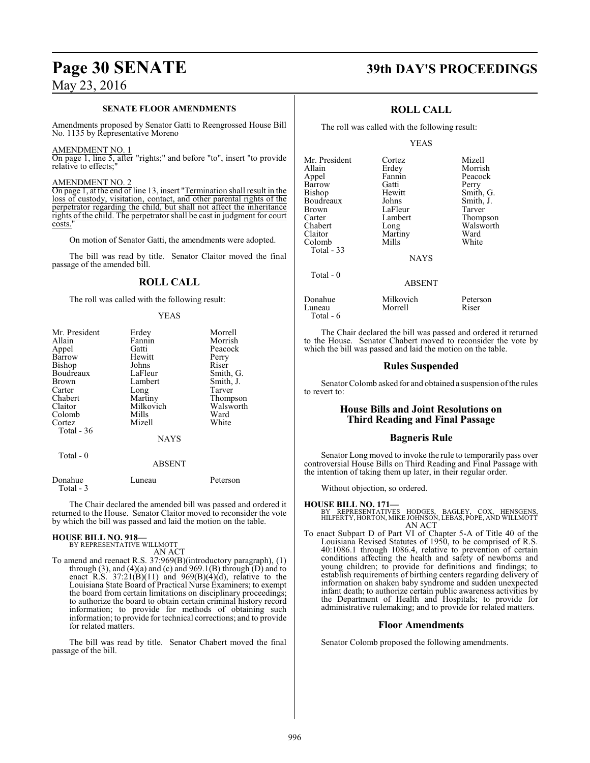### SENATE FLOOR AMENDMENTS

Amendments proposed by Senator Gatti to Reengrossed House Bill No. 1135 by Representative Moreno

AMENDMENT NO. 1
On page 1, line 5, after "rights;" and before "to", insert "to provide relative to effects;"

AMENDMENT NO. 2
On page 1, at the end of line 13, insert "Termination shall result in the loss of custody, visitation, contact, and other parental rights of the perpetrator regarding the child, but shall not affect the inheritance rights of the child. The perpetrator shall be cast in judgment for court costs."

On motion of Senator Gatti, the amendments were adopted.

The bill was read by title. Senator Claitor moved the final passage of the amended bill.

## ROLL CALL

The roll was called with the following result:

YEAS

| | | |
|---|---|---|
| Mr. President | Erdey | Morrell |
| Allain | Fannin | Morrish |
| Appel | Gatti | Peacock |
| Barrow | Hewitt | Perry |
| Bishop | Johns | Riser |
| Boudreaux | LaFleur | Smith, G. |
| Brown | Lambert | Smith, J. |
| Carter | Long | Tarver |
| Chabert | Martiny | Thompson |
| Claitor | Milkovich | Walsworth |
| Colomb | Mills | Ward |
| Cortez | Mizell | White |

Total - 36

NAYS

Total - 0

ABSENT

| | | |
|---|---|---|
| Donahue | Luneau | Peterson |

Total - 3

The Chair declared the amended bill was passed and ordered it returned to the House. Senator Claitor moved to reconsider the vote by which the bill was passed and laid the motion on the table.

**HOUSE BILL NO. 918—**
BY REPRESENTATIVE WILLMOTT
AN ACT

To amend and reenact R.S. 37:969(B)(introductory paragraph), (1) through (3), and (4)(a) and (c) and 969.1(B) through (D) and to enact R.S. 37:21(B)(11) and 969(B)(4)(d), relative to the Louisiana State Board of Practical Nurse Examiners; to exempt the board from certain limitations on disciplinary proceedings; to authorize the board to obtain certain criminal history record information; to provide for methods of obtaining such information; to provide for technical corrections; and to provide for related matters.

The bill was read by title. Senator Chabert moved the final passage of the bill.

## ROLL CALL

The roll was called with the following result:

YEAS

| | | |
|---|---|---|
| Mr. President | Cortez | Mizell |
| Allain | Erdey | Morrish |
| Appel | Fannin | Peacock |
| Barrow | Gatti | Perry |
| Bishop | Hewitt | Smith, G. |
| Boudreaux | Johns | Smith, J. |
| Brown | LaFleur | Tarver |
| Carter | Lambert | Thompson |
| Chabert | Long | Walsworth |
| Claitor | Martiny | Ward |
| Colomb | Mills | White |

Total - 33

NAYS

Total - 0

ABSENT

| | | |
|---|---|---|
| Donahue | Milkovich | Peterson |
| Luneau | Morrell | Riser |

Total - 6

The Chair declared the bill was passed and ordered it returned to the House. Senator Chabert moved to reconsider the vote by which the bill was passed and laid the motion on the table.

## Rules Suspended

Senator Colomb asked for and obtained a suspension of the rules to revert to:

## House Bills and Joint Resolutions on Third Reading and Final Passage

## Bagneris Rule

Senator Long moved to invoke the rule to temporarily pass over controversial House Bills on Third Reading and Final Passage with the intention of taking them up later, in their regular order.

Without objection, so ordered.

**HOUSE BILL NO. 171—**
BY REPRESENTATIVES HODGES, BAGLEY, COX, HENSGENS, HILFERTY, HORTON, MIKE JOHNSON, LEBAS, POPE, AND WILLMOTT
AN ACT

To enact Subpart D of Part VI of Chapter 5-A of Title 40 of the Louisiana Revised Statutes of 1950, to be comprised of R.S. 40:1086.1 through 1086.4, relative to prevention of certain conditions affecting the health and safety of newborns and young children; to provide for definitions and findings; to establish requirements of birthing centers regarding delivery of information on shaken baby syndrome and sudden unexpected infant death; to authorize certain public awareness activities by the Department of Health and Hospitals; to provide for administrative rulemaking; and to provide for related matters.

## Floor Amendments

Senator Colomb proposed the following amendments.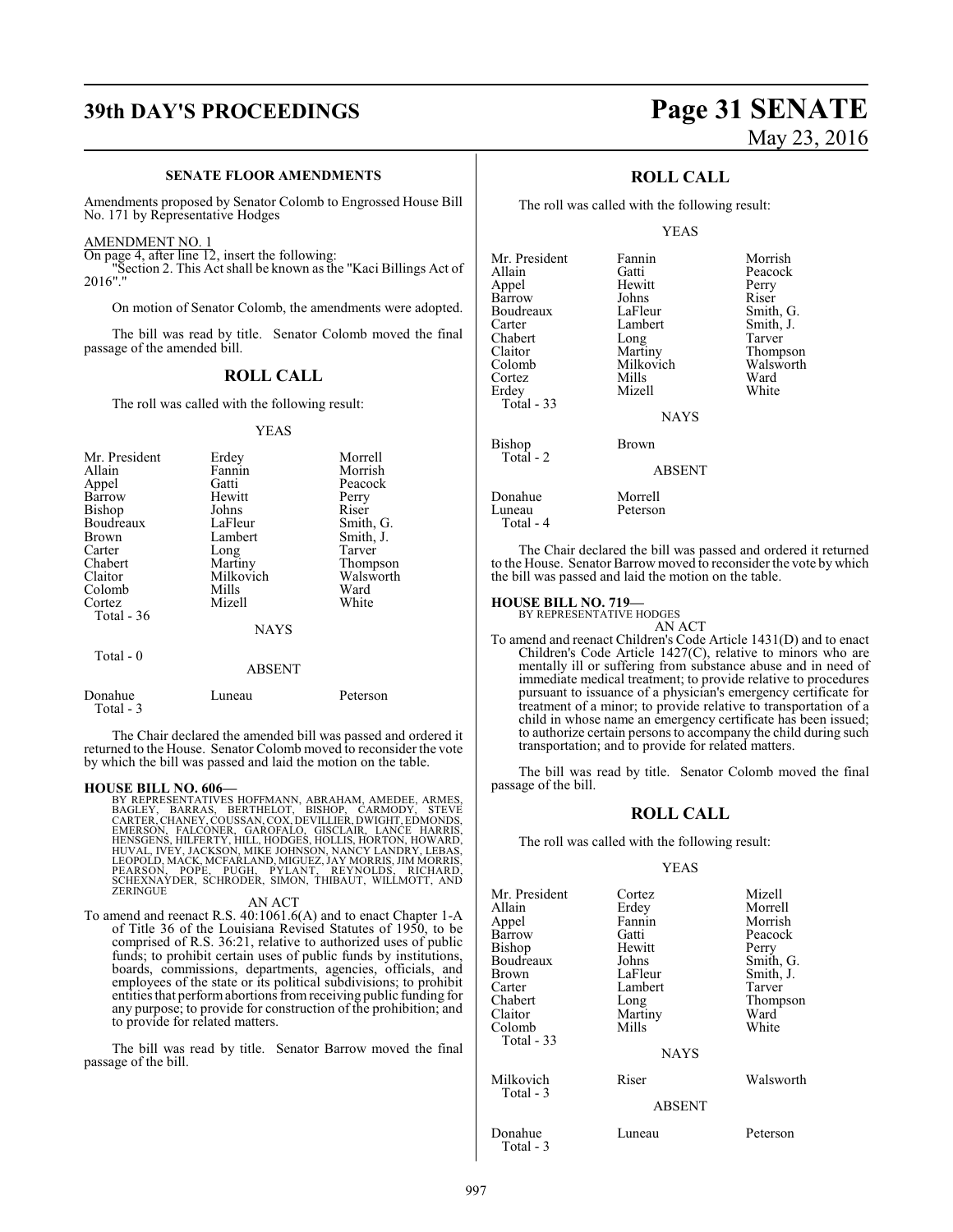### SENATE FLOOR AMENDMENTS

Amendments proposed by Senator Colomb to Engrossed House Bill No. 171 by Representative Hodges

AMENDMENT NO. 1

On page 4, after line 12, insert the following:

"Section 2. This Act shall be known as the "Kaci Billings Act of 2016"."

On motion of Senator Colomb, the amendments were adopted.

The bill was read by title. Senator Colomb moved the final passage of the amended bill.

## ROLL CALL

The roll was called with the following result:

YEAS

| | | |
|---|---|---|
| Mr. President | Erdey | Morrell |
| Allain | Fannin | Morrish |
| Appel | Gatti | Peacock |
| Barrow | Hewitt | Perry |
| Bishop | Johns | Riser |
| Boudreaux | LaFleur | Smith, G. |
| Brown | Lambert | Smith, J. |
| Carter | Long | Tarver |
| Chabert | Martiny | Thompson |
| Claitor | Milkovich | Walsworth |
| Colomb | Mills | Ward |
| Cortez | Mizell | White |

Total - 36

NAYS

Total - 0

ABSENT

| | | |
|---|---|---|
| Donahue | Luneau | Peterson |

Total - 3

The Chair declared the amended bill was passed and ordered it returned to the House. Senator Colomb moved to reconsider the vote by which the bill was passed and laid the motion on the table.

**HOUSE BILL NO. 606—**

BY REPRESENTATIVES HOFFMANN, ABRAHAM, AMEDEE, ARMES, BAGLEY, BARRAS, BERTHELOT, BISHOP, CARMODY, STEVE CARTER, CHANEY, COUSSAN, COX, DEVILLIER, DWIGHT, EDMONDS, EMERSON, FALCONER, GAROFALO, GISCLAIR, LANCE HARRIS, HENSGENS, HILFERTY, HILL, HODGES, HOLLIS, HORTON, HOWARD, HUVAL, IVEY, JACKSON, MIKE JOHNSON, NANCY LANDRY, LEBAS, LEOPOLD, MACK, MCFARLAND, MIGUEZ, JAY MORRIS, JIM MORRIS, PEARSON, POPE, PUGH, PYLANT, REYNOLDS, RICHARD, SCHEXNAYDER, SCHRODER, SIMON, THIBAUT, WILLMOTT, AND ZERINGUE

AN ACT

To amend and reenact R.S. 40:1061.6(A) and to enact Chapter 1-A of Title 36 of the Louisiana Revised Statutes of 1950, to be comprised of R.S. 36:21, relative to authorized uses of public funds; to prohibit certain uses of public funds by institutions, boards, commissions, departments, agencies, officials, and employees of the state or its political subdivisions; to prohibit entities that perform abortions from receiving public funding for any purpose; to provide for construction of the prohibition; and to provide for related matters.

The bill was read by title. Senator Barrow moved the final passage of the bill.

## ROLL CALL

The roll was called with the following result:

YEAS

| | | |
|---|---|---|
| Mr. President | Fannin | Morrish |
| Allain | Gatti | Peacock |
| Appel | Hewitt | Perry |
| Barrow | Johns | Riser |
| Boudreaux | LaFleur | Smith, G. |
| Carter | Lambert | Smith, J. |
| Chabert | Long | Tarver |
| Claitor | Martiny | Thompson |
| Colomb | Milkovich | Walsworth |
| Cortez | Mills | Ward |
| Erdey | Mizell | White |

Total - 33

NAYS

| | |
|---|---|
| Bishop | Brown |

Total - 2

ABSENT

| | |
|---|---|
| Donahue | Morrell |
| Luneau | Peterson |

Total - 4

The Chair declared the bill was passed and ordered it returned to the House. Senator Barrow moved to reconsider the vote by which the bill was passed and laid the motion on the table.

**HOUSE BILL NO. 719—**

BY REPRESENTATIVE HODGES

AN ACT

To amend and reenact Children's Code Article 1431(D) and to enact Children's Code Article 1427(C), relative to minors who are mentally ill or suffering from substance abuse and in need of immediate medical treatment; to provide relative to procedures pursuant to issuance of a physician's emergency certificate for treatment of a minor; to provide relative to transportation of a child in whose name an emergency certificate has been issued; to authorize certain persons to accompany the child during such transportation; and to provide for related matters.

The bill was read by title. Senator Colomb moved the final passage of the bill.

## ROLL CALL

The roll was called with the following result:

YEAS

| | | |
|---|---|---|
| Mr. President | Cortez | Mizell |
| Allain | Erdey | Morrell |
| Appel | Fannin | Morrish |
| Barrow | Gatti | Peacock |
| Bishop | Hewitt | Perry |
| Boudreaux | Johns | Smith, G. |
| Brown | LaFleur | Smith, J. |
| Carter | Lambert | Tarver |
| Chabert | Long | Thompson |
| Claitor | Martiny | Ward |
| Colomb | Mills | White |

Total - 33

NAYS

| | | |
|---|---|---|
| Milkovich | Riser | Walsworth |

Total - 3

ABSENT

| | | |
|---|---|---|
| Donahue | Luneau | Peterson |

Total - 3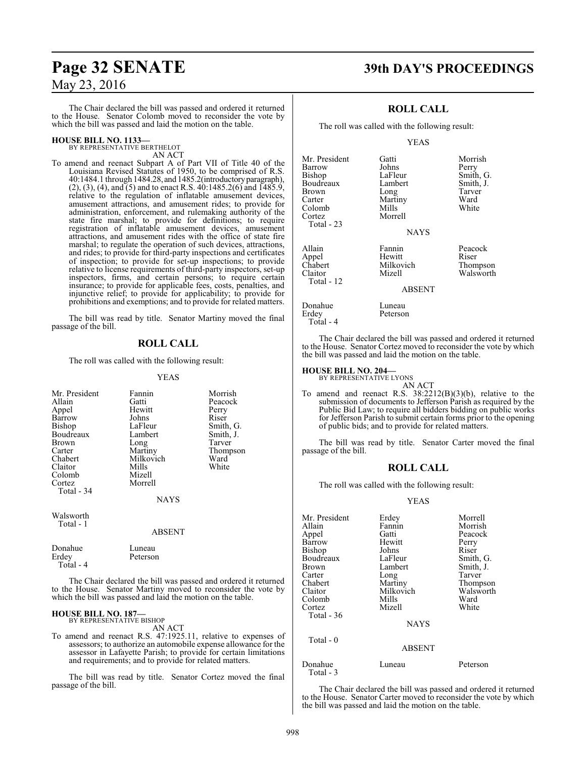The Chair declared the bill was passed and ordered it returned to the House. Senator Colomb moved to reconsider the vote by which the bill was passed and laid the motion on the table.

**HOUSE BILL NO. 1133—**
BY REPRESENTATIVE BERTHELOT
AN ACT

To amend and reenact Subpart A of Part VII of Title 40 of the Louisiana Revised Statutes of 1950, to be comprised of R.S. 40:1484.1 through 1484.28, and 1485.2(introductory paragraph), (2), (3), (4), and (5) and to enact R.S. 40:1485.2(6) and 1485.9, relative to the regulation of inflatable amusement devices, amusement attractions, and amusement rides; to provide for administration, enforcement, and rulemaking authority of the state fire marshal; to provide for definitions; to require registration of inflatable amusement devices, amusement attractions, and amusement rides with the office of state fire marshal; to regulate the operation of such devices, attractions, and rides; to provide for third-party inspections and certificates of inspection; to provide for set-up inspections; to provide relative to license requirements of third-party inspectors, set-up inspectors, firms, and certain persons; to require certain insurance; to provide for applicable fees, costs, penalties, and injunctive relief; to provide for applicability; to provide for prohibitions and exemptions; and to provide for related matters.

The bill was read by title. Senator Martiny moved the final passage of the bill.

## ROLL CALL

The roll was called with the following result:

YEAS

| | | |
|---|---|---|
| Mr. President | Fannin | Morrish |
| Allain | Gatti | Peacock |
| Appel | Hewitt | Perry |
| Barrow | Johns | Riser |
| Bishop | LaFleur | Smith, G. |
| Boudreaux | Lambert | Smith, J. |
| Brown | Long | Tarver |
| Carter | Martiny | Thompson |
| Chabert | Milkovich | Ward |
| Claitor | Mills | White |
| Colomb | Mizell | |
| Cortez | Morrell | |
| Total - 34 | | |

NAYS

Walsworth
Total - 1

ABSENT

| | |
|---|---|
| Donahue | Luneau |
| Erdey | Peterson |
| Total - 4 | |

The Chair declared the bill was passed and ordered it returned to the House. Senator Martiny moved to reconsider the vote by which the bill was passed and laid the motion on the table.

**HOUSE BILL NO. 187—**
BY REPRESENTATIVE BISHOP
AN ACT

To amend and reenact R.S. 47:1925.11, relative to expenses of assessors; to authorize an automobile expense allowance for the assessor in Lafayette Parish; to provide for certain limitations and requirements; and to provide for related matters.

The bill was read by title. Senator Cortez moved the final passage of the bill.

## ROLL CALL

The roll was called with the following result:

YEAS

| | | |
|---|---|---|
| Mr. President | Gatti | Morrish |
| Barrow | Johns | Perry |
| Bishop | LaFleur | Smith, G. |
| Boudreaux | Lambert | Smith, J. |
| Brown | Long | Tarver |
| Carter | Martiny | Ward |
| Colomb | Mills | White |
| Cortez | Morrell | |
| Total - 23 | | |

NAYS

| | | |
|---|---|---|
| Allain | Fannin | Peacock |
| Appel | Hewitt | Riser |
| Chabert | Milkovich | Thompson |
| Claitor | Mizell | Walsworth |
| Total - 12 | | |

ABSENT

| | |
|---|---|
| Donahue | Luneau |
| Erdey | Peterson |
| Total - 4 | |

The Chair declared the bill was passed and ordered it returned to the House. Senator Cortez moved to reconsider the vote by which the bill was passed and laid the motion on the table.

**HOUSE BILL NO. 204—**
BY REPRESENTATIVE LYONS
AN ACT

To amend and reenact R.S. 38:2212(B)(3)(b), relative to the submission of documents to Jefferson Parish as required by the Public Bid Law; to require all bidders bidding on public works for Jefferson Parish to submit certain forms prior to the opening of public bids; and to provide for related matters.

The bill was read by title. Senator Carter moved the final passage of the bill.

## ROLL CALL

The roll was called with the following result:

YEAS

| | | |
|---|---|---|
| Mr. President | Erdey | Morrell |
| Allain | Fannin | Morrish |
| Appel | Gatti | Peacock |
| Barrow | Hewitt | Perry |
| Bishop | Johns | Riser |
| Boudreaux | LaFleur | Smith, G. |
| Brown | Lambert | Smith, J. |
| Carter | Long | Tarver |
| Chabert | Martiny | Thompson |
| Claitor | Milkovich | Walsworth |
| Colomb | Mills | Ward |
| Cortez | Mizell | White |
| Total - 36 | | |

NAYS

Total - 0

ABSENT

| | | |
|---|---|---|
| Donahue | Luneau | Peterson |
| Total - 3 | | |

The Chair declared the bill was passed and ordered it returned to the House. Senator Carter moved to reconsider the vote by which the bill was passed and laid the motion on the table.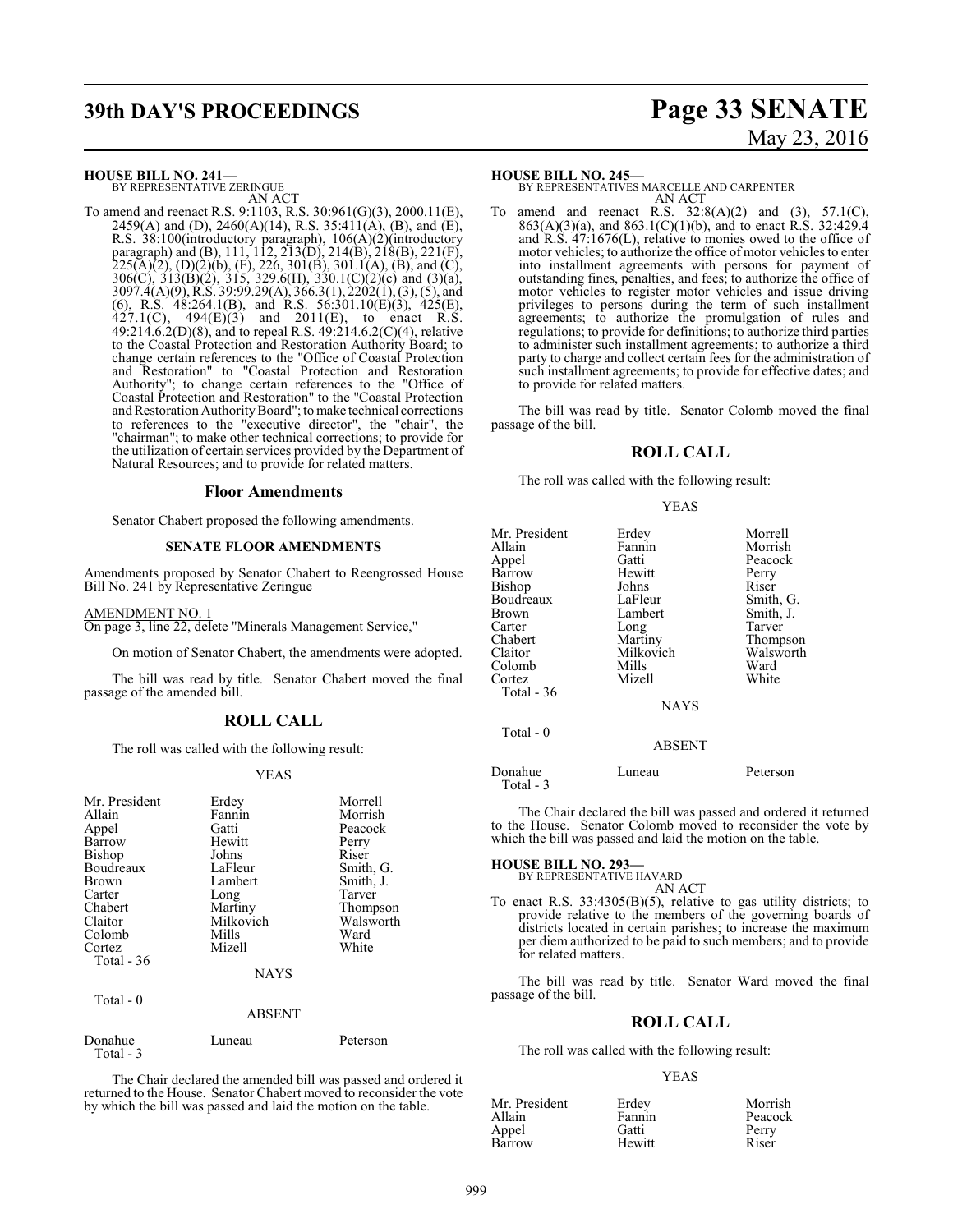**HOUSE BILL NO. 241—**
BY REPRESENTATIVE ZERINGUE

AN ACT

To amend and reenact R.S. 9:1103, R.S. 30:961(G)(3), 2000.11(E), 2459(A) and (D), 2460(A)(14), R.S. 35:411(A), (B), and (E), R.S. 38:100(introductory paragraph), 106(A)(2)(introductory paragraph) and (B), 111, 112, 213(D), 214(B), 218(B), 221(F), 225(A)(2), (D)(2)(b), (F), 226, 301(B), 301.1(A), (B), and (C), 306(C), 313(B)(2), 315, 329.6(H), 330.1(C)(2)(c) and (3)(a), 3097.4(A)(9), R.S. 39:99.29(A), 366.3(1), 2202(1), (3), (5), and (6), R.S. 48:264.1(B), and R.S. 56:301.10(E)(3), 425(E), 427.1(C), 494(E)(3) and 2011(E), to enact R.S. 49:214.6.2(D)(8), and to repeal R.S. 49:214.6.2(C)(4), relative to the Coastal Protection and Restoration Authority Board; to change certain references to the "Office of Coastal Protection and Restoration" to "Coastal Protection and Restoration Authority"; to change certain references to the "Office of Coastal Protection and Restoration" to the "Coastal Protection and Restoration Authority Board"; to make technical corrections to references to the "executive director", the "chair", the "chairman"; to make other technical corrections; to provide for the utilization of certain services provided by the Department of Natural Resources; and to provide for related matters.

## Floor Amendments

Senator Chabert proposed the following amendments.

### SENATE FLOOR AMENDMENTS

Amendments proposed by Senator Chabert to Reengrossed House Bill No. 241 by Representative Zeringue

AMENDMENT NO. 1
On page 3, line 22, delete "Minerals Management Service,"

On motion of Senator Chabert, the amendments were adopted.

The bill was read by title. Senator Chabert moved the final passage of the amended bill.

## ROLL CALL

The roll was called with the following result:

YEAS

| | | |
|---|---|---|
| Mr. President | Erdey | Morrell |
| Allain | Fannin | Morrish |
| Appel | Gatti | Peacock |
| Barrow | Hewitt | Perry |
| Bishop | Johns | Riser |
| Boudreaux | LaFleur | Smith, G. |
| Brown | Lambert | Smith, J. |
| Carter | Long | Tarver |
| Chabert | Martiny | Thompson |
| Claitor | Milkovich | Walsworth |
| Colomb | Mills | Ward |
| Cortez | Mizell | White |
| Total - 36 | | |

NAYS

Total - 0

ABSENT

| | | |
|---|---|---|
| Donahue | Luneau | Peterson |
| Total - 3 | | |

The Chair declared the amended bill was passed and ordered it returned to the House. Senator Chabert moved to reconsider the vote by which the bill was passed and laid the motion on the table.

**HOUSE BILL NO. 245—**
BY REPRESENTATIVES MARCELLE AND CARPENTER

AN ACT

To amend and reenact R.S. 32:8(A)(2) and (3), 57.1(C), 863(A)(3)(a), and 863.1(C)(1)(b), and to enact R.S. 32:429.4 and R.S. 47:1676(L), relative to monies owed to the office of motor vehicles; to authorize the office of motor vehicles to enter into installment agreements with persons for payment of outstanding fines, penalties, and fees; to authorize the office of motor vehicles to register motor vehicles and issue driving privileges to persons during the term of such installment agreements; to authorize the promulgation of rules and regulations; to provide for definitions; to authorize third parties to administer such installment agreements; to authorize a third party to charge and collect certain fees for the administration of such installment agreements; to provide for effective dates; and to provide for related matters.

The bill was read by title. Senator Colomb moved the final passage of the bill.

## ROLL CALL

The roll was called with the following result:

YEAS

| | | |
|---|---|---|
| Mr. President | Erdey | Morrell |
| Allain | Fannin | Morrish |
| Appel | Gatti | Peacock |
| Barrow | Hewitt | Perry |
| Bishop | Johns | Riser |
| Boudreaux | LaFleur | Smith, G. |
| Brown | Lambert | Smith, J. |
| Carter | Long | Tarver |
| Chabert | Martiny | Thompson |
| Claitor | Milkovich | Walsworth |
| Colomb | Mills | Ward |
| Cortez | Mizell | White |
| Total - 36 | | |

NAYS

Total - 0

ABSENT

| | | |
|---|---|---|
| Donahue | Luneau | Peterson |
| Total - 3 | | |

The Chair declared the bill was passed and ordered it returned to the House. Senator Colomb moved to reconsider the vote by which the bill was passed and laid the motion on the table.

**HOUSE BILL NO. 293—**
BY REPRESENTATIVE HAVARD

AN ACT

To enact R.S. 33:4305(B)(5), relative to gas utility districts; to provide relative to the members of the governing boards of districts located in certain parishes; to increase the maximum per diem authorized to be paid to such members; and to provide for related matters.

The bill was read by title. Senator Ward moved the final passage of the bill.

## ROLL CALL

The roll was called with the following result:

YEAS

| | | |
|---|---|---|
| Mr. President | Erdey | Morrish |
| Allain | Fannin | Peacock |
| Appel | Gatti | Perry |
| Barrow | Hewitt | Riser |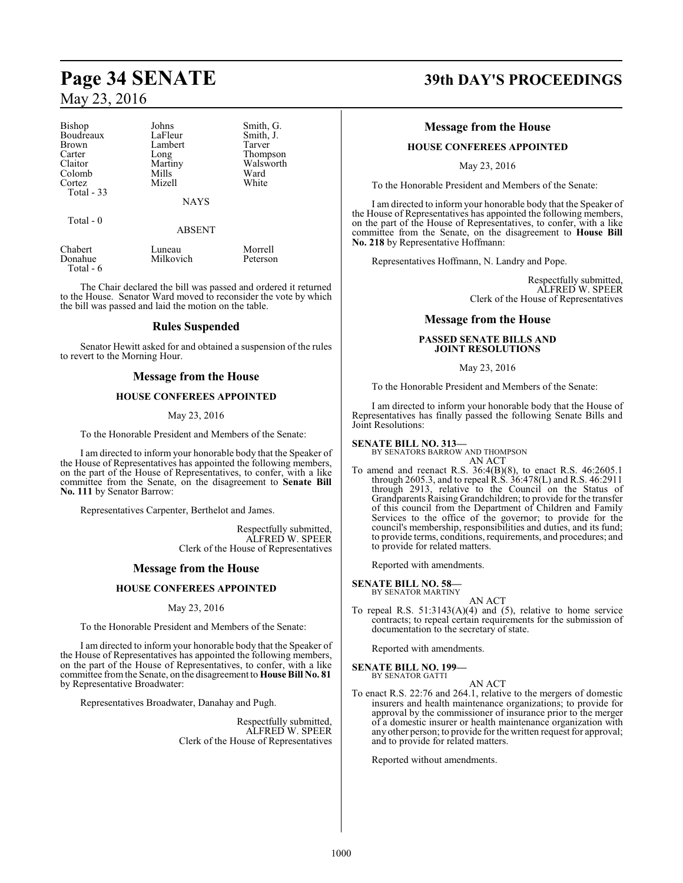| Bishop | Johns | Smith, G. |
|---|---|---|
| Boudreaux | LaFleur | Smith, J. |
| Brown | Lambert | Tarver |
| Carter | Long | Thompson |
| Claitor | Martiny | Walsworth |
| Colomb | Mills | Ward |
| Cortez | Mizell | White |
| Total - 33 | | |

NAYS

Total - 0

ABSENT

| Chabert | Luneau | Morrell |
|---|---|---|
| Donahue | Milkovich | Peterson |
| Total - 6 | | |

The Chair declared the bill was passed and ordered it returned to the House. Senator Ward moved to reconsider the vote by which the bill was passed and laid the motion on the table.

## Rules Suspended

Senator Hewitt asked for and obtained a suspension of the rules to revert to the Morning Hour.

## Message from the House

### HOUSE CONFEREES APPOINTED

May 23, 2016

To the Honorable President and Members of the Senate:

I am directed to inform your honorable body that the Speaker of the House of Representatives has appointed the following members, on the part of the House of Representatives, to confer, with a like committee from the Senate, on the disagreement to **Senate Bill No. 111** by Senator Barrow:

Representatives Carpenter, Berthelot and James.

Respectfully submitted,
ALFRED W. SPEER
Clerk of the House of Representatives

## Message from the House

### HOUSE CONFEREES APPOINTED

May 23, 2016

To the Honorable President and Members of the Senate:

I am directed to inform your honorable body that the Speaker of the House of Representatives has appointed the following members, on the part of the House of Representatives, to confer, with a like committee from the Senate, on the disagreement to **House Bill No. 81** by Representative Broadwater:

Representatives Broadwater, Danahay and Pugh.

Respectfully submitted,
ALFRED W. SPEER
Clerk of the House of Representatives

## Message from the House

### HOUSE CONFEREES APPOINTED

May 23, 2016

To the Honorable President and Members of the Senate:

I am directed to inform your honorable body that the Speaker of the House of Representatives has appointed the following members, on the part of the House of Representatives, to confer, with a like committee from the Senate, on the disagreement to **House Bill No. 218** by Representative Hoffmann:

Representatives Hoffmann, N. Landry and Pope.

Respectfully submitted,
ALFRED W. SPEER
Clerk of the House of Representatives

## Message from the House

### PASSED SENATE BILLS AND JOINT RESOLUTIONS

May 23, 2016

To the Honorable President and Members of the Senate:

I am directed to inform your honorable body that the House of Representatives has finally passed the following Senate Bills and Joint Resolutions:

**SENATE BILL NO. 313—**
BY SENATORS BARROW AND THOMPSON
AN ACT

To amend and reenact R.S. 36:4(B)(8), to enact R.S. 46:2605.1 through 2605.3, and to repeal R.S. 36:478(L) and R.S. 46:2911 through 2913, relative to the Council on the Status of Grandparents Raising Grandchildren; to provide for the transfer of this council from the Department of Children and Family Services to the office of the governor; to provide for the council's membership, responsibilities and duties, and its fund; to provide terms, conditions, requirements, and procedures; and to provide for related matters.

Reported with amendments.

**SENATE BILL NO. 58—**
BY SENATOR MARTINY
AN ACT

To repeal R.S. 51:3143(A)(4) and (5), relative to home service contracts; to repeal certain requirements for the submission of documentation to the secretary of state.

Reported with amendments.

**SENATE BILL NO. 199—**
BY SENATOR GATTI
AN ACT

To enact R.S. 22:76 and 264.1, relative to the mergers of domestic insurers and health maintenance organizations; to provide for approval by the commissioner of insurance prior to the merger of a domestic insurer or health maintenance organization with any other person; to provide for the written request for approval; and to provide for related matters.

Reported without amendments.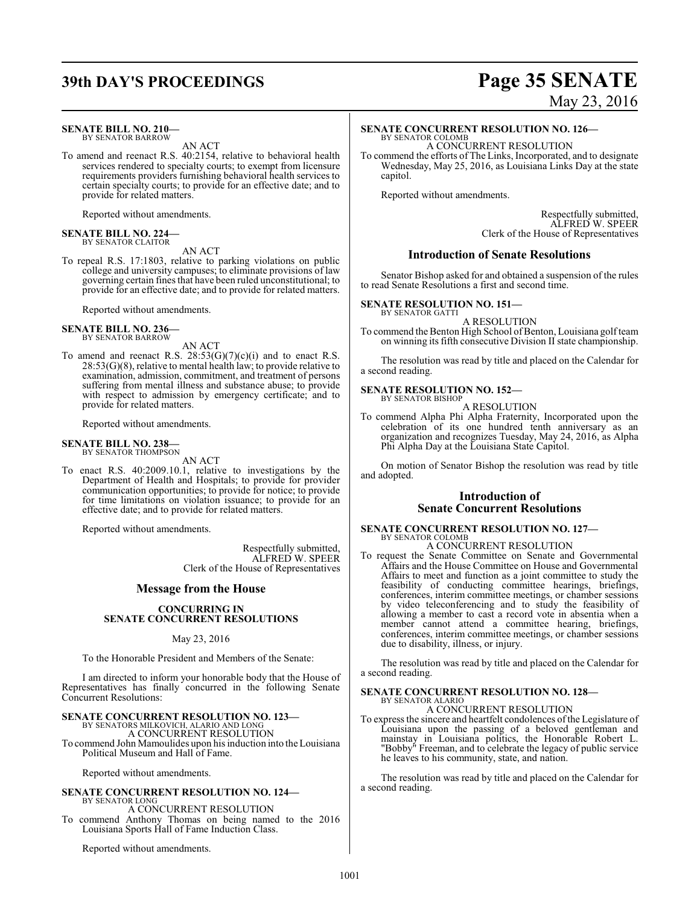**SENATE BILL NO. 210—**
BY SENATOR BARROW

AN ACT

To amend and reenact R.S. 40:2154, relative to behavioral health services rendered to specialty courts; to exempt from licensure requirements providers furnishing behavioral health services to certain specialty courts; to provide for an effective date; and to provide for related matters.

Reported without amendments.

**SENATE BILL NO. 224—**
BY SENATOR CLAITOR

AN ACT

To repeal R.S. 17:1803, relative to parking violations on public college and university campuses; to eliminate provisions of law governing certain fines that have been ruled unconstitutional; to provide for an effective date; and to provide for related matters.

Reported without amendments.

**SENATE BILL NO. 236—**
BY SENATOR BARROW

AN ACT

To amend and reenact R.S. 28:53(G)(7)(c)(i) and to enact R.S. 28:53(G)(8), relative to mental health law; to provide relative to examination, admission, commitment, and treatment of persons suffering from mental illness and substance abuse; to provide with respect to admission by emergency certificate; and to provide for related matters.

Reported without amendments.

**SENATE BILL NO. 238—**
BY SENATOR THOMPSON

AN ACT

To enact R.S. 40:2009.10.1, relative to investigations by the Department of Health and Hospitals; to provide for provider communication opportunities; to provide for notice; to provide for time limitations on violation issuance; to provide for an effective date; and to provide for related matters.

Reported without amendments.

Respectfully submitted,
ALFRED W. SPEER
Clerk of the House of Representatives

## Message from the House

### CONCURRING IN SENATE CONCURRENT RESOLUTIONS

May 23, 2016

To the Honorable President and Members of the Senate:

I am directed to inform your honorable body that the House of Representatives has finally concurred in the following Senate Concurrent Resolutions:

**SENATE CONCURRENT RESOLUTION NO. 123—**
BY SENATORS MILKOVICH, ALARIO AND LONG

A CONCURRENT RESOLUTION

To commend John Mamoulides upon his induction into the Louisiana Political Museum and Hall of Fame.

Reported without amendments.

**SENATE CONCURRENT RESOLUTION NO. 124—**
BY SENATOR LONG

A CONCURRENT RESOLUTION

To commend Anthony Thomas on being named to the 2016 Louisiana Sports Hall of Fame Induction Class.

Reported without amendments.

**SENATE CONCURRENT RESOLUTION NO. 126—**
BY SENATOR COLOMB

A CONCURRENT RESOLUTION

To commend the efforts of The Links, Incorporated, and to designate Wednesday, May 25, 2016, as Louisiana Links Day at the state capitol.

Reported without amendments.

Respectfully submitted,
ALFRED W. SPEER
Clerk of the House of Representatives

## Introduction of Senate Resolutions

Senator Bishop asked for and obtained a suspension of the rules to read Senate Resolutions a first and second time.

**SENATE RESOLUTION NO. 151—**
BY SENATOR GATTI

A RESOLUTION

To commend the Benton High School of Benton, Louisiana golf team on winning its fifth consecutive Division II state championship.

The resolution was read by title and placed on the Calendar for a second reading.

**SENATE RESOLUTION NO. 152—**
BY SENATOR BISHOP

A RESOLUTION

To commend Alpha Phi Alpha Fraternity, Incorporated upon the celebration of its one hundred tenth anniversary as an organization and recognizes Tuesday, May 24, 2016, as Alpha Phi Alpha Day at the Louisiana State Capitol.

On motion of Senator Bishop the resolution was read by title and adopted.

## Introduction of Senate Concurrent Resolutions

**SENATE CONCURRENT RESOLUTION NO. 127—**
BY SENATOR COLOMB

A CONCURRENT RESOLUTION

To request the Senate Committee on Senate and Governmental Affairs and the House Committee on House and Governmental Affairs to meet and function as a joint committee to study the feasibility of conducting committee hearings, briefings, conferences, interim committee meetings, or chamber sessions by video teleconferencing and to study the feasibility of allowing a member to cast a record vote in absentia when a member cannot attend a committee hearing, briefings, conferences, interim committee meetings, or chamber sessions due to disability, illness, or injury.

The resolution was read by title and placed on the Calendar for a second reading.

**SENATE CONCURRENT RESOLUTION NO. 128—**
BY SENATOR ALARIO

A CONCURRENT RESOLUTION

To express the sincere and heartfelt condolences of the Legislature of Louisiana upon the passing of a beloved gentleman and mainstay in Louisiana politics, the Honorable Robert L. "Bobby" Freeman, and to celebrate the legacy of public service he leaves to his community, state, and nation.

The resolution was read by title and placed on the Calendar for a second reading.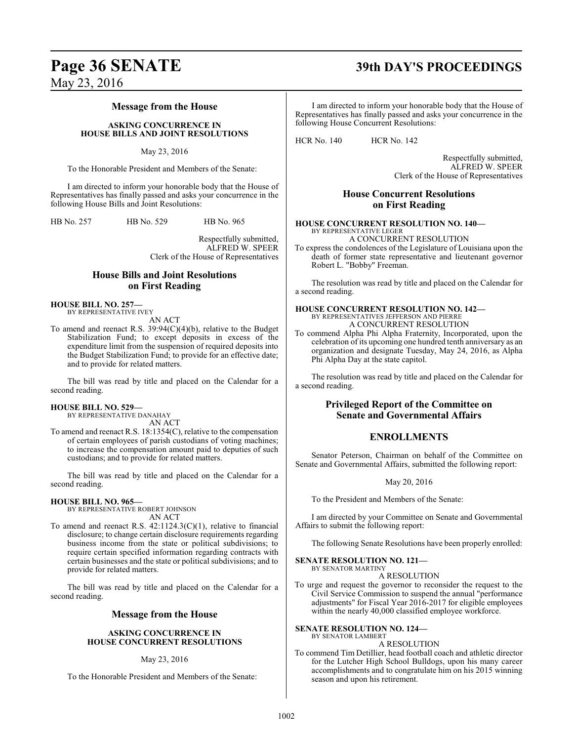## Message from the House

### ASKING CONCURRENCE IN HOUSE BILLS AND JOINT RESOLUTIONS

May 23, 2016

To the Honorable President and Members of the Senate:

I am directed to inform your honorable body that the House of Representatives has finally passed and asks your concurrence in the following House Bills and Joint Resolutions:

HB No. 257 HB No. 529 HB No. 965

Respectfully submitted,
ALFRED W. SPEER
Clerk of the House of Representatives

## House Bills and Joint Resolutions on First Reading

**HOUSE BILL NO. 257—**
BY REPRESENTATIVE IVEY
AN ACT

To amend and reenact R.S. 39:94(C)(4)(b), relative to the Budget Stabilization Fund; to except deposits in excess of the expenditure limit from the suspension of required deposits into the Budget Stabilization Fund; to provide for an effective date; and to provide for related matters.

The bill was read by title and placed on the Calendar for a second reading.

**HOUSE BILL NO. 529—**
BY REPRESENTATIVE DANAHAY
AN ACT

To amend and reenact R.S. 18:1354(C), relative to the compensation of certain employees of parish custodians of voting machines; to increase the compensation amount paid to deputies of such custodians; and to provide for related matters.

The bill was read by title and placed on the Calendar for a second reading.

**HOUSE BILL NO. 965—**
BY REPRESENTATIVE ROBERT JOHNSON
AN ACT

To amend and reenact R.S. 42:1124.3(C)(1), relative to financial disclosure; to change certain disclosure requirements regarding business income from the state or political subdivisions; to require certain specified information regarding contracts with certain businesses and the state or political subdivisions; and to provide for related matters.

The bill was read by title and placed on the Calendar for a second reading.

## Message from the House

### ASKING CONCURRENCE IN HOUSE CONCURRENT RESOLUTIONS

May 23, 2016

To the Honorable President and Members of the Senate:

I am directed to inform your honorable body that the House of Representatives has finally passed and asks your concurrence in the following House Concurrent Resolutions:

HCR No. 140 HCR No. 142

Respectfully submitted,
ALFRED W. SPEER
Clerk of the House of Representatives

## House Concurrent Resolutions on First Reading

**HOUSE CONCURRENT RESOLUTION NO. 140—**
BY REPRESENTATIVE LEGER
A CONCURRENT RESOLUTION

To express the condolences of the Legislature of Louisiana upon the death of former state representative and lieutenant governor Robert L. "Bobby" Freeman.

The resolution was read by title and placed on the Calendar for a second reading.

**HOUSE CONCURRENT RESOLUTION NO. 142—**
BY REPRESENTATIVES JEFFERSON AND PIERRE
A CONCURRENT RESOLUTION

To commend Alpha Phi Alpha Fraternity, Incorporated, upon the celebration of its upcoming one hundred tenth anniversary as an organization and designate Tuesday, May 24, 2016, as Alpha Phi Alpha Day at the state capitol.

The resolution was read by title and placed on the Calendar for a second reading.

## Privileged Report of the Committee on Senate and Governmental Affairs

## ENROLLMENTS

Senator Peterson, Chairman on behalf of the Committee on Senate and Governmental Affairs, submitted the following report:

May 20, 2016

To the President and Members of the Senate:

I am directed by your Committee on Senate and Governmental Affairs to submit the following report:

The following Senate Resolutions have been properly enrolled:

**SENATE RESOLUTION NO. 121—**
BY SENATOR MARTINY
A RESOLUTION

To urge and request the governor to reconsider the request to the Civil Service Commission to suspend the annual "performance adjustments" for Fiscal Year 2016-2017 for eligible employees within the nearly 40,000 classified employee workforce.

**SENATE RESOLUTION NO. 124—**
BY SENATOR LAMBERT
A RESOLUTION

To commend Tim Detillier, head football coach and athletic director for the Lutcher High School Bulldogs, upon his many career accomplishments and to congratulate him on his 2015 winning season and upon his retirement.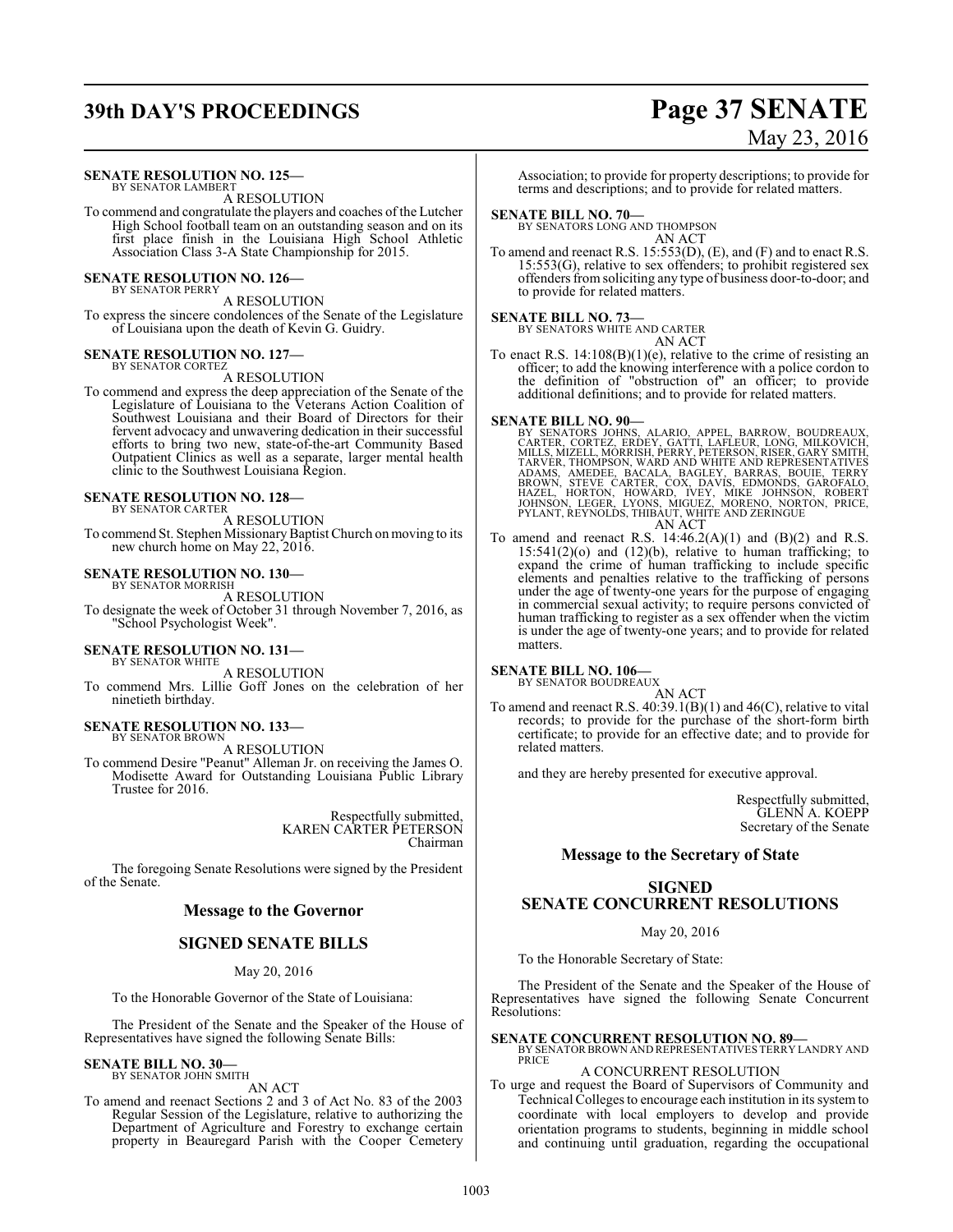**SENATE RESOLUTION NO. 125—**
BY SENATOR LAMBERT

A RESOLUTION

To commend and congratulate the players and coaches of the Lutcher High School football team on an outstanding season and on its first place finish in the Louisiana High School Athletic Association Class 3-A State Championship for 2015.

**SENATE RESOLUTION NO. 126—**
BY SENATOR PERRY

A RESOLUTION

To express the sincere condolences of the Senate of the Legislature of Louisiana upon the death of Kevin G. Guidry.

**SENATE RESOLUTION NO. 127—**
BY SENATOR CORTEZ

A RESOLUTION

To commend and express the deep appreciation of the Senate of the Legislature of Louisiana to the Veterans Action Coalition of Southwest Louisiana and their Board of Directors for their fervent advocacy and unwavering dedication in their successful efforts to bring two new, state-of-the-art Community Based Outpatient Clinics as well as a separate, larger mental health clinic to the Southwest Louisiana Region.

**SENATE RESOLUTION NO. 128—**
BY SENATOR CARTER

A RESOLUTION

To commend St. Stephen Missionary Baptist Church on moving to its new church home on May 22, 2016.

**SENATE RESOLUTION NO. 130—**
BY SENATOR MORRISH

A RESOLUTION

To designate the week of October 31 through November 7, 2016, as "School Psychologist Week".

**SENATE RESOLUTION NO. 131—**
BY SENATOR WHITE

A RESOLUTION

To commend Mrs. Lillie Goff Jones on the celebration of her ninetieth birthday.

**SENATE RESOLUTION NO. 133—**
BY SENATOR BROWN

A RESOLUTION

To commend Desire "Peanut" Alleman Jr. on receiving the James O. Modisette Award for Outstanding Louisiana Public Library Trustee for 2016.

Respectfully submitted,
KAREN CARTER PETERSON
Chairman

The foregoing Senate Resolutions were signed by the President of the Senate.

## Message to the Governor

## SIGNED SENATE BILLS

May 20, 2016

To the Honorable Governor of the State of Louisiana:

The President of the Senate and the Speaker of the House of Representatives have signed the following Senate Bills:

**SENATE BILL NO. 30—**
BY SENATOR JOHN SMITH

AN ACT

To amend and reenact Sections 2 and 3 of Act No. 83 of the 2003 Regular Session of the Legislature, relative to authorizing the Department of Agriculture and Forestry to exchange certain property in Beauregard Parish with the Cooper Cemetery Association; to provide for property descriptions; to provide for terms and descriptions; and to provide for related matters.

**SENATE BILL NO. 70—**
BY SENATORS LONG AND THOMPSON

AN ACT

To amend and reenact R.S. 15:553(D), (E), and (F) and to enact R.S. 15:553(G), relative to sex offenders; to prohibit registered sex offenders from soliciting any type of business door-to-door; and to provide for related matters.

**SENATE BILL NO. 73—**
BY SENATORS WHITE AND CARTER

AN ACT

To enact R.S. 14:108(B)(1)(e), relative to the crime of resisting an officer; to add the knowing interference with a police cordon to the definition of "obstruction of" an officer; to provide additional definitions; and to provide for related matters.

**SENATE BILL NO. 90—**
BY SENATORS JOHNS, ALARIO, APPEL, BARROW, BOUDREAUX, CARTER, CORTEZ, ERDEY, GATTI, LAFLEUR, LONG, MILKOVICH, MILLS, MIZELL, MORRISH, PERRY, PETERSON, RISER, GARY SMITH, TARVER, THOMPSON, WARD AND WHITE AND REPRESENTATIVES ADAMS, AMEDEE, BACALA, BAGLEY, BARRAS, BOUIE, TERRY BROWN, STEVE CARTER, COX, DAVIS, EDMONDS, GAROFALO, HAZEL, HORTON, HOWARD, IVEY, MIKE JOHNSON, ROBERT JOHNSON, LEGER, LYONS, MIGUEZ, MORENO, NORTON, PRICE, PYLANT, REYNOLDS, THIBAUT, WHITE AND ZERINGUE

AN ACT

To amend and reenact R.S. 14:46.2(A)(1) and (B)(2) and R.S. 15:541(2)(o) and (12)(b), relative to human trafficking; to expand the crime of human trafficking to include specific elements and penalties relative to the trafficking of persons under the age of twenty-one years for the purpose of engaging in commercial sexual activity; to require persons convicted of human trafficking to register as a sex offender when the victim is under the age of twenty-one years; and to provide for related matters.

**SENATE BILL NO. 106—**
BY SENATOR BOUDREAUX

AN ACT

To amend and reenact R.S. 40:39.1(B)(1) and 46(C), relative to vital records; to provide for the purchase of the short-form birth certificate; to provide for an effective date; and to provide for related matters.

and they are hereby presented for executive approval.

Respectfully submitted,
GLENN A. KOEPP
Secretary of the Senate

## Message to the Secretary of State

## SIGNED SENATE CONCURRENT RESOLUTIONS

May 20, 2016

To the Honorable Secretary of State:

The President of the Senate and the Speaker of the House of Representatives have signed the following Senate Concurrent Resolutions:

**SENATE CONCURRENT RESOLUTION NO. 89—**
BY SENATOR BROWN AND REPRESENTATIVES TERRY LANDRY AND PRICE

A CONCURRENT RESOLUTION

To urge and request the Board of Supervisors of Community and Technical Colleges to encourage each institution in its system to coordinate with local employers to develop and provide orientation programs to students, beginning in middle school and continuing until graduation, regarding the occupational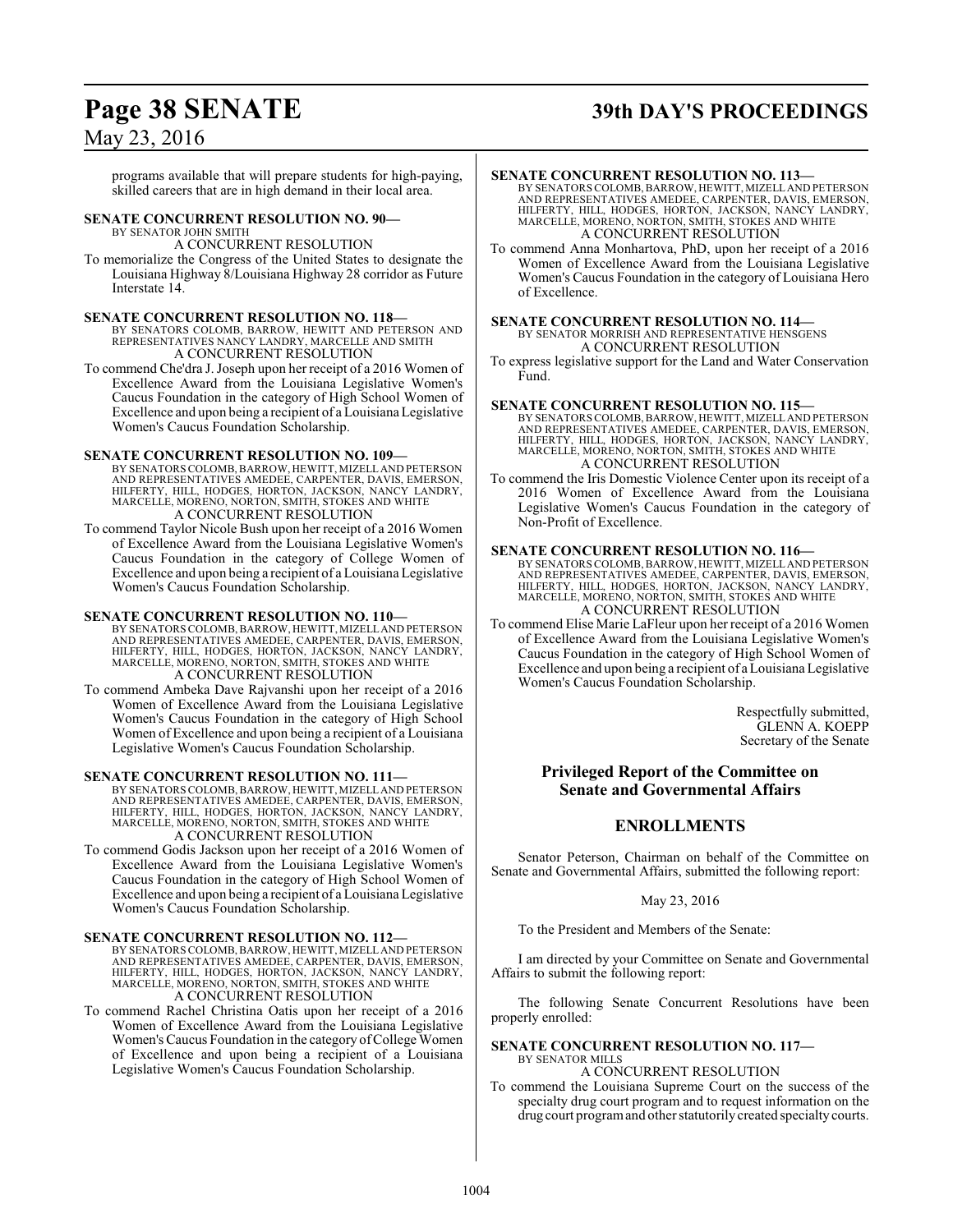programs available that will prepare students for high-paying, skilled careers that are in high demand in their local area.

**SENATE CONCURRENT RESOLUTION NO. 90—**
BY SENATOR JOHN SMITH
A CONCURRENT RESOLUTION

To memorialize the Congress of the United States to designate the Louisiana Highway 8/Louisiana Highway 28 corridor as Future Interstate 14.

**SENATE CONCURRENT RESOLUTION NO. 118—**
BY SENATORS COLOMB, BARROW, HEWITT AND PETERSON AND REPRESENTATIVES NANCY LANDRY, MARCELLE AND SMITH
A CONCURRENT RESOLUTION

To commend Che'dra J. Joseph upon her receipt of a 2016 Women of Excellence Award from the Louisiana Legislative Women's Caucus Foundation in the category of High School Women of Excellence and upon being a recipient of a Louisiana Legislative Women's Caucus Foundation Scholarship.

**SENATE CONCURRENT RESOLUTION NO. 109—**
BY SENATORS COLOMB, BARROW, HEWITT, MIZELL AND PETERSON AND REPRESENTATIVES AMEDEE, CARPENTER, DAVIS, EMERSON, HILFERTY, HILL, HODGES, HORTON, JACKSON, NANCY LANDRY, MARCELLE, MORENO, NORTON, SMITH, STOKES AND WHITE
A CONCURRENT RESOLUTION

To commend Taylor Nicole Bush upon her receipt of a 2016 Women of Excellence Award from the Louisiana Legislative Women's Caucus Foundation in the category of College Women of Excellence and upon being a recipient of a Louisiana Legislative Women's Caucus Foundation Scholarship.

**SENATE CONCURRENT RESOLUTION NO. 110—**
BY SENATORS COLOMB, BARROW, HEWITT, MIZELL AND PETERSON AND REPRESENTATIVES AMEDEE, CARPENTER, DAVIS, EMERSON, HILFERTY, HILL, HODGES, HORTON, JACKSON, NANCY LANDRY, MARCELLE, MORENO, NORTON, SMITH, STOKES AND WHITE
A CONCURRENT RESOLUTION

To commend Ambeka Dave Rajvanshi upon her receipt of a 2016 Women of Excellence Award from the Louisiana Legislative Women's Caucus Foundation in the category of High School Women of Excellence and upon being a recipient of a Louisiana Legislative Women's Caucus Foundation Scholarship.

**SENATE CONCURRENT RESOLUTION NO. 111—**
BY SENATORS COLOMB, BARROW, HEWITT, MIZELL AND PETERSON AND REPRESENTATIVES AMEDEE, CARPENTER, DAVIS, EMERSON, HILFERTY, HILL, HODGES, HORTON, JACKSON, NANCY LANDRY, MARCELLE, MORENO, NORTON, SMITH, STOKES AND WHITE
A CONCURRENT RESOLUTION

To commend Godis Jackson upon her receipt of a 2016 Women of Excellence Award from the Louisiana Legislative Women's Caucus Foundation in the category of High School Women of Excellence and upon being a recipient of a Louisiana Legislative Women's Caucus Foundation Scholarship.

**SENATE CONCURRENT RESOLUTION NO. 112—**
BY SENATORS COLOMB, BARROW, HEWITT, MIZELL AND PETERSON AND REPRESENTATIVES AMEDEE, CARPENTER, DAVIS, EMERSON, HILFERTY, HILL, HODGES, HORTON, JACKSON, NANCY LANDRY, MARCELLE, MORENO, NORTON, SMITH, STOKES AND WHITE
A CONCURRENT RESOLUTION

To commend Rachel Christina Oatis upon her receipt of a 2016 Women of Excellence Award from the Louisiana Legislative Women's Caucus Foundation in the category of College Women of Excellence and upon being a recipient of a Louisiana Legislative Women's Caucus Foundation Scholarship.

**SENATE CONCURRENT RESOLUTION NO. 113—**
BY SENATORS COLOMB, BARROW, HEWITT, MIZELL AND PETERSON AND REPRESENTATIVES AMEDEE, CARPENTER, DAVIS, EMERSON, HILFERTY, HILL, HODGES, HORTON, JACKSON, NANCY LANDRY, MARCELLE, MORENO, NORTON, SMITH, STOKES AND WHITE
A CONCURRENT RESOLUTION

To commend Anna Monhartova, PhD, upon her receipt of a 2016 Women of Excellence Award from the Louisiana Legislative Women's Caucus Foundation in the category of Louisiana Hero of Excellence.

**SENATE CONCURRENT RESOLUTION NO. 114—**
BY SENATOR MORRISH AND REPRESENTATIVE HENSGENS
A CONCURRENT RESOLUTION

To express legislative support for the Land and Water Conservation Fund.

**SENATE CONCURRENT RESOLUTION NO. 115—**
BY SENATORS COLOMB, BARROW, HEWITT, MIZELL AND PETERSON AND REPRESENTATIVES AMEDEE, CARPENTER, DAVIS, EMERSON, HILFERTY, HILL, HODGES, HORTON, JACKSON, NANCY LANDRY, MARCELLE, MORENO, NORTON, SMITH, STOKES AND WHITE
A CONCURRENT RESOLUTION

To commend the Iris Domestic Violence Center upon its receipt of a 2016 Women of Excellence Award from the Louisiana Legislative Women's Caucus Foundation in the category of Non-Profit of Excellence.

**SENATE CONCURRENT RESOLUTION NO. 116—**
BY SENATORS COLOMB, BARROW, HEWITT, MIZELL AND PETERSON AND REPRESENTATIVES AMEDEE, CARPENTER, DAVIS, EMERSON, HILFERTY, HILL, HODGES, HORTON, JACKSON, NANCY LANDRY, MARCELLE, MORENO, NORTON, SMITH, STOKES AND WHITE
A CONCURRENT RESOLUTION

To commend Elise Marie LaFleur upon her receipt of a 2016 Women of Excellence Award from the Louisiana Legislative Women's Caucus Foundation in the category of High School Women of Excellence and upon being a recipient of a Louisiana Legislative Women's Caucus Foundation Scholarship.

Respectfully submitted,
GLENN A. KOEPP
Secretary of the Senate

## Privileged Report of the Committee on Senate and Governmental Affairs

## ENROLLMENTS

Senator Peterson, Chairman on behalf of the Committee on Senate and Governmental Affairs, submitted the following report:

May 23, 2016

To the President and Members of the Senate:

I am directed by your Committee on Senate and Governmental Affairs to submit the following report:

The following Senate Concurrent Resolutions have been properly enrolled:

**SENATE CONCURRENT RESOLUTION NO. 117—**
BY SENATOR MILLS
A CONCURRENT RESOLUTION

To commend the Louisiana Supreme Court on the success of the specialty drug court program and to request information on the drug court program and other statutorily created specialty courts.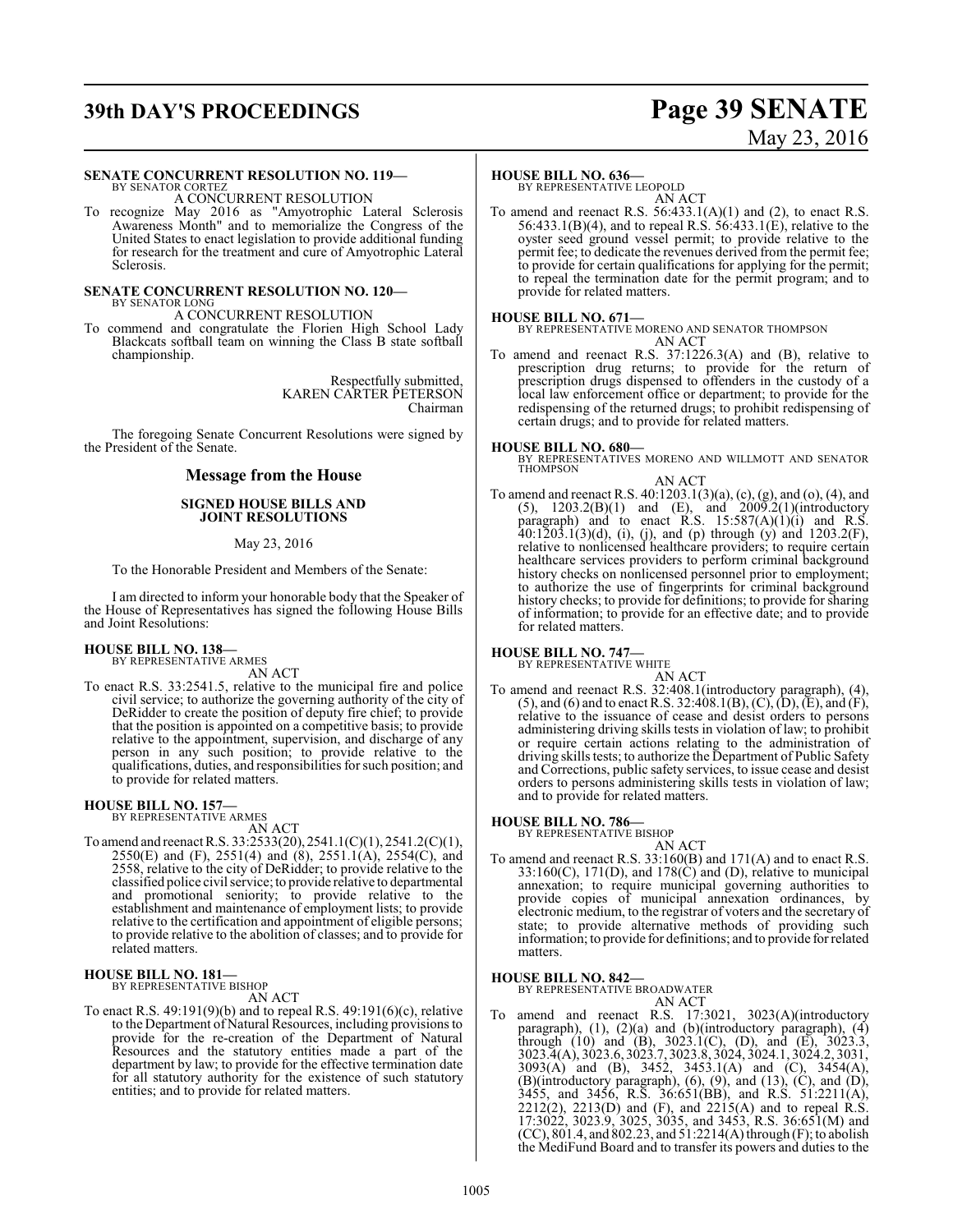**SENATE CONCURRENT RESOLUTION NO. 119—**
BY SENATOR CORTEZ
A CONCURRENT RESOLUTION

To recognize May 2016 as "Amyotrophic Lateral Sclerosis Awareness Month" and to memorialize the Congress of the United States to enact legislation to provide additional funding for research for the treatment and cure of Amyotrophic Lateral Sclerosis.

**SENATE CONCURRENT RESOLUTION NO. 120—**
BY SENATOR LONG
A CONCURRENT RESOLUTION

To commend and congratulate the Florien High School Lady Blackcats softball team on winning the Class B state softball championship.

Respectfully submitted,
KAREN CARTER PETERSON
Chairman

The foregoing Senate Concurrent Resolutions were signed by the President of the Senate.

## Message from the House

### SIGNED HOUSE BILLS AND JOINT RESOLUTIONS

May 23, 2016

To the Honorable President and Members of the Senate:

I am directed to inform your honorable body that the Speaker of the House of Representatives has signed the following House Bills and Joint Resolutions:

**HOUSE BILL NO. 138—**
BY REPRESENTATIVE ARMES
AN ACT

To enact R.S. 33:2541.5, relative to the municipal fire and police civil service; to authorize the governing authority of the city of DeRidder to create the position of deputy fire chief; to provide that the position is appointed on a competitive basis; to provide relative to the appointment, supervision, and discharge of any person in any such position; to provide relative to the qualifications, duties, and responsibilities for such position; and to provide for related matters.

**HOUSE BILL NO. 157—**
BY REPRESENTATIVE ARMES
AN ACT

To amend and reenact R.S. 33:2533(20), 2541.1(C)(1), 2541.2(C)(1), 2550(E) and (F), 2551(4) and (8), 2551.1(A), 2554(C), and 2558, relative to the city of DeRidder; to provide relative to the classified police civil service; to provide relative to departmental and promotional seniority; to provide relative to the establishment and maintenance of employment lists; to provide relative to the certification and appointment of eligible persons; to provide relative to the abolition of classes; and to provide for related matters.

**HOUSE BILL NO. 181—**
BY REPRESENTATIVE BISHOP
AN ACT

To enact R.S. 49:191(9)(b) and to repeal R.S. 49:191(6)(c), relative to the Department of Natural Resources, including provisions to provide for the re-creation of the Department of Natural Resources and the statutory entities made a part of the department by law; to provide for the effective termination date for all statutory authority for the existence of such statutory entities; and to provide for related matters.

**HOUSE BILL NO. 636—**
BY REPRESENTATIVE LEOPOLD
AN ACT

To amend and reenact R.S. 56:433.1(A)(1) and (2), to enact R.S. 56:433.1(B)(4), and to repeal R.S. 56:433.1(E), relative to the oyster seed ground vessel permit; to provide relative to the permit fee; to dedicate the revenues derived from the permit fee; to provide for certain qualifications for applying for the permit; to repeal the termination date for the permit program; and to provide for related matters.

**HOUSE BILL NO. 671—**
BY REPRESENTATIVE MORENO AND SENATOR THOMPSON
AN ACT

To amend and reenact R.S. 37:1226.3(A) and (B), relative to prescription drug returns; to provide for the return of prescription drugs dispensed to offenders in the custody of a local law enforcement office or department; to provide for the redispensing of the returned drugs; to prohibit redispensing of certain drugs; and to provide for related matters.

**HOUSE BILL NO. 680—**
BY REPRESENTATIVES MORENO AND WILLMOTT AND SENATOR THOMPSON
AN ACT

To amend and reenact R.S. 40:1203.1(3)(a), (c), (g), and (o), (4), and (5), 1203.2(B)(1) and (E), and 2009.2(1)(introductory paragraph) and to enact R.S. 15:587(A)(1)(i) and R.S. 40:1203.1(3)(d), (i), (j), and (p) through (y) and 1203.2(F), relative to nonlicensed healthcare providers; to require certain healthcare services providers to perform criminal background history checks on nonlicensed personnel prior to employment; to authorize the use of fingerprints for criminal background history checks; to provide for definitions; to provide for sharing of information; to provide for an effective date; and to provide for related matters.

**HOUSE BILL NO. 747—**
BY REPRESENTATIVE WHITE
AN ACT

To amend and reenact R.S. 32:408.1(introductory paragraph), (4), (5), and (6) and to enact R.S. 32:408.1(B), (C), (D), (E), and (F), relative to the issuance of cease and desist orders to persons administering driving skills tests in violation of law; to prohibit or require certain actions relating to the administration of driving skills tests; to authorize the Department of Public Safety and Corrections, public safety services, to issue cease and desist orders to persons administering skills tests in violation of law; and to provide for related matters.

**HOUSE BILL NO. 786—**
BY REPRESENTATIVE BISHOP
AN ACT

To amend and reenact R.S. 33:160(B) and 171(A) and to enact R.S. 33:160(C), 171(D), and 178(C) and (D), relative to municipal annexation; to require municipal governing authorities to provide copies of municipal annexation ordinances, by electronic medium, to the registrar of voters and the secretary of state; to provide alternative methods of providing such information; to provide for definitions; and to provide for related matters.

**HOUSE BILL NO. 842—**
BY REPRESENTATIVE BROADWATER
AN ACT

To amend and reenact R.S. 17:3021, 3023(A)(introductory paragraph), (1), (2)(a) and (b)(introductory paragraph), (4) through (10) and (B), 3023.1(C), (D), and (E), 3023.3, 3023.4(A), 3023.6, 3023.7, 3023.8, 3024, 3024.1, 3024.2, 3031, 3093(A) and (B), 3452, 3453.1(A) and (C), 3454(A), (B)(introductory paragraph), (6), (9), and (13), (C), and (D), 3455, and 3456, R.S. 36:651(BB), and R.S. 51:2211(A), 2212(2), 2213(D) and (F), and 2215(A) and to repeal R.S. 17:3022, 3023.9, 3025, 3035, and 3453, R.S. 36:651(M) and (CC), 801.4, and 802.23, and 51:2214(A) through (F); to abolish the MediFund Board and to transfer its powers and duties to the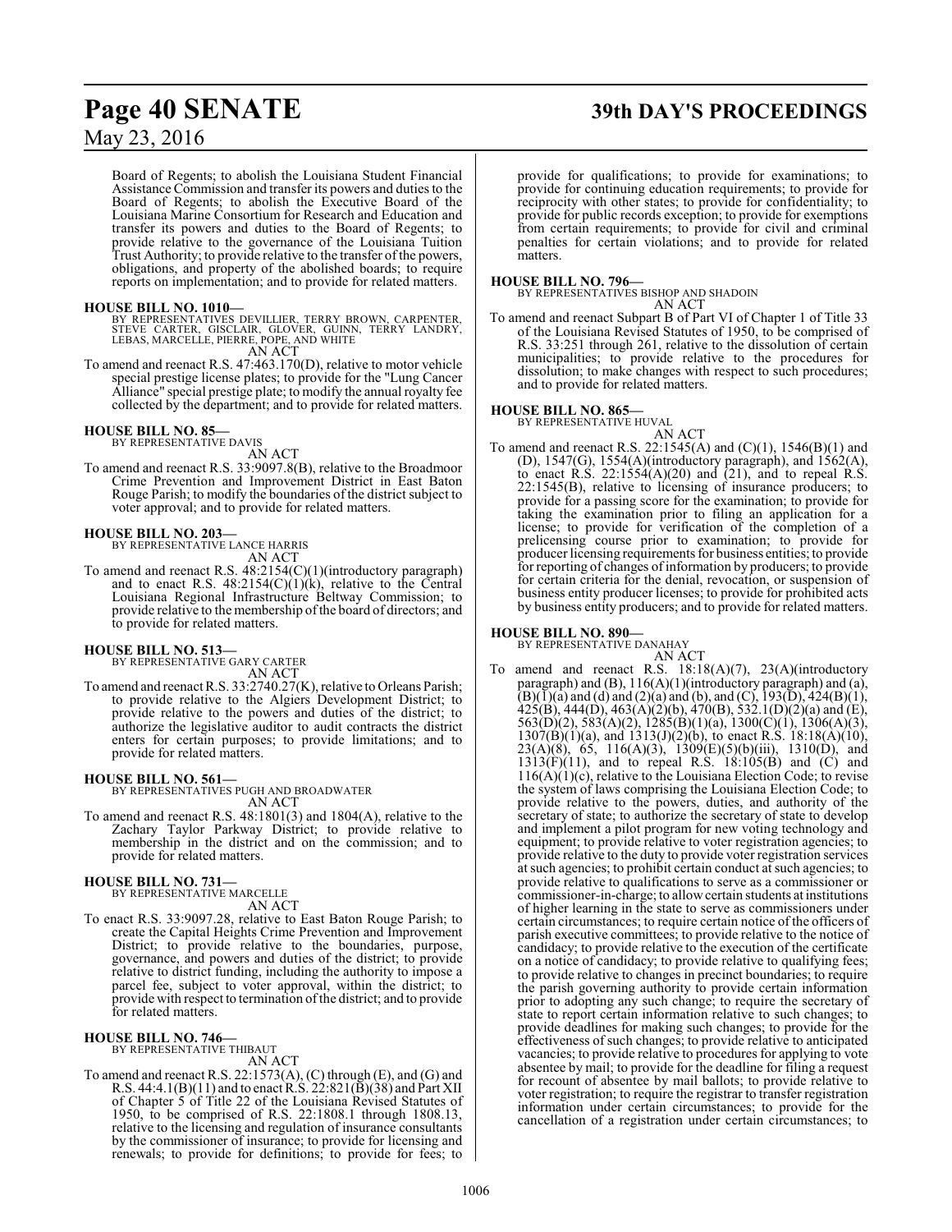Board of Regents; to abolish the Louisiana Student Financial Assistance Commission and transfer its powers and duties to the Board of Regents; to abolish the Executive Board of the Louisiana Marine Consortium for Research and Education and transfer its powers and duties to the Board of Regents; to provide relative to the governance of the Louisiana Tuition Trust Authority; to provide relative to the transfer of the powers, obligations, and property of the abolished boards; to require reports on implementation; and to provide for related matters.

**HOUSE BILL NO. 1010—**
BY REPRESENTATIVES DEVILLIER, TERRY BROWN, CARPENTER, STEVE CARTER, GISCLAIR, GLOVER, GUINN, TERRY LANDRY, LEBAS, MARCELLE, PIERRE, POPE, AND WHITE
AN ACT

To amend and reenact R.S. 47:463.170(D), relative to motor vehicle special prestige license plates; to provide for the "Lung Cancer Alliance" special prestige plate; to modify the annual royalty fee collected by the department; and to provide for related matters.

**HOUSE BILL NO. 85—**
BY REPRESENTATIVE DAVIS
AN ACT

To amend and reenact R.S. 33:9097.8(B), relative to the Broadmoor Crime Prevention and Improvement District in East Baton Rouge Parish; to modify the boundaries of the district subject to voter approval; and to provide for related matters.

**HOUSE BILL NO. 203—**
BY REPRESENTATIVE LANCE HARRIS
AN ACT

To amend and reenact R.S. 48:2154(C)(1)(introductory paragraph) and to enact R.S. 48:2154(C)(1)(k), relative to the Central Louisiana Regional Infrastructure Beltway Commission; to provide relative to the membership of the board of directors; and to provide for related matters.

**HOUSE BILL NO. 513—**
BY REPRESENTATIVE GARY CARTER
AN ACT

To amend and reenact R.S. 33:2740.27(K), relative to Orleans Parish; to provide relative to the Algiers Development District; to provide relative to the powers and duties of the district; to authorize the legislative auditor to audit contracts the district enters for certain purposes; to provide limitations; and to provide for related matters.

**HOUSE BILL NO. 561—**
BY REPRESENTATIVES PUGH AND BROADWATER
AN ACT

To amend and reenact R.S. 48:1801(3) and 1804(A), relative to the Zachary Taylor Parkway District; to provide relative to membership in the district and on the commission; and to provide for related matters.

**HOUSE BILL NO. 731—**
BY REPRESENTATIVE MARCELLE
AN ACT

To enact R.S. 33:9097.28, relative to East Baton Rouge Parish; to create the Capital Heights Crime Prevention and Improvement District; to provide relative to the boundaries, purpose, governance, and powers and duties of the district; to provide relative to district funding, including the authority to impose a parcel fee, subject to voter approval, within the district; to provide with respect to termination of the district; and to provide for related matters.

**HOUSE BILL NO. 746—**
BY REPRESENTATIVE THIBAUT
AN ACT

To amend and reenact R.S. 22:1573(A), (C) through (E), and (G) and R.S. 44:4.1(B)(11) and to enact R.S. 22:821(B)(38) and Part XII of Chapter 5 of Title 22 of the Louisiana Revised Statutes of 1950, to be comprised of R.S. 22:1808.1 through 1808.13, relative to the licensing and regulation of insurance consultants by the commissioner of insurance; to provide for licensing and renewals; to provide for definitions; to provide for fees; to provide for qualifications; to provide for examinations; to provide for continuing education requirements; to provide for reciprocity with other states; to provide for confidentiality; to provide for public records exception; to provide for exemptions from certain requirements; to provide for civil and criminal penalties for certain violations; and to provide for related matters.

**HOUSE BILL NO. 796—**
BY REPRESENTATIVES BISHOP AND SHADOIN
AN ACT

To amend and reenact Subpart B of Part VI of Chapter 1 of Title 33 of the Louisiana Revised Statutes of 1950, to be comprised of R.S. 33:251 through 261, relative to the dissolution of certain municipalities; to provide relative to the procedures for dissolution; to make changes with respect to such procedures; and to provide for related matters.

**HOUSE BILL NO. 865—**
BY REPRESENTATIVE HUVAL
AN ACT

To amend and reenact R.S. 22:1545(A) and (C)(1), 1546(B)(1) and (D), 1547(G), 1554(A)(introductory paragraph), and 1562(A), to enact R.S. 22:1554(A)(20) and (21), and to repeal R.S. 22:1545(B), relative to licensing of insurance producers; to provide for a passing score for the examination; to provide for taking the examination prior to filing an application for a license; to provide for verification of the completion of a prelicensing course prior to examination; to provide for producer licensing requirements for business entities; to provide for reporting of changes of information by producers; to provide for certain criteria for the denial, revocation, or suspension of business entity producer licenses; to provide for prohibited acts by business entity producers; and to provide for related matters.

**HOUSE BILL NO. 890—**
BY REPRESENTATIVE DANAHAY
AN ACT

To amend and reenact R.S. 18:18(A)(7), 23(A)(introductory paragraph) and (B), 116(A)(1)(introductory paragraph) and (a), (B)(1)(a) and (d) and (2)(a) and (b), and (C), 193(D), 424(B)(1), 425(B), 444(D), 463(A)(2)(b), 470(B), 532.1(D)(2)(a) and (E), 563(D)(2), 583(A)(2), 1285(B)(1)(a), 1300(C)(1), 1306(A)(3), 1307(B)(1)(a), and 1313(J)(2)(b), to enact R.S. 18:18(A)(10), 23(A)(8), 65, 116(A)(3), 1309(E)(5)(b)(iii), 1310(D), and 1313(F)(11), and to repeal R.S. 18:105(B) and (C) and 116(A)(1)(c), relative to the Louisiana Election Code; to revise the system of laws comprising the Louisiana Election Code; to provide relative to the powers, duties, and authority of the secretary of state; to authorize the secretary of state to develop and implement a pilot program for new voting technology and equipment; to provide relative to voter registration agencies; to provide relative to the duty to provide voter registration services at such agencies; to prohibit certain conduct at such agencies; to provide relative to qualifications to serve as a commissioner or commissioner-in-charge; to allow certain students at institutions of higher learning in the state to serve as commissioners under certain circumstances; to require certain notice of the officers of parish executive committees; to provide relative to the notice of candidacy; to provide relative to the execution of the certificate on a notice of candidacy; to provide relative to qualifying fees; to provide relative to changes in precinct boundaries; to require the parish governing authority to provide certain information prior to adopting any such change; to require the secretary of state to report certain information relative to such changes; to provide deadlines for making such changes; to provide for the effectiveness of such changes; to provide relative to anticipated vacancies; to provide relative to procedures for applying to vote absentee by mail; to provide for the deadline for filing a request for recount of absentee by mail ballots; to provide relative to voter registration; to require the registrar to transfer registration information under certain circumstances; to provide for the cancellation of a registration under certain circumstances; to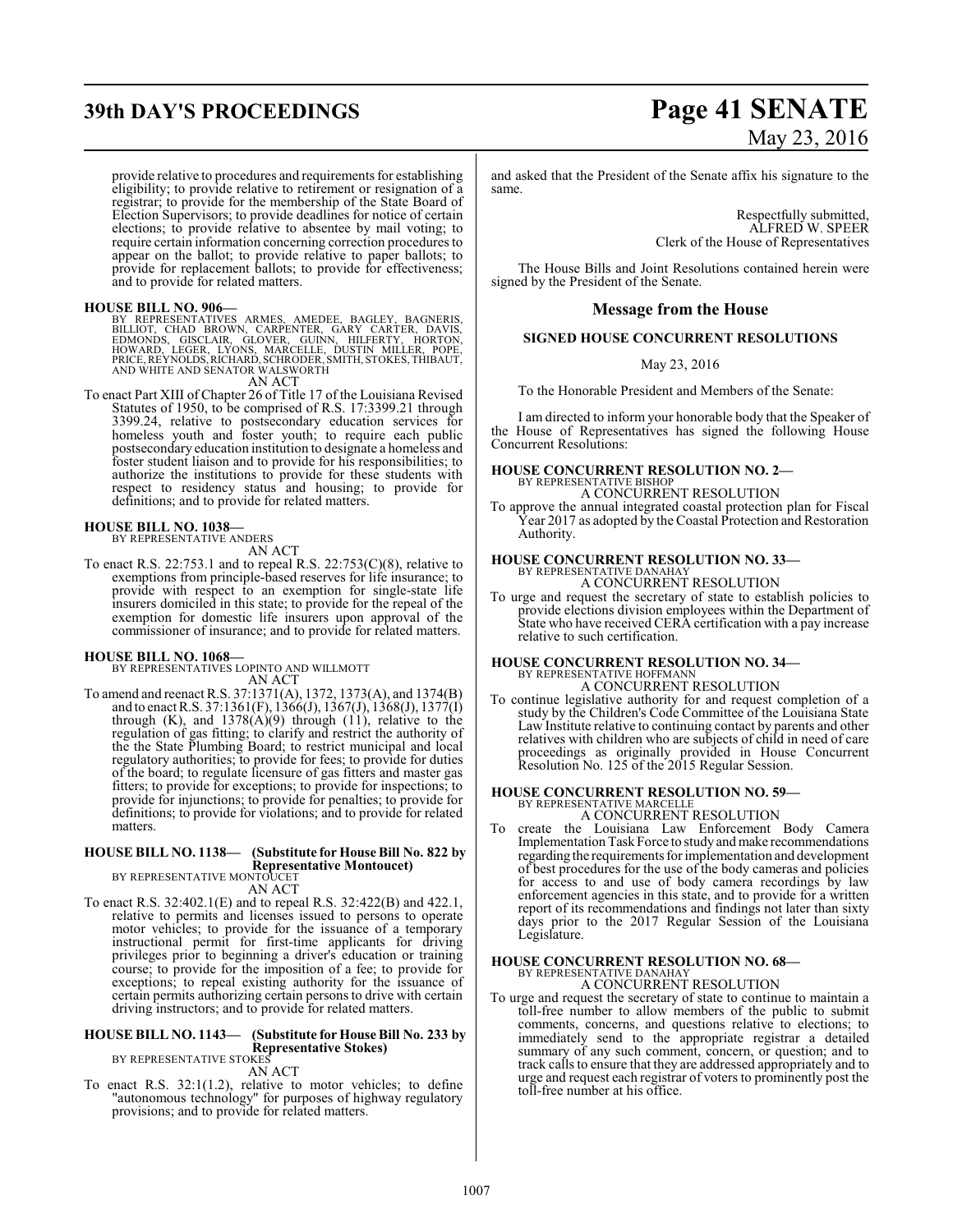provide relative to procedures and requirements for establishing eligibility; to provide relative to retirement or resignation of a registrar; to provide for the membership of the State Board of Election Supervisors; to provide deadlines for notice of certain elections; to provide relative to absentee by mail voting; to require certain information concerning correction procedures to appear on the ballot; to provide relative to paper ballots; to provide for replacement ballots; to provide for effectiveness; and to provide for related matters.

**HOUSE BILL NO. 906—**
BY REPRESENTATIVES ARMES, AMEDEE, BAGLEY, BAGNERIS, BILLIOT, CHAD BROWN, CARPENTER, GARY CARTER, DAVIS, EDMONDS, GISCLAIR, GLOVER, GUINN, HILFERTY, HORTON, HOWARD, LEGER, LYONS, MARCELLE, DUSTIN MILLER, POPE, PRICE, REYNOLDS, RICHARD, SCHRODER, SMITH, STOKES, THIBAUT, AND WHITE AND SENATOR WALSWORTH
AN ACT
To enact Part XIII of Chapter 26 of Title 17 of the Louisiana Revised Statutes of 1950, to be comprised of R.S. 17:3399.21 through 3399.24, relative to postsecondary education services for homeless youth and foster youth; to require each public postsecondary education institution to designate a homeless and foster student liaison and to provide for his responsibilities; to authorize the institutions to provide for these students with respect to residency status and housing; to provide for definitions; and to provide for related matters.

**HOUSE BILL NO. 1038—**
BY REPRESENTATIVE ANDERS
AN ACT
To enact R.S. 22:753.1 and to repeal R.S. 22:753(C)(8), relative to exemptions from principle-based reserves for life insurance; to provide with respect to an exemption for single-state life insurers domiciled in this state; to provide for the repeal of the exemption for domestic life insurers upon approval of the commissioner of insurance; and to provide for related matters.

**HOUSE BILL NO. 1068—**
BY REPRESENTATIVES LOPINTO AND WILLMOTT
AN ACT
To amend and reenact R.S. 37:1371(A), 1372, 1373(A), and 1374(B) and to enact R.S. 37:1361(F), 1366(J), 1367(J), 1368(J), 1377(I) through (K), and 1378(A)(9) through (11), relative to the regulation of gas fitting; to clarify and restrict the authority of the the State Plumbing Board; to restrict municipal and local regulatory authorities; to provide for fees; to provide for duties of the board; to regulate licensure of gas fitters and master gas fitters; to provide for exceptions; to provide for inspections; to provide for injunctions; to provide for penalties; to provide for definitions; to provide for violations; and to provide for related matters.

**HOUSE BILL NO. 1138— (Substitute for House Bill No. 822 by Representative Montoucet)**
BY REPRESENTATIVE MONTOUCET
AN ACT
To enact R.S. 32:402.1(E) and to repeal R.S. 32:422(B) and 422.1, relative to permits and licenses issued to persons to operate motor vehicles; to provide for the issuance of a temporary instructional permit for first-time applicants for driving privileges prior to beginning a driver's education or training course; to provide for the imposition of a fee; to provide for exceptions; to repeal existing authority for the issuance of certain permits authorizing certain persons to drive with certain driving instructors; and to provide for related matters.

**HOUSE BILL NO. 1143— (Substitute for House Bill No. 233 by Representative Stokes)**
BY REPRESENTATIVE STOKES
AN ACT
To enact R.S. 32:1(1.2), relative to motor vehicles; to define "autonomous technology" for purposes of highway regulatory provisions; and to provide for related matters.

and asked that the President of the Senate affix his signature to the same.

Respectfully submitted,
ALFRED W. SPEER
Clerk of the House of Representatives

The House Bills and Joint Resolutions contained herein were signed by the President of the Senate.

## Message from the House

### SIGNED HOUSE CONCURRENT RESOLUTIONS

May 23, 2016

To the Honorable President and Members of the Senate:

I am directed to inform your honorable body that the Speaker of the House of Representatives has signed the following House Concurrent Resolutions:

**HOUSE CONCURRENT RESOLUTION NO. 2—**
BY REPRESENTATIVE BISHOP
A CONCURRENT RESOLUTION
To approve the annual integrated coastal protection plan for Fiscal Year 2017 as adopted by the Coastal Protection and Restoration Authority.

**HOUSE CONCURRENT RESOLUTION NO. 33—**
BY REPRESENTATIVE DANAHAY
A CONCURRENT RESOLUTION
To urge and request the secretary of state to establish policies to provide elections division employees within the Department of State who have received CERA certification with a pay increase relative to such certification.

**HOUSE CONCURRENT RESOLUTION NO. 34—**
BY REPRESENTATIVE HOFFMANN
A CONCURRENT RESOLUTION
To continue legislative authority for and request completion of a study by the Children's Code Committee of the Louisiana State Law Institute relative to continuing contact by parents and other relatives with children who are subjects of child in need of care proceedings as originally provided in House Concurrent Resolution No. 125 of the 2015 Regular Session.

**HOUSE CONCURRENT RESOLUTION NO. 59—**
BY REPRESENTATIVE MARCELLE
A CONCURRENT RESOLUTION
To create the Louisiana Law Enforcement Body Camera Implementation Task Force to study and make recommendations regarding the requirements for implementation and development of best procedures for the use of the body cameras and policies for access to and use of body camera recordings by law enforcement agencies in this state, and to provide for a written report of its recommendations and findings not later than sixty days prior to the 2017 Regular Session of the Louisiana Legislature.

**HOUSE CONCURRENT RESOLUTION NO. 68—**
BY REPRESENTATIVE DANAHAY
A CONCURRENT RESOLUTION
To urge and request the secretary of state to continue to maintain a toll-free number to allow members of the public to submit comments, concerns, and questions relative to elections; to immediately send to the appropriate registrar a detailed summary of any such comment, concern, or question; and to track calls to ensure that they are addressed appropriately and to urge and request each registrar of voters to prominently post the toll-free number at his office.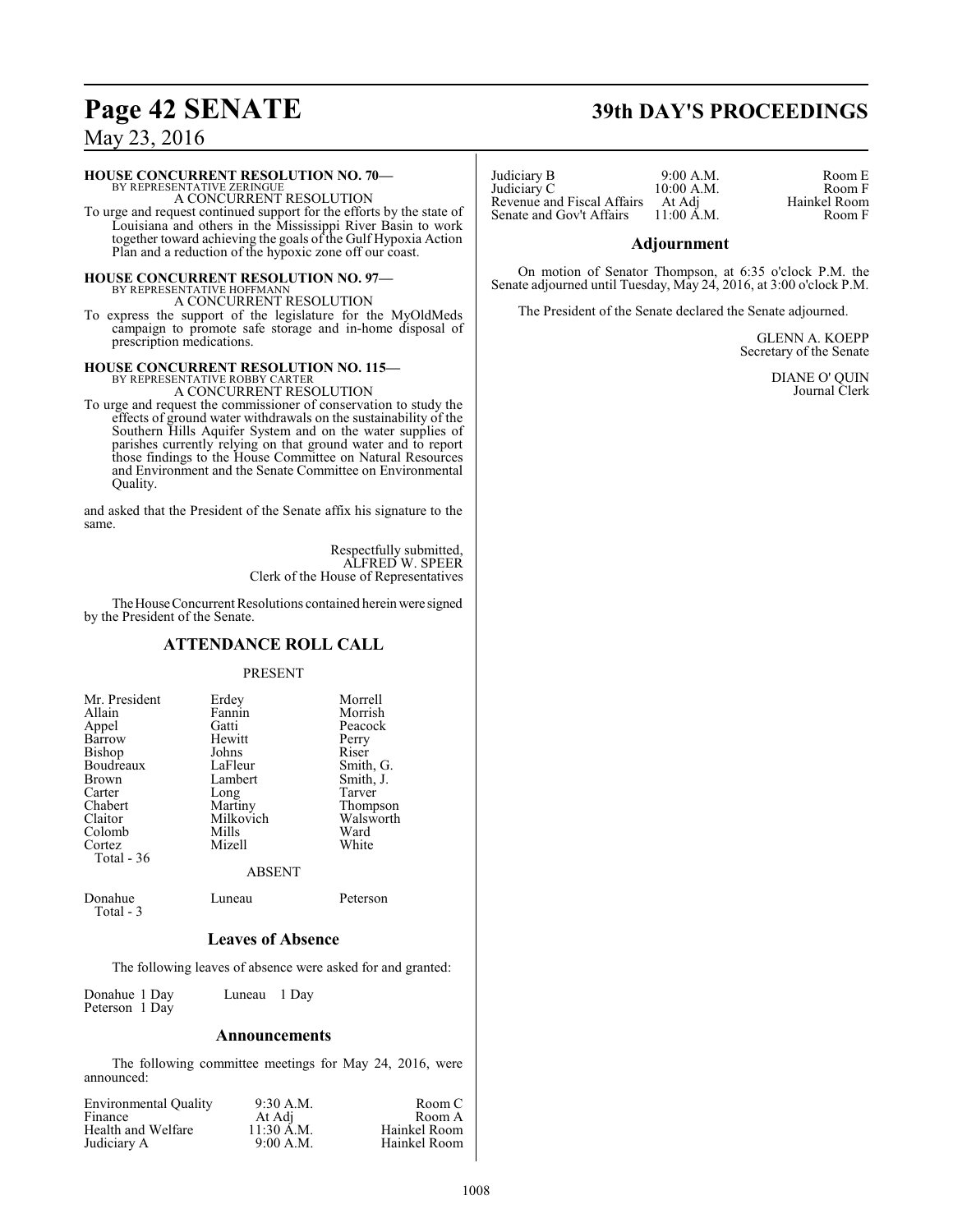**HOUSE CONCURRENT RESOLUTION NO. 70—**
BY REPRESENTATIVE ZERINGUE
A CONCURRENT RESOLUTION

To urge and request continued support for the efforts by the state of Louisiana and others in the Mississippi River Basin to work together toward achieving the goals of the Gulf Hypoxia Action Plan and a reduction of the hypoxic zone off our coast.

**HOUSE CONCURRENT RESOLUTION NO. 97—**
BY REPRESENTATIVE HOFFMANN
A CONCURRENT RESOLUTION

To express the support of the legislature for the MyOldMeds campaign to promote safe storage and in-home disposal of prescription medications.

**HOUSE CONCURRENT RESOLUTION NO. 115—**
BY REPRESENTATIVE ROBBY CARTER
A CONCURRENT RESOLUTION

To urge and request the commissioner of conservation to study the effects of ground water withdrawals on the sustainability of the Southern Hills Aquifer System and on the water supplies of parishes currently relying on that ground water and to report those findings to the House Committee on Natural Resources and Environment and the Senate Committee on Environmental Quality.

and asked that the President of the Senate affix his signature to the same.

Respectfully submitted,
ALFRED W. SPEER
Clerk of the House of Representatives

The House Concurrent Resolutions contained herein were signed by the President of the Senate.

## ATTENDANCE ROLL CALL

PRESENT

| | | |
|---|---|---|
| Mr. President | Erdey | Morrell |
| Allain | Fannin | Morrish |
| Appel | Gatti | Peacock |
| Barrow | Hewitt | Perry |
| Bishop | Johns | Riser |
| Boudreaux | LaFleur | Smith, G. |
| Brown | Lambert | Smith, J. |
| Carter | Long | Tarver |
| Chabert | Martiny | Thompson |
| Claitor | Milkovich | Walsworth |
| Colomb | Mills | Ward |
| Cortez | Mizell | White |
| Total - 36 | | |

ABSENT

| | | |
|---|---|---|
| Donahue | Luneau | Peterson |
| Total - 3 | | |

## Leaves of Absence

The following leaves of absence were asked for and granted:

Donahue 1 Day
Luneau 1 Day
Peterson 1 Day

## Announcements

The following committee meetings for May 24, 2016, were announced:

| | | |
|---|---|---|
| Environmental Quality | 9:30 A.M. | Room C |
| Finance | At Adj | Room A |
| Health and Welfare | 11:30 A.M. | Hainkel Room |
| Judiciary A | 9:00 A.M. | Hainkel Room |
| Judiciary B | 9:00 A.M. | Room E |
| Judiciary C | 10:00 A.M. | Room F |
| Revenue and Fiscal Affairs | At Adj | Hainkel Room |
| Senate and Gov't Affairs | 11:00 A.M. | Room F |

## Adjournment

On motion of Senator Thompson, at 6:35 o'clock P.M. the Senate adjourned until Tuesday, May 24, 2016, at 3:00 o'clock P.M.

The President of the Senate declared the Senate adjourned.

GLENN A. KOEPP
Secretary of the Senate

DIANE O' QUIN
Journal Clerk